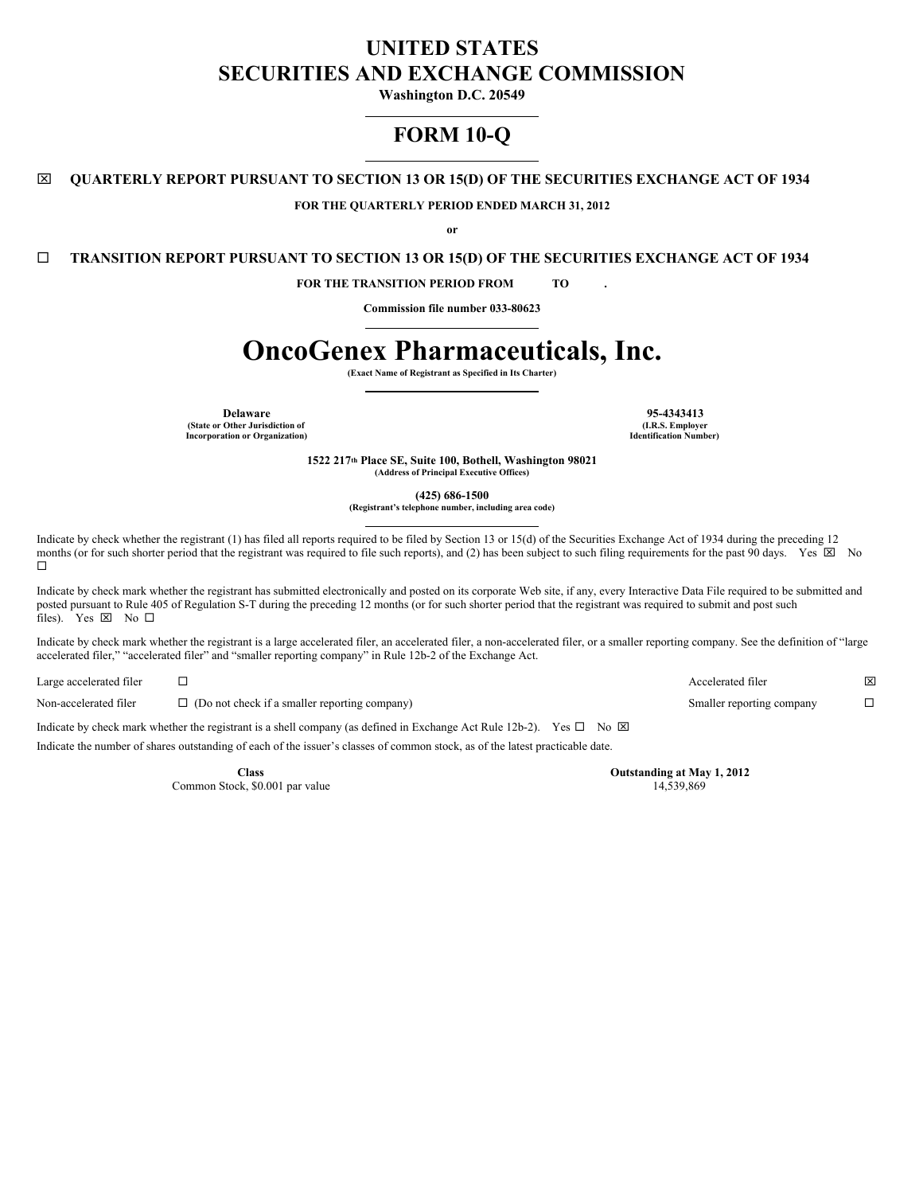# UNITED STATES
# SECURITIES AND EXCHANGE COMMISSION

**Washington D.C. 20549**

## FORM 10-Q

☒ **QUARTERLY REPORT PURSUANT TO SECTION 13 OR 15(D) OF THE SECURITIES EXCHANGE ACT OF 1934**

**FOR THE QUARTERLY PERIOD ENDED MARCH 31, 2012**

**or**

☐ **TRANSITION REPORT PURSUANT TO SECTION 13 OR 15(D) OF THE SECURITIES EXCHANGE ACT OF 1934**

**FOR THE TRANSITION PERIOD FROM TO .**

**Commission file number 033-80623**

# OncoGenex Pharmaceuticals, Inc.

**(Exact Name of Registrant as Specified in Its Charter)**

| **Delaware** | **95-4343413** |
|---|---|
| **(State or Other Jurisdiction of Incorporation or Organization)** | **(I.R.S. Employer Identification Number)** |

**1522 217th Place SE, Suite 100, Bothell, Washington 98021**
**(Address of Principal Executive Offices)**

**(425) 686-1500**
**(Registrant's telephone number, including area code)**

Indicate by check whether the registrant (1) has filed all reports required to be filed by Section 13 or 15(d) of the Securities Exchange Act of 1934 during the preceding 12 months (or for such shorter period that the registrant was required to file such reports), and (2) has been subject to such filing requirements for the past 90 days. Yes ☒ No ☐

Indicate by check mark whether the registrant has submitted electronically and posted on its corporate Web site, if any, every Interactive Data File required to be submitted and posted pursuant to Rule 405 of Regulation S-T during the preceding 12 months (or for such shorter period that the registrant was required to submit and post such files). Yes ☒ No ☐

Indicate by check mark whether the registrant is a large accelerated filer, an accelerated filer, a non-accelerated filer, or a smaller reporting company. See the definition of "large accelerated filer," "accelerated filer" and "smaller reporting company" in Rule 12b-2 of the Exchange Act.

| | | | |
|---|---|---|---|
| Large accelerated filer | ☐ | Accelerated filer | ☒ |
| Non-accelerated filer | ☐ (Do not check if a smaller reporting company) | Smaller reporting company | ☐ |

Indicate by check mark whether the registrant is a shell company (as defined in Exchange Act Rule 12b-2). Yes ☐ No ☒

Indicate the number of shares outstanding of each of the issuer's classes of common stock, as of the latest practicable date.

| **Class** | **Outstanding at May 1, 2012** |
|---|---|
| Common Stock, $0.001 par value | 14,539,869 |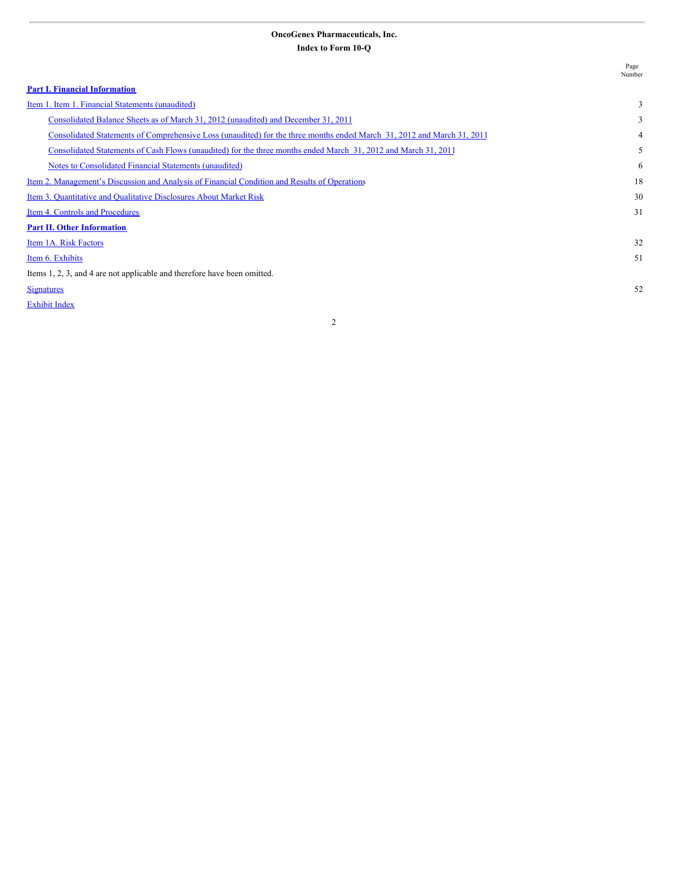**OncoGenex Pharmaceuticals, Inc.**

**Index to Form 10-Q**

| | Page Number |
|---|---|
| **Part I. Financial Information** | |
| Item 1. Item 1. Financial Statements (unaudited) | 3 |
| Consolidated Balance Sheets as of March 31, 2012 (unaudited) and December 31, 2011 | 3 |
| Consolidated Statements of Comprehensive Loss (unaudited) for the three months ended March 31, 2012 and March 31, 2011 | 4 |
| Consolidated Statements of Cash Flows (unaudited) for the three months ended March 31, 2012 and March 31, 2011 | 5 |
| Notes to Consolidated Financial Statements (unaudited) | 6 |
| Item 2. Management's Discussion and Analysis of Financial Condition and Results of Operations | 18 |
| Item 3. Quantitative and Qualitative Disclosures About Market Risk | 30 |
| Item 4. Controls and Procedures | 31 |
| **Part II. Other Information** | |
| Item 1A. Risk Factors | 32 |
| Item 6. Exhibits | 51 |
| Items 1, 2, 3, and 4 are not applicable and therefore have been omitted. | |
| Signatures | 52 |
| Exhibit Index | |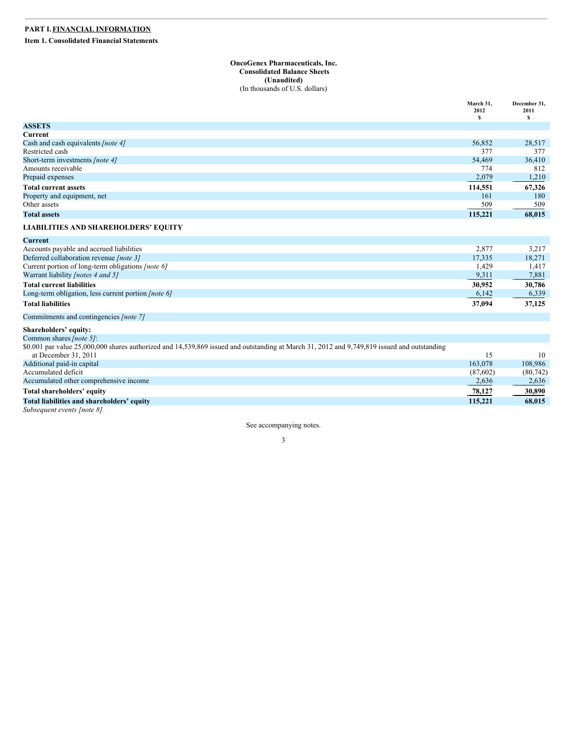## PART I. FINANCIAL INFORMATION

### Item 1. Consolidated Financial Statements

**OncoGenex Pharmaceuticals, Inc.**
**Consolidated Balance Sheets**
**(Unaudited)**
(In thousands of U.S. dollars)

| | March 31, 2012 $ | December 31, 2011 $ |
|---|---|---|
| **ASSETS** | | |
| **Current** | | |
| Cash and cash equivalents *[note 4]* | 56,852 | 28,517 |
| Restricted cash | 377 | 377 |
| Short-term investments *[note 4]* | 54,469 | 36,410 |
| Amounts receivable | 774 | 812 |
| Prepaid expenses | 2,079 | 1,210 |
| **Total current assets** | **114,551** | **67,326** |
| Property and equipment, net | 161 | 180 |
| Other assets | 509 | 509 |
| **Total assets** | **115,221** | **68,015** |
| **LIABILITIES AND SHAREHOLDERS' EQUITY** | | |
| **Current** | | |
| Accounts payable and accrued liabilities | 2,877 | 3,217 |
| Deferred collaboration revenue *[note 3]* | 17,335 | 18,271 |
| Current portion of long-term obligations *[note 6]* | 1,429 | 1,417 |
| Warrant liability *[notes 4 and 5]* | 9,311 | 7,881 |
| **Total current liabilities** | **30,952** | **30,786** |
| Long-term obligation, less current portion *[note 6]* | 6,142 | 6,339 |
| **Total liabilities** | **37,094** | **37,125** |
| Commitments and contingencies *[note 7]* | | |
| **Shareholders' equity:** | | |
| Common shares *[note 5]*: | | |
| $0.001 par value 25,000,000 shares authorized and 14,539,869 issued and outstanding at March 31, 2012 and 9,749,819 issued and outstanding at December 31, 2011 | 15 | 10 |
| Additional paid-in capital | 163,078 | 108,986 |
| Accumulated deficit | (87,602) | (80,742) |
| Accumulated other comprehensive income | 2,636 | 2,636 |
| **Total shareholders' equity** | **78,127** | **30,890** |
| **Total liabilities and shareholders' equity** | **115,221** | **68,015** |

*Subsequent events [note 8]*

See accompanying notes.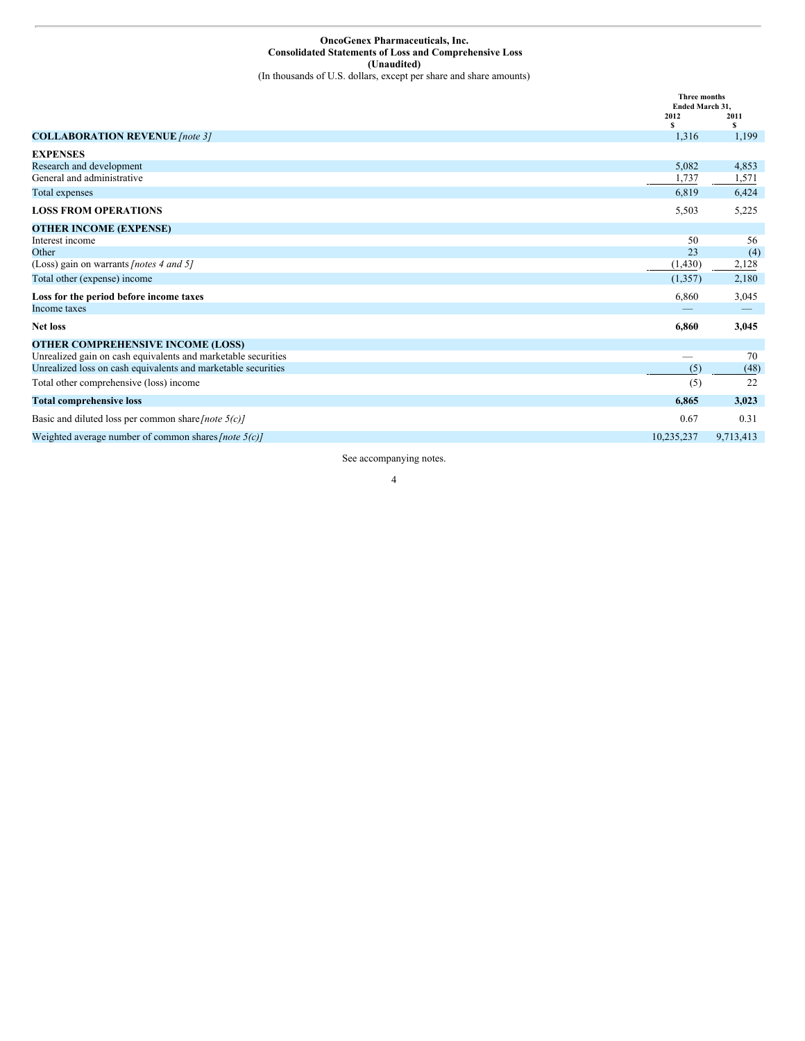**OncoGenex Pharmaceuticals, Inc.**
**Consolidated Statements of Loss and Comprehensive Loss**
**(Unaudited)**
(In thousands of U.S. dollars, except per share and share amounts)

| | Three months Ended March 31, 2012 $ | 2011 $ |
|---|---|---|
| **COLLABORATION REVENUE** *[note 3]* | 1,316 | 1,199 |
| **EXPENSES** | | |
| Research and development | 5,082 | 4,853 |
| General and administrative | 1,737 | 1,571 |
| Total expenses | 6,819 | 6,424 |
| **LOSS FROM OPERATIONS** | 5,503 | 5,225 |
| **OTHER INCOME (EXPENSE)** | | |
| Interest income | 50 | 56 |
| Other | 23 | (4) |
| (Loss) gain on warrants *[notes 4 and 5]* | (1,430) | 2,128 |
| Total other (expense) income | (1,357) | 2,180 |
| **Loss for the period before income taxes** | 6,860 | 3,045 |
| Income taxes | — | — |
| **Net loss** | **6,860** | **3,045** |
| **OTHER COMPREHENSIVE INCOME (LOSS)** | | |
| Unrealized gain on cash equivalents and marketable securities | — | 70 |
| Unrealized loss on cash equivalents and marketable securities | (5) | (48) |
| Total other comprehensive (loss) income | (5) | 22 |
| **Total comprehensive loss** | **6,865** | **3,023** |
| Basic and diluted loss per common share *[note 5(c)]* | 0.67 | 0.31 |
| Weighted average number of common shares *[note 5(c)]* | 10,235,237 | 9,713,413 |

See accompanying notes.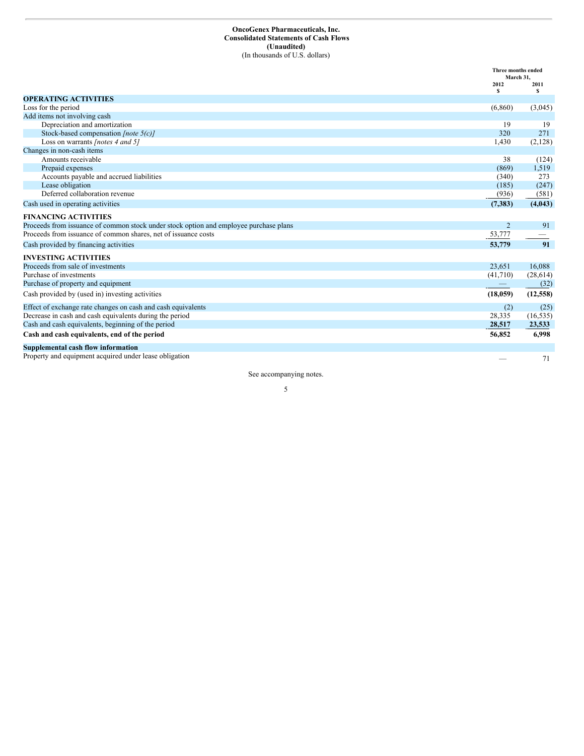**OncoGenex Pharmaceuticals, Inc.**
**Consolidated Statements of Cash Flows**
**(Unaudited)**
(In thousands of U.S. dollars)

| | Three months ended March 31, | |
|---|---|---|
| | 2012 | 2011 |
| | $ | $ |
| **OPERATING ACTIVITIES** | | |
| Loss for the period | (6,860) | (3,045) |
| Add items not involving cash | | |
| Depreciation and amortization | 19 | 19 |
| Stock-based compensation *[note 5(c)]* | 320 | 271 |
| Loss on warrants *[notes 4 and 5]* | 1,430 | (2,128) |
| Changes in non-cash items | | |
| Amounts receivable | 38 | (124) |
| Prepaid expenses | (869) | 1,519 |
| Accounts payable and accrued liabilities | (340) | 273 |
| Lease obligation | (185) | (247) |
| Deferred collaboration revenue | (936) | (581) |
| Cash used in operating activities | **(7,383)** | **(4,043)** |
| **FINANCING ACTIVITIES** | | |
| Proceeds from issuance of common stock under stock option and employee purchase plans | 2 | 91 |
| Proceeds from issuance of common shares, net of issuance costs | 53,777 | — |
| Cash provided by financing activities | **53,779** | **91** |
| **INVESTING ACTIVITIES** | | |
| Proceeds from sale of investments | 23,651 | 16,088 |
| Purchase of investments | (41,710) | (28,614) |
| Purchase of property and equipment | — | (32) |
| Cash provided by (used in) investing activities | **(18,059)** | **(12,558)** |
| Effect of exchange rate changes on cash and cash equivalents | (2) | (25) |
| Decrease in cash and cash equivalents during the period | 28,335 | (16,535) |
| Cash and cash equivalents, beginning of the period | **28,517** | **23,533** |
| **Cash and cash equivalents, end of the period** | **56,852** | **6,998** |
| **Supplemental cash flow information** | | |
| Property and equipment acquired under lease obligation | — | 71 |

See accompanying notes.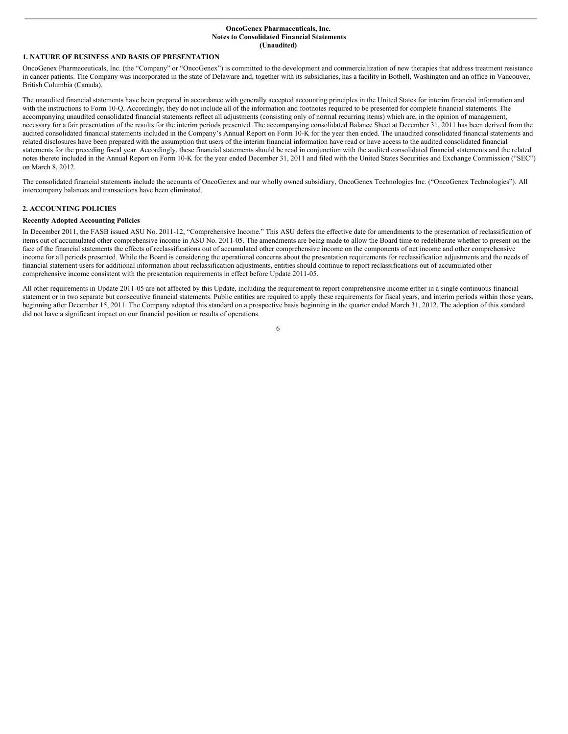**OncoGenex Pharmaceuticals, Inc.**
**Notes to Consolidated Financial Statements**
**(Unaudited)**

## 1. NATURE OF BUSINESS AND BASIS OF PRESENTATION

OncoGenex Pharmaceuticals, Inc. (the "Company" or "OncoGenex") is committed to the development and commercialization of new therapies that address treatment resistance in cancer patients. The Company was incorporated in the state of Delaware and, together with its subsidiaries, has a facility in Bothell, Washington and an office in Vancouver, British Columbia (Canada).

The unaudited financial statements have been prepared in accordance with generally accepted accounting principles in the United States for interim financial information and with the instructions to Form 10-Q. Accordingly, they do not include all of the information and footnotes required to be presented for complete financial statements. The accompanying unaudited consolidated financial statements reflect all adjustments (consisting only of normal recurring items) which are, in the opinion of management, necessary for a fair presentation of the results for the interim periods presented. The accompanying consolidated Balance Sheet at December 31, 2011 has been derived from the audited consolidated financial statements included in the Company's Annual Report on Form 10-K for the year then ended. The unaudited consolidated financial statements and related disclosures have been prepared with the assumption that users of the interim financial information have read or have access to the audited consolidated financial statements for the preceding fiscal year. Accordingly, these financial statements should be read in conjunction with the audited consolidated financial statements and the related notes thereto included in the Annual Report on Form 10-K for the year ended December 31, 2011 and filed with the United States Securities and Exchange Commission ("SEC") on March 8, 2012.

The consolidated financial statements include the accounts of OncoGenex and our wholly owned subsidiary, OncoGenex Technologies Inc. ("OncoGenex Technologies"). All intercompany balances and transactions have been eliminated.

## 2. ACCOUNTING POLICIES

### Recently Adopted Accounting Policies

In December 2011, the FASB issued ASU No. 2011-12, "Comprehensive Income." This ASU defers the effective date for amendments to the presentation of reclassification of items out of accumulated other comprehensive income in ASU No. 2011-05. The amendments are being made to allow the Board time to redeliberate whether to present on the face of the financial statements the effects of reclassifications out of accumulated other comprehensive income on the components of net income and other comprehensive income for all periods presented. While the Board is considering the operational concerns about the presentation requirements for reclassification adjustments and the needs of financial statement users for additional information about reclassification adjustments, entities should continue to report reclassifications out of accumulated other comprehensive income consistent with the presentation requirements in effect before Update 2011-05.

All other requirements in Update 2011-05 are not affected by this Update, including the requirement to report comprehensive income either in a single continuous financial statement or in two separate but consecutive financial statements. Public entities are required to apply these requirements for fiscal years, and interim periods within those years, beginning after December 15, 2011. The Company adopted this standard on a prospective basis beginning in the quarter ended March 31, 2012. The adoption of this standard did not have a significant impact on our financial position or results of operations.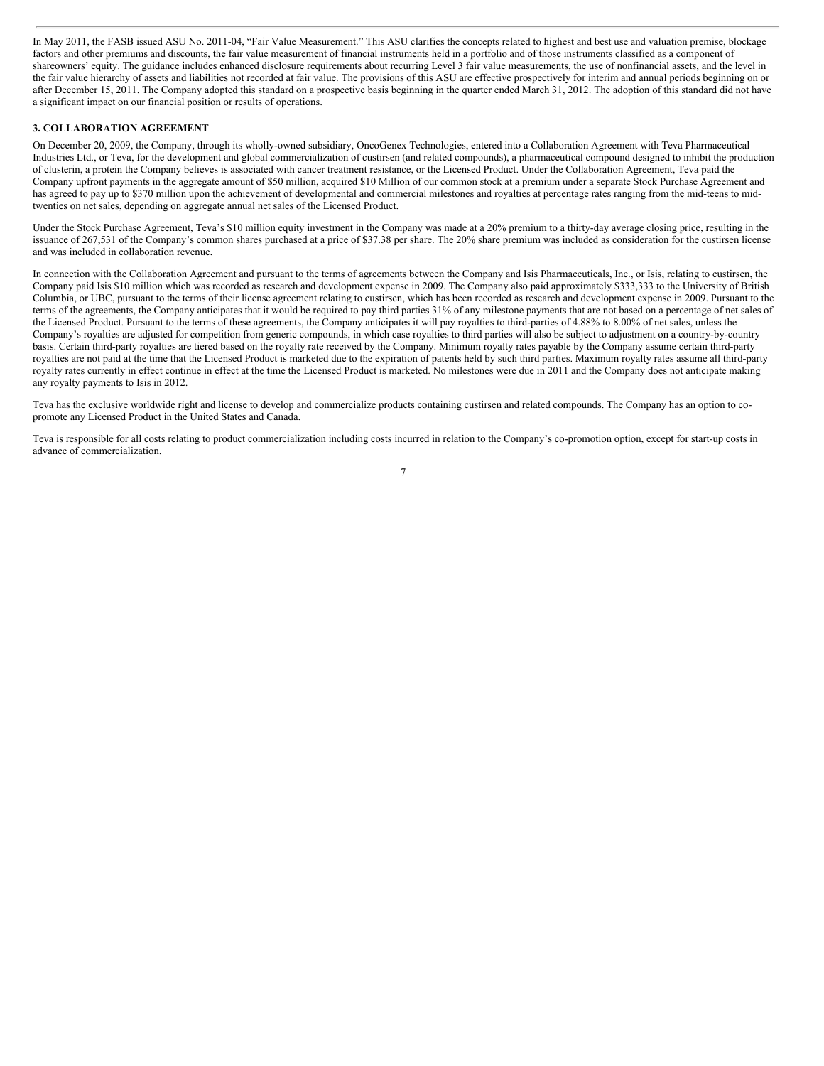In May 2011, the FASB issued ASU No. 2011-04, "Fair Value Measurement." This ASU clarifies the concepts related to highest and best use and valuation premise, blockage factors and other premiums and discounts, the fair value measurement of financial instruments held in a portfolio and of those instruments classified as a component of shareowners' equity. The guidance includes enhanced disclosure requirements about recurring Level 3 fair value measurements, the use of nonfinancial assets, and the level in the fair value hierarchy of assets and liabilities not recorded at fair value. The provisions of this ASU are effective prospectively for interim and annual periods beginning on or after December 15, 2011. The Company adopted this standard on a prospective basis beginning in the quarter ended March 31, 2012. The adoption of this standard did not have a significant impact on our financial position or results of operations.

### 3. COLLABORATION AGREEMENT

On December 20, 2009, the Company, through its wholly-owned subsidiary, OncoGenex Technologies, entered into a Collaboration Agreement with Teva Pharmaceutical Industries Ltd., or Teva, for the development and global commercialization of custirsen (and related compounds), a pharmaceutical compound designed to inhibit the production of clusterin, a protein the Company believes is associated with cancer treatment resistance, or the Licensed Product. Under the Collaboration Agreement, Teva paid the Company upfront payments in the aggregate amount of $50 million, acquired $10 Million of our common stock at a premium under a separate Stock Purchase Agreement and has agreed to pay up to $370 million upon the achievement of developmental and commercial milestones and royalties at percentage rates ranging from the mid-teens to mid-twenties on net sales, depending on aggregate annual net sales of the Licensed Product.

Under the Stock Purchase Agreement, Teva's $10 million equity investment in the Company was made at a 20% premium to a thirty-day average closing price, resulting in the issuance of 267,531 of the Company's common shares purchased at a price of $37.38 per share. The 20% share premium was included as consideration for the custirsen license and was included in collaboration revenue.

In connection with the Collaboration Agreement and pursuant to the terms of agreements between the Company and Isis Pharmaceuticals, Inc., or Isis, relating to custirsen, the Company paid Isis $10 million which was recorded as research and development expense in 2009. The Company also paid approximately $333,333 to the University of British Columbia, or UBC, pursuant to the terms of their license agreement relating to custirsen, which has been recorded as research and development expense in 2009. Pursuant to the terms of the agreements, the Company anticipates that it would be required to pay third parties 31% of any milestone payments that are not based on a percentage of net sales of the Licensed Product. Pursuant to the terms of these agreements, the Company anticipates it will pay royalties to third-parties of 4.88% to 8.00% of net sales, unless the Company's royalties are adjusted for competition from generic compounds, in which case royalties to third parties will also be subject to adjustment on a country-by-country basis. Certain third-party royalties are tiered based on the royalty rate received by the Company. Minimum royalty rates payable by the Company assume certain third-party royalties are not paid at the time that the Licensed Product is marketed due to the expiration of patents held by such third parties. Maximum royalty rates assume all third-party royalty rates currently in effect continue in effect at the time the Licensed Product is marketed. No milestones were due in 2011 and the Company does not anticipate making any royalty payments to Isis in 2012.

Teva has the exclusive worldwide right and license to develop and commercialize products containing custirsen and related compounds. The Company has an option to co-promote any Licensed Product in the United States and Canada.

Teva is responsible for all costs relating to product commercialization including costs incurred in relation to the Company's co-promotion option, except for start-up costs in advance of commercialization.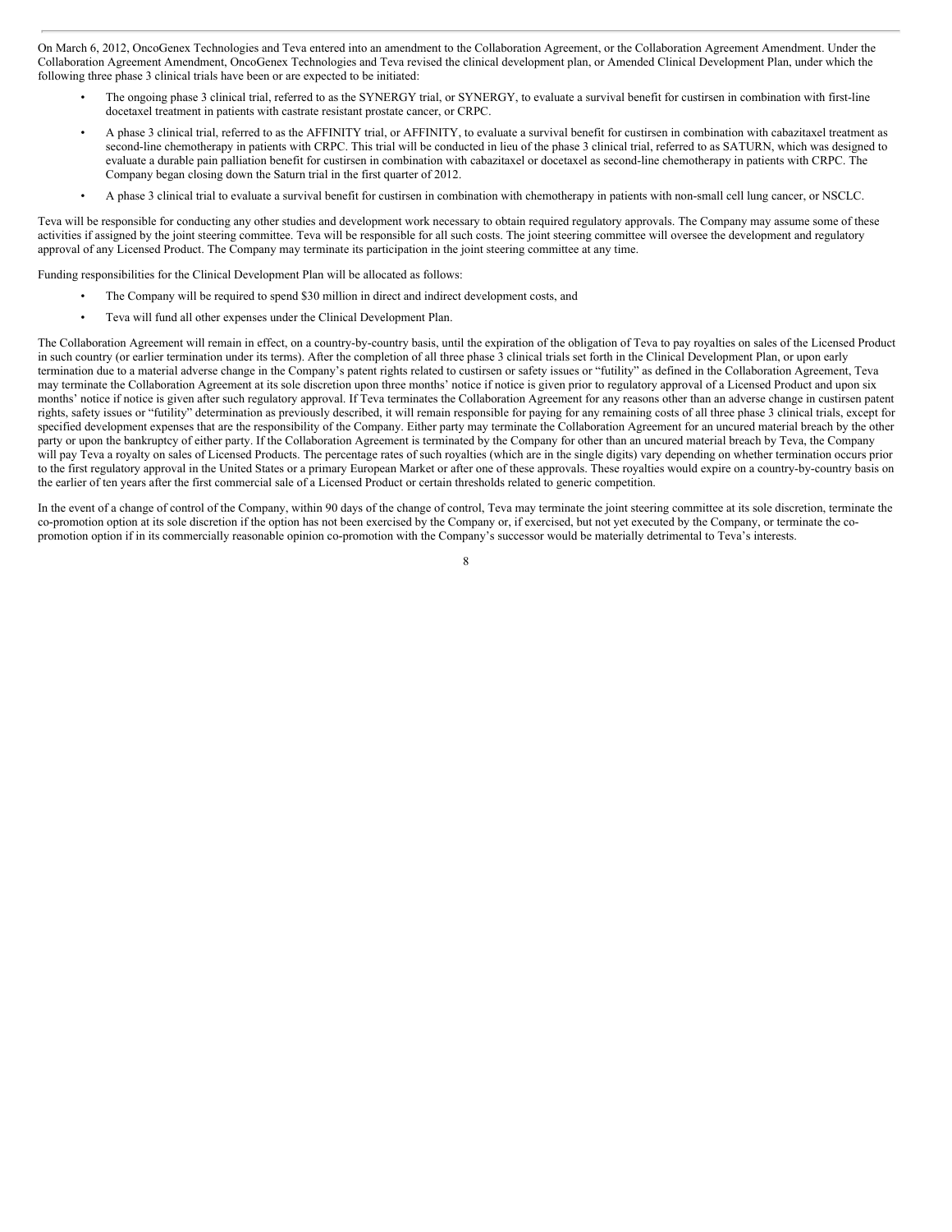On March 6, 2012, OncoGenex Technologies and Teva entered into an amendment to the Collaboration Agreement, or the Collaboration Agreement Amendment. Under the Collaboration Agreement Amendment, OncoGenex Technologies and Teva revised the clinical development plan, or Amended Clinical Development Plan, under which the following three phase 3 clinical trials have been or are expected to be initiated:

- The ongoing phase 3 clinical trial, referred to as the SYNERGY trial, or SYNERGY, to evaluate a survival benefit for custirsen in combination with first-line docetaxel treatment in patients with castrate resistant prostate cancer, or CRPC.
- A phase 3 clinical trial, referred to as the AFFINITY trial, or AFFINITY, to evaluate a survival benefit for custirsen in combination with cabazitaxel treatment as second-line chemotherapy in patients with CRPC. This trial will be conducted in lieu of the phase 3 clinical trial, referred to as SATURN, which was designed to evaluate a durable pain palliation benefit for custirsen in combination with cabazitaxel or docetaxel as second-line chemotherapy in patients with CRPC. The Company began closing down the Saturn trial in the first quarter of 2012.
- A phase 3 clinical trial to evaluate a survival benefit for custirsen in combination with chemotherapy in patients with non-small cell lung cancer, or NSCLC.

Teva will be responsible for conducting any other studies and development work necessary to obtain required regulatory approvals. The Company may assume some of these activities if assigned by the joint steering committee. Teva will be responsible for all such costs. The joint steering committee will oversee the development and regulatory approval of any Licensed Product. The Company may terminate its participation in the joint steering committee at any time.

Funding responsibilities for the Clinical Development Plan will be allocated as follows:

- The Company will be required to spend $30 million in direct and indirect development costs, and
- Teva will fund all other expenses under the Clinical Development Plan.

The Collaboration Agreement will remain in effect, on a country-by-country basis, until the expiration of the obligation of Teva to pay royalties on sales of the Licensed Product in such country (or earlier termination under its terms). After the completion of all three phase 3 clinical trials set forth in the Clinical Development Plan, or upon early termination due to a material adverse change in the Company's patent rights related to custirsen or safety issues or "futility" as defined in the Collaboration Agreement, Teva may terminate the Collaboration Agreement at its sole discretion upon three months' notice if notice is given prior to regulatory approval of a Licensed Product and upon six months' notice if notice is given after such regulatory approval. If Teva terminates the Collaboration Agreement for any reasons other than an adverse change in custirsen patent rights, safety issues or "futility" determination as previously described, it will remain responsible for paying for any remaining costs of all three phase 3 clinical trials, except for specified development expenses that are the responsibility of the Company. Either party may terminate the Collaboration Agreement for an uncured material breach by the other party or upon the bankruptcy of either party. If the Collaboration Agreement is terminated by the Company for other than an uncured material breach by Teva, the Company will pay Teva a royalty on sales of Licensed Products. The percentage rates of such royalties (which are in the single digits) vary depending on whether termination occurs prior to the first regulatory approval in the United States or a primary European Market or after one of these approvals. These royalties would expire on a country-by-country basis on the earlier of ten years after the first commercial sale of a Licensed Product or certain thresholds related to generic competition.

In the event of a change of control of the Company, within 90 days of the change of control, Teva may terminate the joint steering committee at its sole discretion, terminate the co-promotion option at its sole discretion if the option has not been exercised by the Company or, if exercised, but not yet executed by the Company, or terminate the co-promotion option if in its commercially reasonable opinion co-promotion with the Company's successor would be materially detrimental to Teva's interests.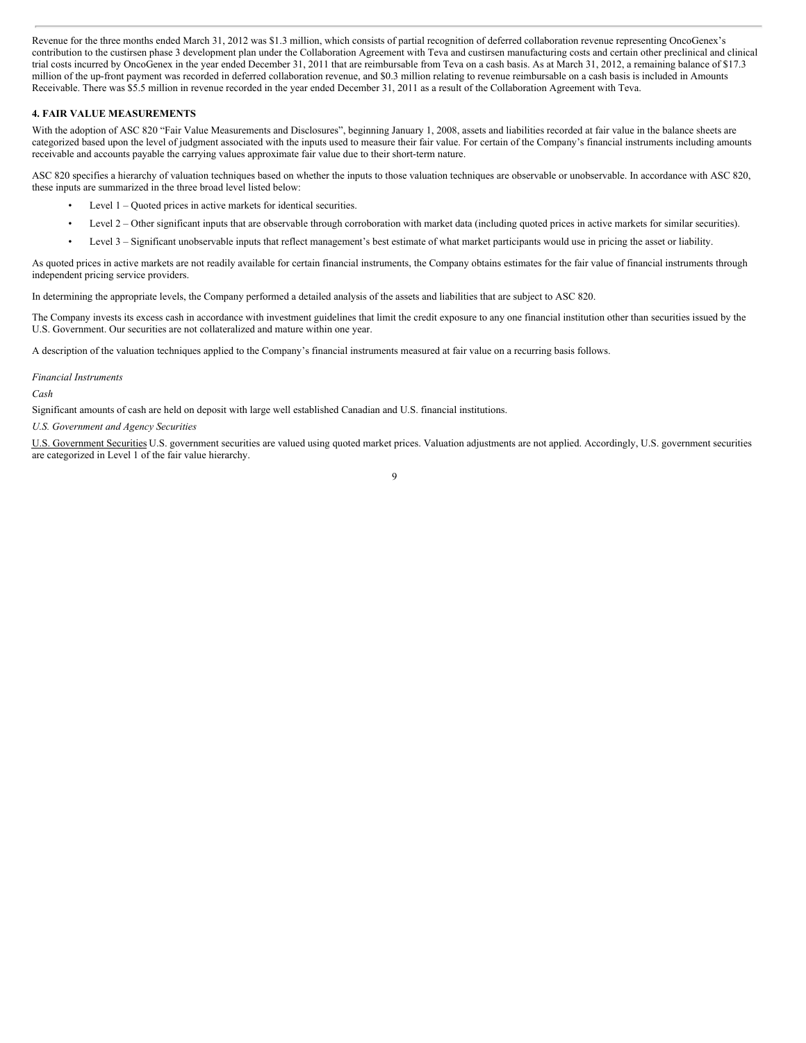Revenue for the three months ended March 31, 2012 was $1.3 million, which consists of partial recognition of deferred collaboration revenue representing OncoGenex's contribution to the custirsen phase 3 development plan under the Collaboration Agreement with Teva and custirsen manufacturing costs and certain other preclinical and clinical trial costs incurred by OncoGenex in the year ended December 31, 2011 that are reimbursable from Teva on a cash basis. As at March 31, 2012, a remaining balance of $17.3 million of the up-front payment was recorded in deferred collaboration revenue, and $0.3 million relating to revenue reimbursable on a cash basis is included in Amounts Receivable. There was $5.5 million in revenue recorded in the year ended December 31, 2011 as a result of the Collaboration Agreement with Teva.

**4. FAIR VALUE MEASUREMENTS**

With the adoption of ASC 820 "Fair Value Measurements and Disclosures", beginning January 1, 2008, assets and liabilities recorded at fair value in the balance sheets are categorized based upon the level of judgment associated with the inputs used to measure their fair value. For certain of the Company's financial instruments including amounts receivable and accounts payable the carrying values approximate fair value due to their short-term nature.

ASC 820 specifies a hierarchy of valuation techniques based on whether the inputs to those valuation techniques are observable or unobservable. In accordance with ASC 820, these inputs are summarized in the three broad level listed below:

- Level 1 – Quoted prices in active markets for identical securities.
- Level 2 – Other significant inputs that are observable through corroboration with market data (including quoted prices in active markets for similar securities).
- Level 3 – Significant unobservable inputs that reflect management's best estimate of what market participants would use in pricing the asset or liability.

As quoted prices in active markets are not readily available for certain financial instruments, the Company obtains estimates for the fair value of financial instruments through independent pricing service providers.

In determining the appropriate levels, the Company performed a detailed analysis of the assets and liabilities that are subject to ASC 820.

The Company invests its excess cash in accordance with investment guidelines that limit the credit exposure to any one financial institution other than securities issued by the U.S. Government. Our securities are not collateralized and mature within one year.

A description of the valuation techniques applied to the Company's financial instruments measured at fair value on a recurring basis follows.

*Financial Instruments*

*Cash*

Significant amounts of cash are held on deposit with large well established Canadian and U.S. financial institutions.

*U.S. Government and Agency Securities*

U.S. Government Securities U.S. government securities are valued using quoted market prices. Valuation adjustments are not applied. Accordingly, U.S. government securities are categorized in Level 1 of the fair value hierarchy.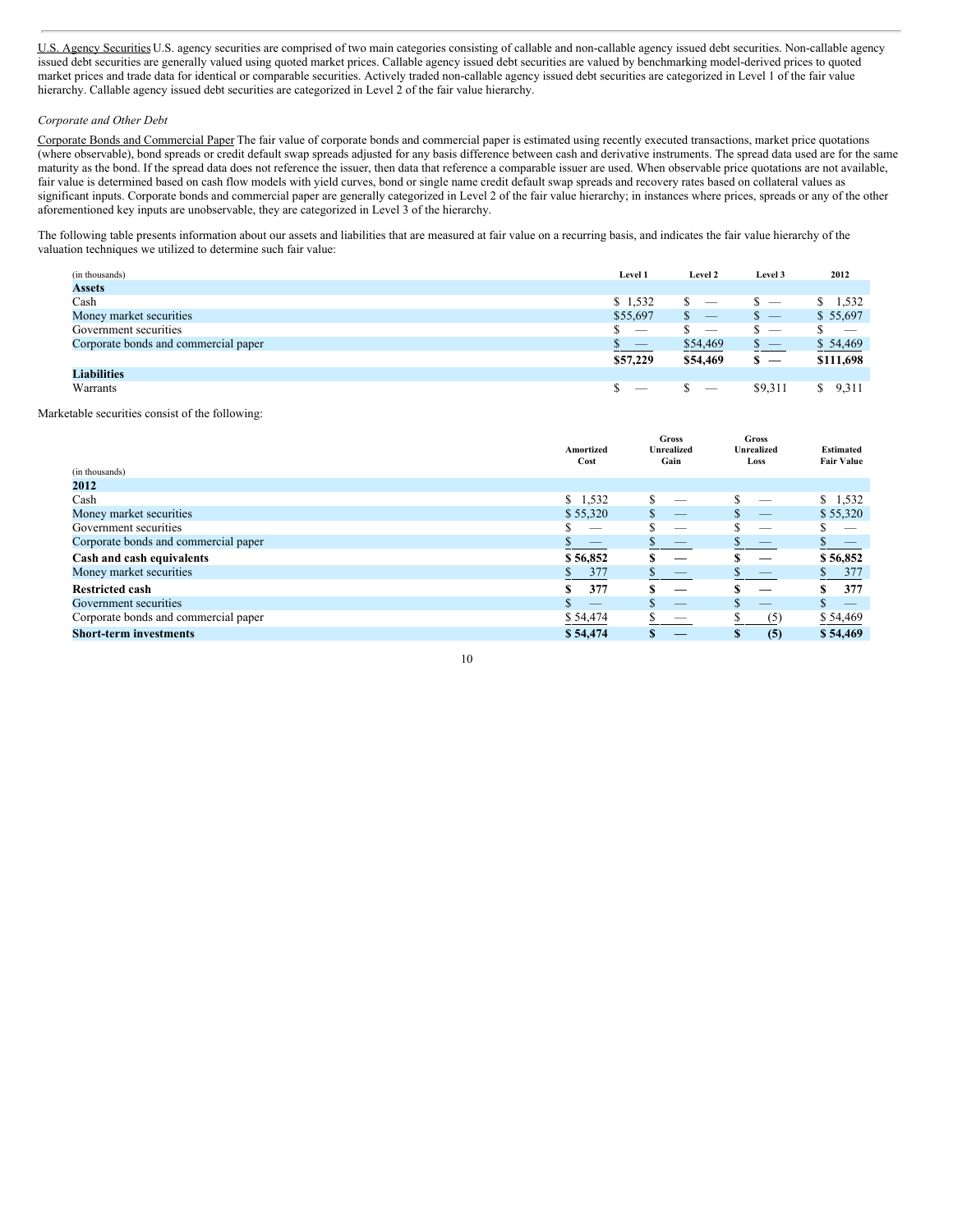U.S. Agency Securities U.S. agency securities are comprised of two main categories consisting of callable and non-callable agency issued debt securities. Non-callable agency issued debt securities are generally valued using quoted market prices. Callable agency issued debt securities are valued by benchmarking model-derived prices to quoted market prices and trade data for identical or comparable securities. Actively traded non-callable agency issued debt securities are categorized in Level 1 of the fair value hierarchy. Callable agency issued debt securities are categorized in Level 2 of the fair value hierarchy.

*Corporate and Other Debt*

Corporate Bonds and Commercial Paper The fair value of corporate bonds and commercial paper is estimated using recently executed transactions, market price quotations (where observable), bond spreads or credit default swap spreads adjusted for any basis difference between cash and derivative instruments. The spread data used are for the same maturity as the bond. If the spread data does not reference the issuer, then data that reference a comparable issuer are used. When observable price quotations are not available, fair value is determined based on cash flow models with yield curves, bond or single name credit default swap spreads and recovery rates based on collateral values as significant inputs. Corporate bonds and commercial paper are generally categorized in Level 2 of the fair value hierarchy; in instances where prices, spreads or any of the other aforementioned key inputs are unobservable, they are categorized in Level 3 of the hierarchy.

The following table presents information about our assets and liabilities that are measured at fair value on a recurring basis, and indicates the fair value hierarchy of the valuation techniques we utilized to determine such fair value:

| (in thousands) | Level 1 | Level 2 | Level 3 | 2012 |
|---|---|---|---|---|
| **Assets** | | | | |
| Cash | $ 1,532 | $ — | $ — | $ 1,532 |
| Money market securities | $55,697 | $ — | $ — | $ 55,697 |
| Government securities | $ — | $ — | $ — | $ — |
| Corporate bonds and commercial paper | $ — | $54,469 | $ — | $ 54,469 |
| | **$57,229** | **$54,469** | **$ —** | **$111,698** |
| **Liabilities** | | | | |
| Warrants | $ — | $ — | $9,311 | $ 9,311 |

Marketable securities consist of the following:

| (in thousands) | Amortized Cost | Gross Unrealized Gain | Gross Unrealized Loss | Estimated Fair Value |
|---|---|---|---|---|
| **2012** | | | | |
| Cash | $ 1,532 | $ — | $ — | $ 1,532 |
| Money market securities | $ 55,320 | $ — | $ — | $ 55,320 |
| Government securities | $ — | $ — | $ — | $ — |
| Corporate bonds and commercial paper | $ — | $ — | $ — | $ — |
| **Cash and cash equivalents** | **$ 56,852** | **$ —** | **$ —** | **$ 56,852** |
| Money market securities | $ 377 | $ — | $ — | $ 377 |
| **Restricted cash** | **$ 377** | **$ —** | **$ —** | **$ 377** |
| Government securities | $ — | $ — | $ — | $ — |
| Corporate bonds and commercial paper | $ 54,474 | $ — | $ (5) | $ 54,469 |
| **Short-term investments** | **$ 54,474** | **$ —** | **$ (5)** | **$ 54,469** |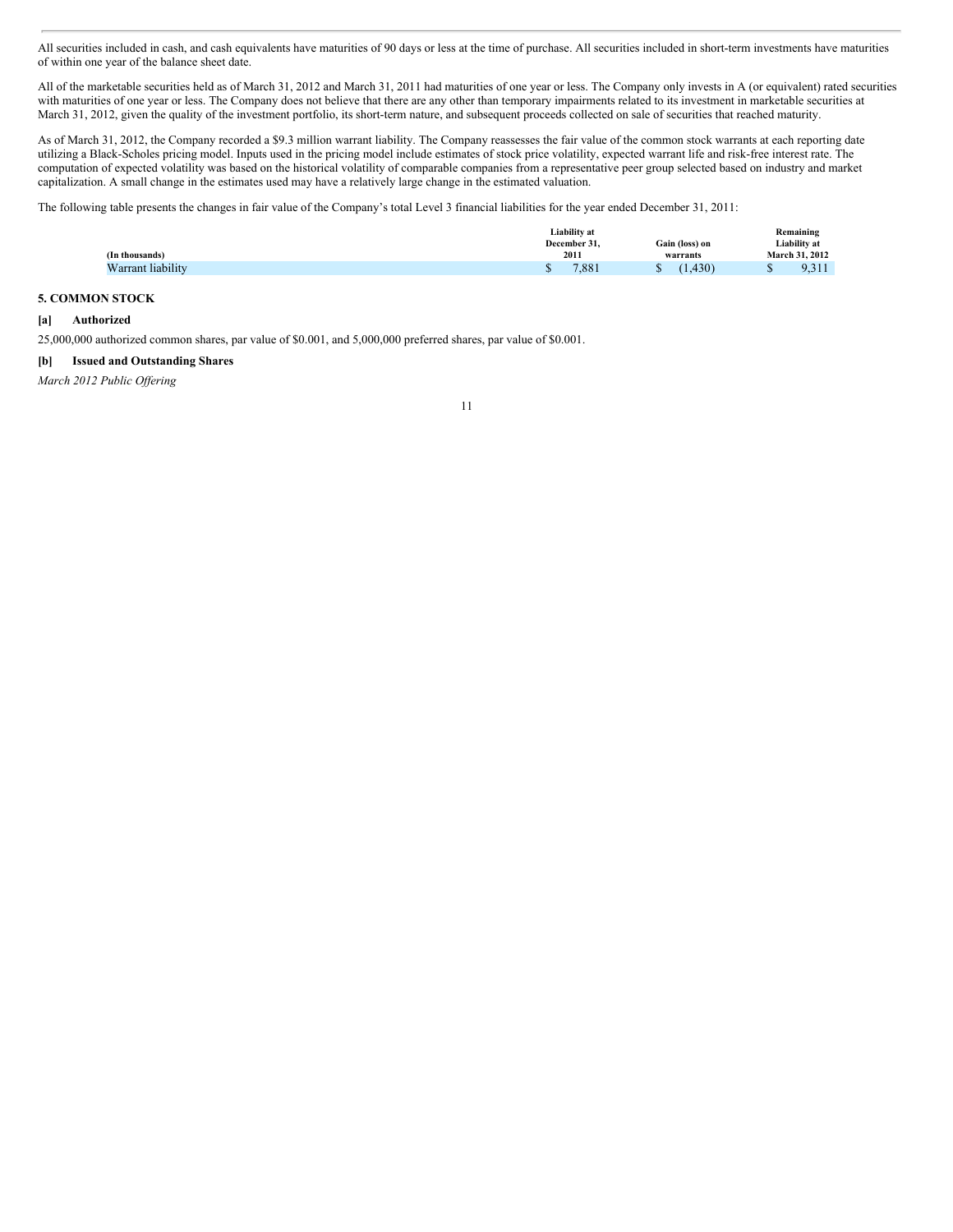All securities included in cash, and cash equivalents have maturities of 90 days or less at the time of purchase. All securities included in short-term investments have maturities of within one year of the balance sheet date.

All of the marketable securities held as of March 31, 2012 and March 31, 2011 had maturities of one year or less. The Company only invests in A (or equivalent) rated securities with maturities of one year or less. The Company does not believe that there are any other than temporary impairments related to its investment in marketable securities at March 31, 2012, given the quality of the investment portfolio, its short-term nature, and subsequent proceeds collected on sale of securities that reached maturity.

As of March 31, 2012, the Company recorded a $9.3 million warrant liability. The Company reassesses the fair value of the common stock warrants at each reporting date utilizing a Black-Scholes pricing model. Inputs used in the pricing model include estimates of stock price volatility, expected warrant life and risk-free interest rate. The computation of expected volatility was based on the historical volatility of comparable companies from a representative peer group selected based on industry and market capitalization. A small change in the estimates used may have a relatively large change in the estimated valuation.

The following table presents the changes in fair value of the Company's total Level 3 financial liabilities for the year ended December 31, 2011:

| (In thousands) | Liability at December 31, 2011 | Gain (loss) on warrants | Remaining Liability at March 31, 2012 |
|---|---|---|---|
| Warrant liability | $ 7,881 | $ (1,430) | $ 9,311 |

## 5. COMMON STOCK

**[a] Authorized**

25,000,000 authorized common shares, par value of $0.001, and 5,000,000 preferred shares, par value of $0.001.

**[b] Issued and Outstanding Shares**

*March 2012 Public Offering*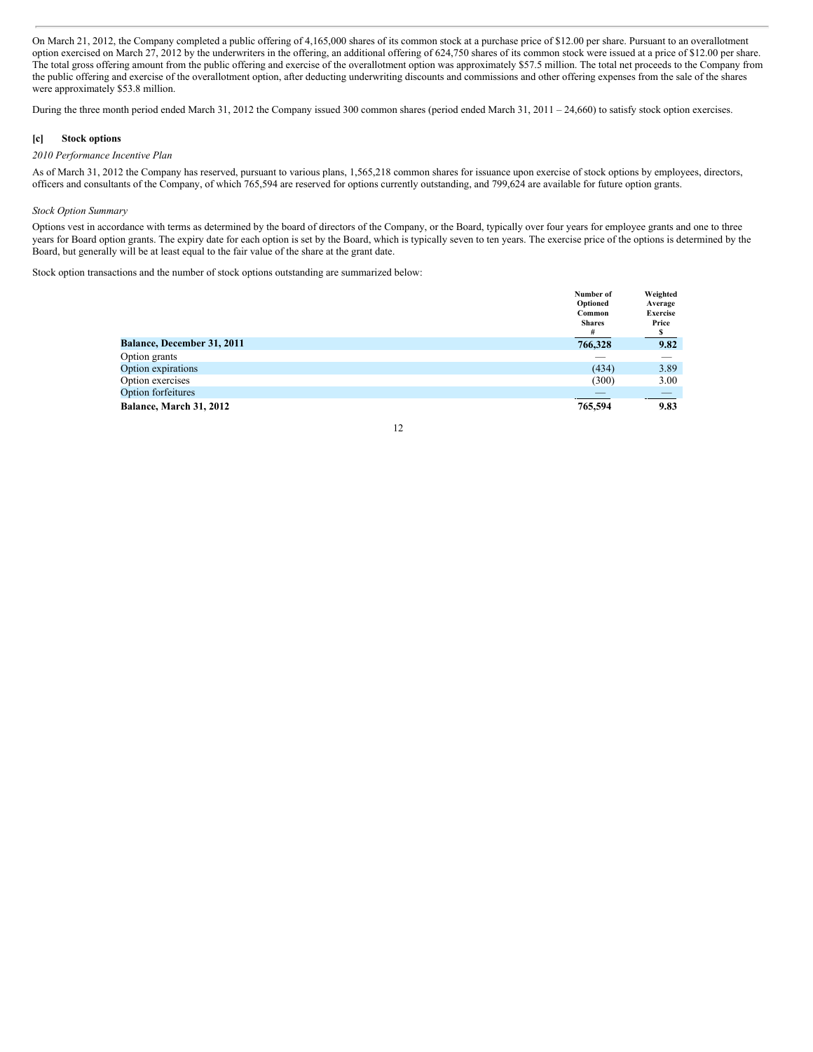On March 21, 2012, the Company completed a public offering of 4,165,000 shares of its common stock at a purchase price of $12.00 per share. Pursuant to an overallotment option exercised on March 27, 2012 by the underwriters in the offering, an additional offering of 624,750 shares of its common stock were issued at a price of $12.00 per share. The total gross offering amount from the public offering and exercise of the overallotment option was approximately $57.5 million. The total net proceeds to the Company from the public offering and exercise of the overallotment option, after deducting underwriting discounts and commissions and other offering expenses from the sale of the shares were approximately $53.8 million.

During the three month period ended March 31, 2012 the Company issued 300 common shares (period ended March 31, 2011 – 24,660) to satisfy stock option exercises.

### [c] Stock options

*2010 Performance Incentive Plan*

As of March 31, 2012 the Company has reserved, pursuant to various plans, 1,565,218 common shares for issuance upon exercise of stock options by employees, directors, officers and consultants of the Company, of which 765,594 are reserved for options currently outstanding, and 799,624 are available for future option grants.

*Stock Option Summary*

Options vest in accordance with terms as determined by the board of directors of the Company, or the Board, typically over four years for employee grants and one to three years for Board option grants. The expiry date for each option is set by the Board, which is typically seven to ten years. The exercise price of the options is determined by the Board, but generally will be at least equal to the fair value of the share at the grant date.

Stock option transactions and the number of stock options outstanding are summarized below:

| | Number of Optioned Common Shares # | Weighted Average Exercise Price $ |
|---|---|---|
| **Balance, December 31, 2011** | **766,328** | **9.82** |
| Option grants | — | — |
| Option expirations | (434) | 3.89 |
| Option exercises | (300) | 3.00 |
| Option forfeitures | — | — |
| **Balance, March 31, 2012** | **765,594** | **9.83** |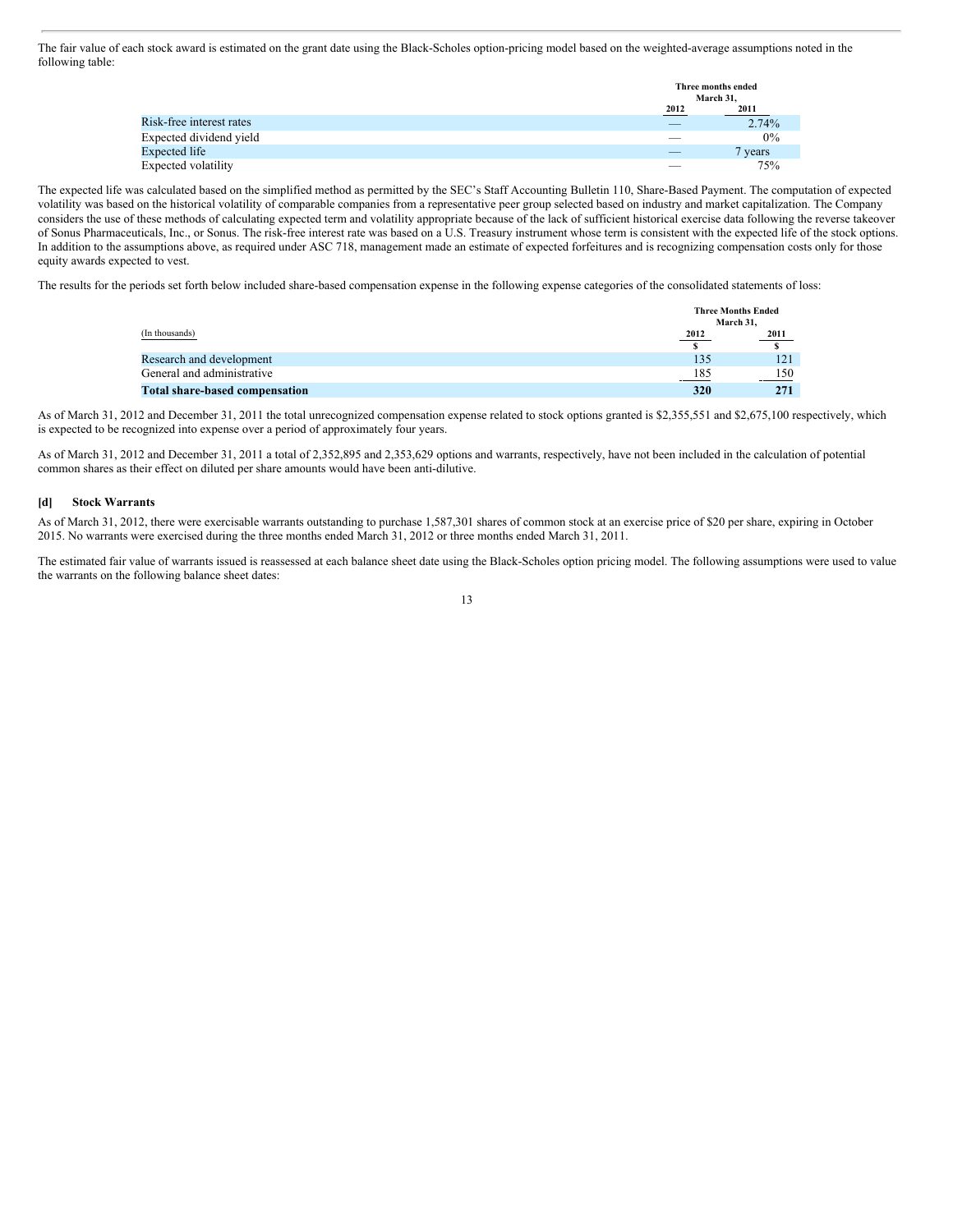The fair value of each stock award is estimated on the grant date using the Black-Scholes option-pricing model based on the weighted-average assumptions noted in the following table:

| | Three months ended March 31, | |
|---|---|---|
| | 2012 | 2011 |
| Risk-free interest rates | — | 2.74% |
| Expected dividend yield | — | 0% |
| Expected life | — | 7 years |
| Expected volatility | — | 75% |

The expected life was calculated based on the simplified method as permitted by the SEC's Staff Accounting Bulletin 110, Share-Based Payment. The computation of expected volatility was based on the historical volatility of comparable companies from a representative peer group selected based on industry and market capitalization. The Company considers the use of these methods of calculating expected term and volatility appropriate because of the lack of sufficient historical exercise data following the reverse takeover of Sonus Pharmaceuticals, Inc., or Sonus. The risk-free interest rate was based on a U.S. Treasury instrument whose term is consistent with the expected life of the stock options. In addition to the assumptions above, as required under ASC 718, management made an estimate of expected forfeitures and is recognizing compensation costs only for those equity awards expected to vest.

The results for the periods set forth below included share-based compensation expense in the following expense categories of the consolidated statements of loss:

| (In thousands) | Three Months Ended March 31, | |
|---|---|---|
| | 2012 | 2011 |
| | $ | $ |
| Research and development | 135 | 121 |
| General and administrative | 185 | 150 |
| **Total share-based compensation** | **320** | **271** |

As of March 31, 2012 and December 31, 2011 the total unrecognized compensation expense related to stock options granted is $2,355,551 and $2,675,100 respectively, which is expected to be recognized into expense over a period of approximately four years.

As of March 31, 2012 and December 31, 2011 a total of 2,352,895 and 2,353,629 options and warrants, respectively, have not been included in the calculation of potential common shares as their effect on diluted per share amounts would have been anti-dilutive.

### [d] Stock Warrants

As of March 31, 2012, there were exercisable warrants outstanding to purchase 1,587,301 shares of common stock at an exercise price of $20 per share, expiring in October 2015. No warrants were exercised during the three months ended March 31, 2012 or three months ended March 31, 2011.

The estimated fair value of warrants issued is reassessed at each balance sheet date using the Black-Scholes option pricing model. The following assumptions were used to value the warrants on the following balance sheet dates: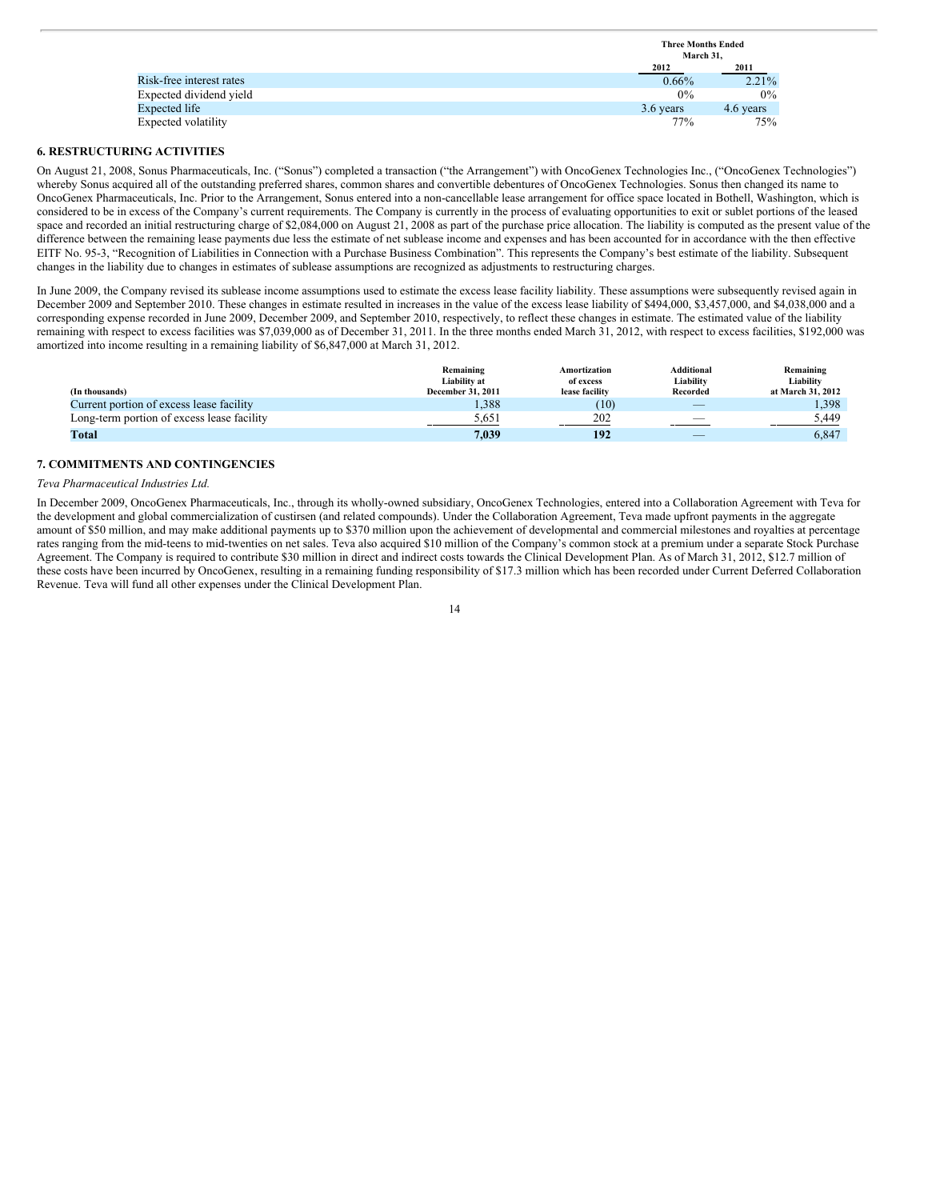| | Three Months Ended March 31, | |
|---|---|---|
| | 2012 | 2011 |
| Risk-free interest rates | 0.66% | 2.21% |
| Expected dividend yield | 0% | 0% |
| Expected life | 3.6 years | 4.6 years |
| Expected volatility | 77% | 75% |

## 6. RESTRUCTURING ACTIVITIES

On August 21, 2008, Sonus Pharmaceuticals, Inc. ("Sonus") completed a transaction ("the Arrangement") with OncoGenex Technologies Inc., ("OncoGenex Technologies") whereby Sonus acquired all of the outstanding preferred shares, common shares and convertible debentures of OncoGenex Technologies. Sonus then changed its name to OncoGenex Pharmaceuticals, Inc. Prior to the Arrangement, Sonus entered into a non-cancellable lease arrangement for office space located in Bothell, Washington, which is considered to be in excess of the Company's current requirements. The Company is currently in the process of evaluating opportunities to exit or sublet portions of the leased space and recorded an initial restructuring charge of $2,084,000 on August 21, 2008 as part of the purchase price allocation. The liability is computed as the present value of the difference between the remaining lease payments due less the estimate of net sublease income and expenses and has been accounted for in accordance with the then effective EITF No. 95-3, "Recognition of Liabilities in Connection with a Purchase Business Combination". This represents the Company's best estimate of the liability. Subsequent changes in the liability due to changes in estimates of sublease assumptions are recognized as adjustments to restructuring charges.

In June 2009, the Company revised its sublease income assumptions used to estimate the excess lease facility liability. These assumptions were subsequently revised again in December 2009 and September 2010. These changes in estimate resulted in increases in the value of the excess lease liability of $494,000, $3,457,000, and $4,038,000 and a corresponding expense recorded in June 2009, December 2009, and September 2010, respectively, to reflect these changes in estimate. The estimated value of the liability remaining with respect to excess facilities was $7,039,000 as of December 31, 2011. In the three months ended March 31, 2012, with respect to excess facilities, $192,000 was amortized into income resulting in a remaining liability of $6,847,000 at March 31, 2012.

| (In thousands) | Remaining Liability at December 31, 2011 | Amortization of excess lease facility | Additional Liability Recorded | Remaining Liability at March 31, 2012 |
|---|---|---|---|---|
| Current portion of excess lease facility | 1,388 | (10) | — | 1,398 |
| Long-term portion of excess lease facility | 5,651 | 202 | — | 5,449 |
| **Total** | **7,039** | **192** | — | 6,847 |

## 7. COMMITMENTS AND CONTINGENCIES

*Teva Pharmaceutical Industries Ltd.*

In December 2009, OncoGenex Pharmaceuticals, Inc., through its wholly-owned subsidiary, OncoGenex Technologies, entered into a Collaboration Agreement with Teva for the development and global commercialization of custirsen (and related compounds). Under the Collaboration Agreement, Teva made upfront payments in the aggregate amount of $50 million, and may make additional payments up to $370 million upon the achievement of developmental and commercial milestones and royalties at percentage rates ranging from the mid-teens to mid-twenties on net sales. Teva also acquired $10 million of the Company's common stock at a premium under a separate Stock Purchase Agreement. The Company is required to contribute $30 million in direct and indirect costs towards the Clinical Development Plan. As of March 31, 2012, $12.7 million of these costs have been incurred by OncoGenex, resulting in a remaining funding responsibility of $17.3 million which has been recorded under Current Deferred Collaboration Revenue. Teva will fund all other expenses under the Clinical Development Plan.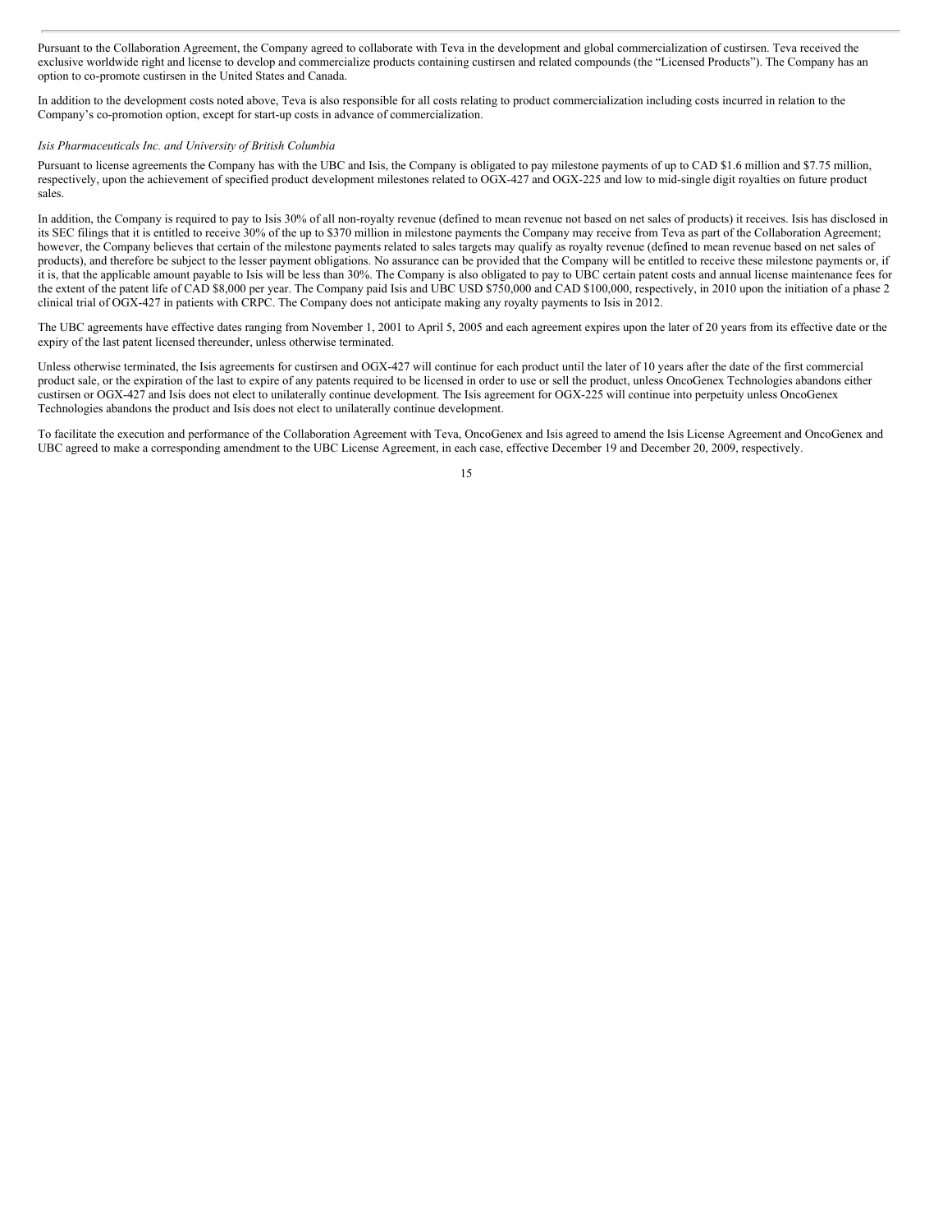Pursuant to the Collaboration Agreement, the Company agreed to collaborate with Teva in the development and global commercialization of custirsen. Teva received the exclusive worldwide right and license to develop and commercialize products containing custirsen and related compounds (the "Licensed Products"). The Company has an option to co-promote custirsen in the United States and Canada.

In addition to the development costs noted above, Teva is also responsible for all costs relating to product commercialization including costs incurred in relation to the Company's co-promotion option, except for start-up costs in advance of commercialization.

*Isis Pharmaceuticals Inc. and University of British Columbia*

Pursuant to license agreements the Company has with the UBC and Isis, the Company is obligated to pay milestone payments of up to CAD $1.6 million and $7.75 million, respectively, upon the achievement of specified product development milestones related to OGX-427 and OGX-225 and low to mid-single digit royalties on future product sales.

In addition, the Company is required to pay to Isis 30% of all non-royalty revenue (defined to mean revenue not based on net sales of products) it receives. Isis has disclosed in its SEC filings that it is entitled to receive 30% of the up to $370 million in milestone payments the Company may receive from Teva as part of the Collaboration Agreement; however, the Company believes that certain of the milestone payments related to sales targets may qualify as royalty revenue (defined to mean revenue based on net sales of products), and therefore be subject to the lesser payment obligations. No assurance can be provided that the Company will be entitled to receive these milestone payments or, if it is, that the applicable amount payable to Isis will be less than 30%. The Company is also obligated to pay to UBC certain patent costs and annual license maintenance fees for the extent of the patent life of CAD $8,000 per year. The Company paid Isis and UBC USD $750,000 and CAD $100,000, respectively, in 2010 upon the initiation of a phase 2 clinical trial of OGX-427 in patients with CRPC. The Company does not anticipate making any royalty payments to Isis in 2012.

The UBC agreements have effective dates ranging from November 1, 2001 to April 5, 2005 and each agreement expires upon the later of 20 years from its effective date or the expiry of the last patent licensed thereunder, unless otherwise terminated.

Unless otherwise terminated, the Isis agreements for custirsen and OGX-427 will continue for each product until the later of 10 years after the date of the first commercial product sale, or the expiration of the last to expire of any patents required to be licensed in order to use or sell the product, unless OncoGenex Technologies abandons either custirsen or OGX-427 and Isis does not elect to unilaterally continue development. The Isis agreement for OGX-225 will continue into perpetuity unless OncoGenex Technologies abandons the product and Isis does not elect to unilaterally continue development.

To facilitate the execution and performance of the Collaboration Agreement with Teva, OncoGenex and Isis agreed to amend the Isis License Agreement and OncoGenex and UBC agreed to make a corresponding amendment to the UBC License Agreement, in each case, effective December 19 and December 20, 2009, respectively.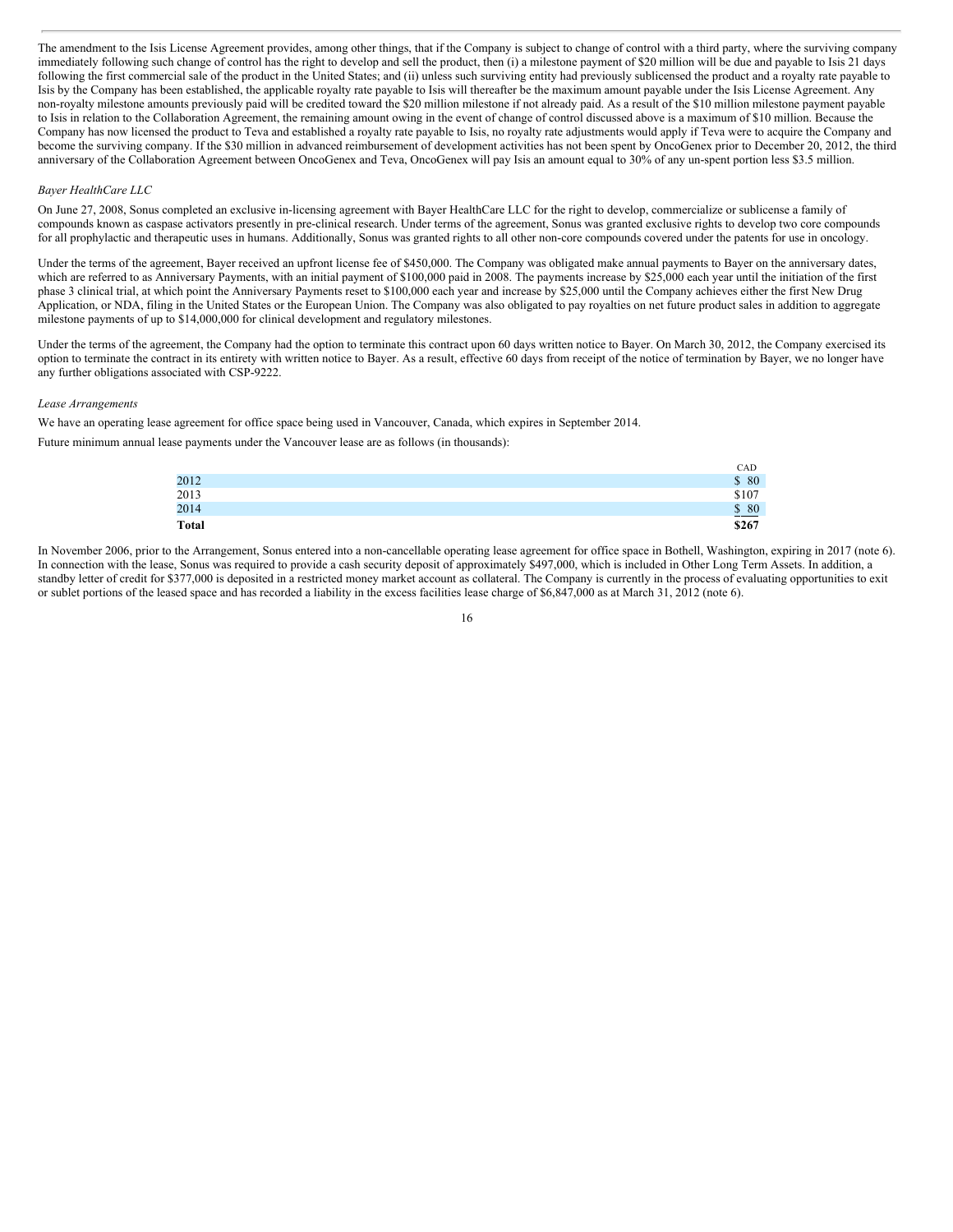The amendment to the Isis License Agreement provides, among other things, that if the Company is subject to change of control with a third party, where the surviving company immediately following such change of control has the right to develop and sell the product, then (i) a milestone payment of $20 million will be due and payable to Isis 21 days following the first commercial sale of the product in the United States; and (ii) unless such surviving entity had previously sublicensed the product and a royalty rate payable to Isis by the Company has been established, the applicable royalty rate payable to Isis will thereafter be the maximum amount payable under the Isis License Agreement. Any non-royalty milestone amounts previously paid will be credited toward the $20 million milestone if not already paid. As a result of the $10 million milestone payment payable to Isis in relation to the Collaboration Agreement, the remaining amount owing in the event of change of control discussed above is a maximum of $10 million. Because the Company has now licensed the product to Teva and established a royalty rate payable to Isis, no royalty rate adjustments would apply if Teva were to acquire the Company and become the surviving company. If the $30 million in advanced reimbursement of development activities has not been spent by OncoGenex prior to December 20, 2012, the third anniversary of the Collaboration Agreement between OncoGenex and Teva, OncoGenex will pay Isis an amount equal to 30% of any un-spent portion less $3.5 million.

*Bayer HealthCare LLC*

On June 27, 2008, Sonus completed an exclusive in-licensing agreement with Bayer HealthCare LLC for the right to develop, commercialize or sublicense a family of compounds known as caspase activators presently in pre-clinical research. Under terms of the agreement, Sonus was granted exclusive rights to develop two core compounds for all prophylactic and therapeutic uses in humans. Additionally, Sonus was granted rights to all other non-core compounds covered under the patents for use in oncology.

Under the terms of the agreement, Bayer received an upfront license fee of $450,000. The Company was obligated make annual payments to Bayer on the anniversary dates, which are referred to as Anniversary Payments, with an initial payment of $100,000 paid in 2008. The payments increase by $25,000 each year until the initiation of the first phase 3 clinical trial, at which point the Anniversary Payments reset to $100,000 each year and increase by $25,000 until the Company achieves either the first New Drug Application, or NDA, filing in the United States or the European Union. The Company was also obligated to pay royalties on net future product sales in addition to aggregate milestone payments of up to $14,000,000 for clinical development and regulatory milestones.

Under the terms of the agreement, the Company had the option to terminate this contract upon 60 days written notice to Bayer. On March 30, 2012, the Company exercised its option to terminate the contract in its entirety with written notice to Bayer. As a result, effective 60 days from receipt of the notice of termination by Bayer, we no longer have any further obligations associated with CSP-9222.

*Lease Arrangements*

We have an operating lease agreement for office space being used in Vancouver, Canada, which expires in September 2014.

Future minimum annual lease payments under the Vancouver lease are as follows (in thousands):

| | CAD |
|---|---|
| 2012 | $ 80 |
| 2013 | $107 |
| 2014 | $ 80 |
| **Total** | **$267** |

In November 2006, prior to the Arrangement, Sonus entered into a non-cancellable operating lease agreement for office space in Bothell, Washington, expiring in 2017 (note 6). In connection with the lease, Sonus was required to provide a cash security deposit of approximately $497,000, which is included in Other Long Term Assets. In addition, a standby letter of credit for $377,000 is deposited in a restricted money market account as collateral. The Company is currently in the process of evaluating opportunities to exit or sublet portions of the leased space and has recorded a liability in the excess facilities lease charge of $6,847,000 as at March 31, 2012 (note 6).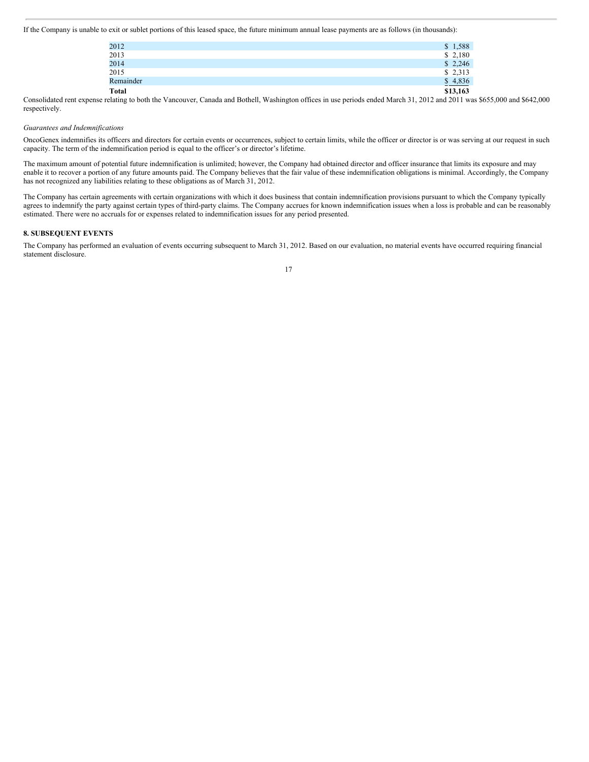If the Company is unable to exit or sublet portions of this leased space, the future minimum annual lease payments are as follows (in thousands):

| | |
|---|---|
| 2012 | $ 1,588 |
| 2013 | $ 2,180 |
| 2014 | $ 2,246 |
| 2015 | $ 2,313 |
| Remainder | $ 4,836 |
| **Total** | **$13,163** |

Consolidated rent expense relating to both the Vancouver, Canada and Bothell, Washington offices in use periods ended March 31, 2012 and 2011 was $655,000 and $642,000 respectively.

*Guarantees and Indemnifications*

OncoGenex indemnifies its officers and directors for certain events or occurrences, subject to certain limits, while the officer or director is or was serving at our request in such capacity. The term of the indemnification period is equal to the officer's or director's lifetime.

The maximum amount of potential future indemnification is unlimited; however, the Company had obtained director and officer insurance that limits its exposure and may enable it to recover a portion of any future amounts paid. The Company believes that the fair value of these indemnification obligations is minimal. Accordingly, the Company has not recognized any liabilities relating to these obligations as of March 31, 2012.

The Company has certain agreements with certain organizations with which it does business that contain indemnification provisions pursuant to which the Company typically agrees to indemnify the party against certain types of third-party claims. The Company accrues for known indemnification issues when a loss is probable and can be reasonably estimated. There were no accruals for or expenses related to indemnification issues for any period presented.

**8. SUBSEQUENT EVENTS**

The Company has performed an evaluation of events occurring subsequent to March 31, 2012. Based on our evaluation, no material events have occurred requiring financial statement disclosure.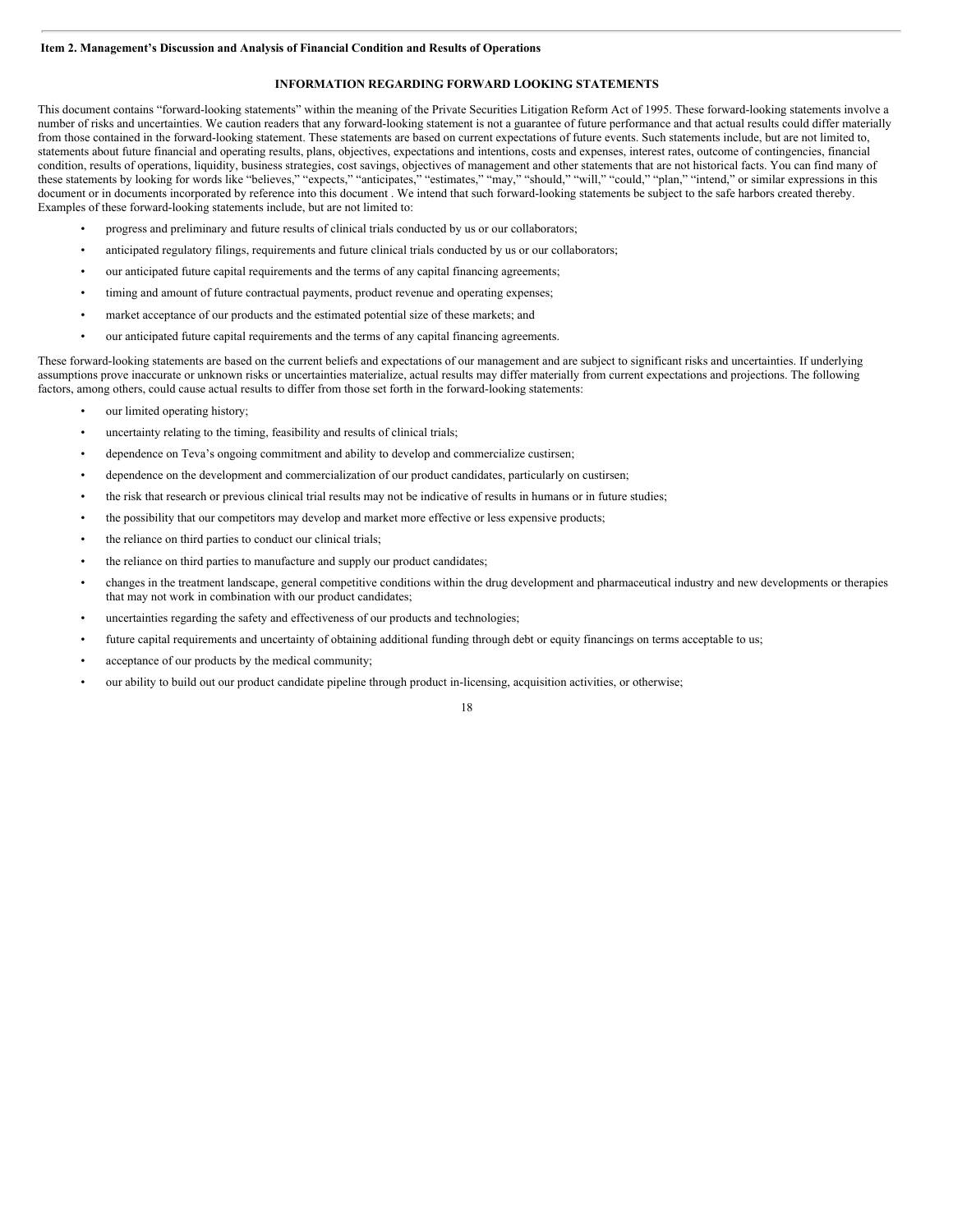**Item 2. Management's Discussion and Analysis of Financial Condition and Results of Operations**

**INFORMATION REGARDING FORWARD LOOKING STATEMENTS**

This document contains "forward-looking statements" within the meaning of the Private Securities Litigation Reform Act of 1995. These forward-looking statements involve a number of risks and uncertainties. We caution readers that any forward-looking statement is not a guarantee of future performance and that actual results could differ materially from those contained in the forward-looking statement. These statements are based on current expectations of future events. Such statements include, but are not limited to, statements about future financial and operating results, plans, objectives, expectations and intentions, costs and expenses, interest rates, outcome of contingencies, financial condition, results of operations, liquidity, business strategies, cost savings, objectives of management and other statements that are not historical facts. You can find many of these statements by looking for words like "believes," "expects," "anticipates," "estimates," "may," "should," "will," "could," "plan," "intend," or similar expressions in this document or in documents incorporated by reference into this document . We intend that such forward-looking statements be subject to the safe harbors created thereby. Examples of these forward-looking statements include, but are not limited to:

- progress and preliminary and future results of clinical trials conducted by us or our collaborators;
- anticipated regulatory filings, requirements and future clinical trials conducted by us or our collaborators;
- our anticipated future capital requirements and the terms of any capital financing agreements;
- timing and amount of future contractual payments, product revenue and operating expenses;
- market acceptance of our products and the estimated potential size of these markets; and
- our anticipated future capital requirements and the terms of any capital financing agreements.

These forward-looking statements are based on the current beliefs and expectations of our management and are subject to significant risks and uncertainties. If underlying assumptions prove inaccurate or unknown risks or uncertainties materialize, actual results may differ materially from current expectations and projections. The following factors, among others, could cause actual results to differ from those set forth in the forward-looking statements:

- our limited operating history;
- uncertainty relating to the timing, feasibility and results of clinical trials;
- dependence on Teva's ongoing commitment and ability to develop and commercialize custirsen;
- dependence on the development and commercialization of our product candidates, particularly on custirsen;
- the risk that research or previous clinical trial results may not be indicative of results in humans or in future studies;
- the possibility that our competitors may develop and market more effective or less expensive products;
- the reliance on third parties to conduct our clinical trials;
- the reliance on third parties to manufacture and supply our product candidates;
- changes in the treatment landscape, general competitive conditions within the drug development and pharmaceutical industry and new developments or therapies that may not work in combination with our product candidates;
- uncertainties regarding the safety and effectiveness of our products and technologies;
- future capital requirements and uncertainty of obtaining additional funding through debt or equity financings on terms acceptable to us;
- acceptance of our products by the medical community;
- our ability to build out our product candidate pipeline through product in-licensing, acquisition activities, or otherwise;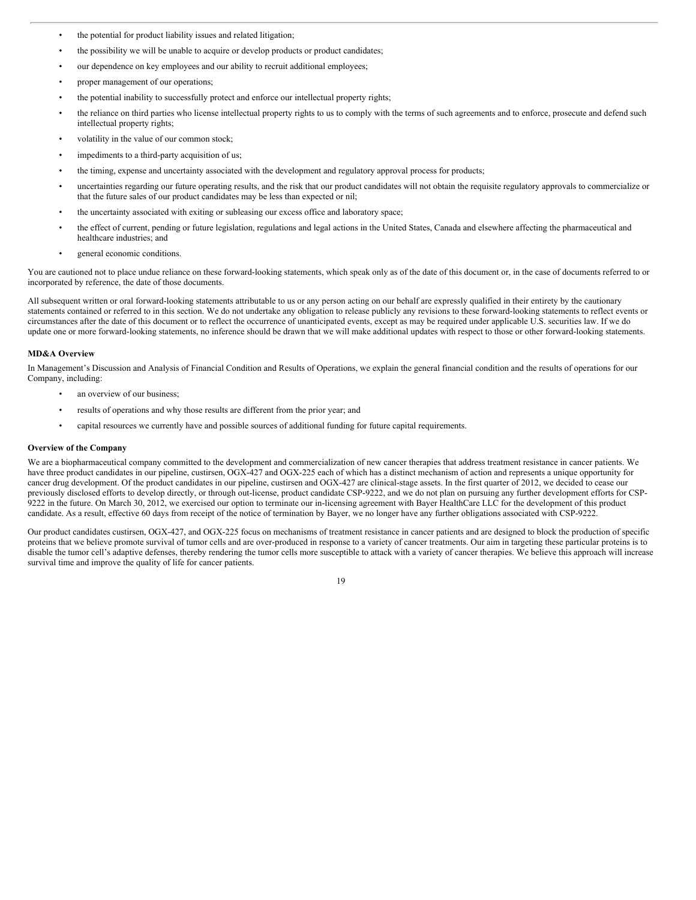- the potential for product liability issues and related litigation;
- the possibility we will be unable to acquire or develop products or product candidates;
- our dependence on key employees and our ability to recruit additional employees;
- proper management of our operations;
- the potential inability to successfully protect and enforce our intellectual property rights;
- the reliance on third parties who license intellectual property rights to us to comply with the terms of such agreements and to enforce, prosecute and defend such intellectual property rights;
- volatility in the value of our common stock;
- impediments to a third-party acquisition of us;
- the timing, expense and uncertainty associated with the development and regulatory approval process for products;
- uncertainties regarding our future operating results, and the risk that our product candidates will not obtain the requisite regulatory approvals to commercialize or that the future sales of our product candidates may be less than expected or nil;
- the uncertainty associated with exiting or subleasing our excess office and laboratory space;
- the effect of current, pending or future legislation, regulations and legal actions in the United States, Canada and elsewhere affecting the pharmaceutical and healthcare industries; and
- general economic conditions.

You are cautioned not to place undue reliance on these forward-looking statements, which speak only as of the date of this document or, in the case of documents referred to or incorporated by reference, the date of those documents.

All subsequent written or oral forward-looking statements attributable to us or any person acting on our behalf are expressly qualified in their entirety by the cautionary statements contained or referred to in this section. We do not undertake any obligation to release publicly any revisions to these forward-looking statements to reflect events or circumstances after the date of this document or to reflect the occurrence of unanticipated events, except as may be required under applicable U.S. securities law. If we do update one or more forward-looking statements, no inference should be drawn that we will make additional updates with respect to those or other forward-looking statements.

**MD&A Overview**

In Management's Discussion and Analysis of Financial Condition and Results of Operations, we explain the general financial condition and the results of operations for our Company, including:

- an overview of our business;
- results of operations and why those results are different from the prior year; and
- capital resources we currently have and possible sources of additional funding for future capital requirements.

**Overview of the Company**

We are a biopharmaceutical company committed to the development and commercialization of new cancer therapies that address treatment resistance in cancer patients. We have three product candidates in our pipeline, custirsen, OGX-427 and OGX-225 each of which has a distinct mechanism of action and represents a unique opportunity for cancer drug development. Of the product candidates in our pipeline, custirsen and OGX-427 are clinical-stage assets. In the first quarter of 2012, we decided to cease our previously disclosed efforts to develop directly, or through out-license, product candidate CSP-9222, and we do not plan on pursuing any further development efforts for CSP-9222 in the future. On March 30, 2012, we exercised our option to terminate our in-licensing agreement with Bayer HealthCare LLC for the development of this product candidate. As a result, effective 60 days from receipt of the notice of termination by Bayer, we no longer have any further obligations associated with CSP-9222.

Our product candidates custirsen, OGX-427, and OGX-225 focus on mechanisms of treatment resistance in cancer patients and are designed to block the production of specific proteins that we believe promote survival of tumor cells and are over-produced in response to a variety of cancer treatments. Our aim in targeting these particular proteins is to disable the tumor cell's adaptive defenses, thereby rendering the tumor cells more susceptible to attack with a variety of cancer therapies. We believe this approach will increase survival time and improve the quality of life for cancer patients.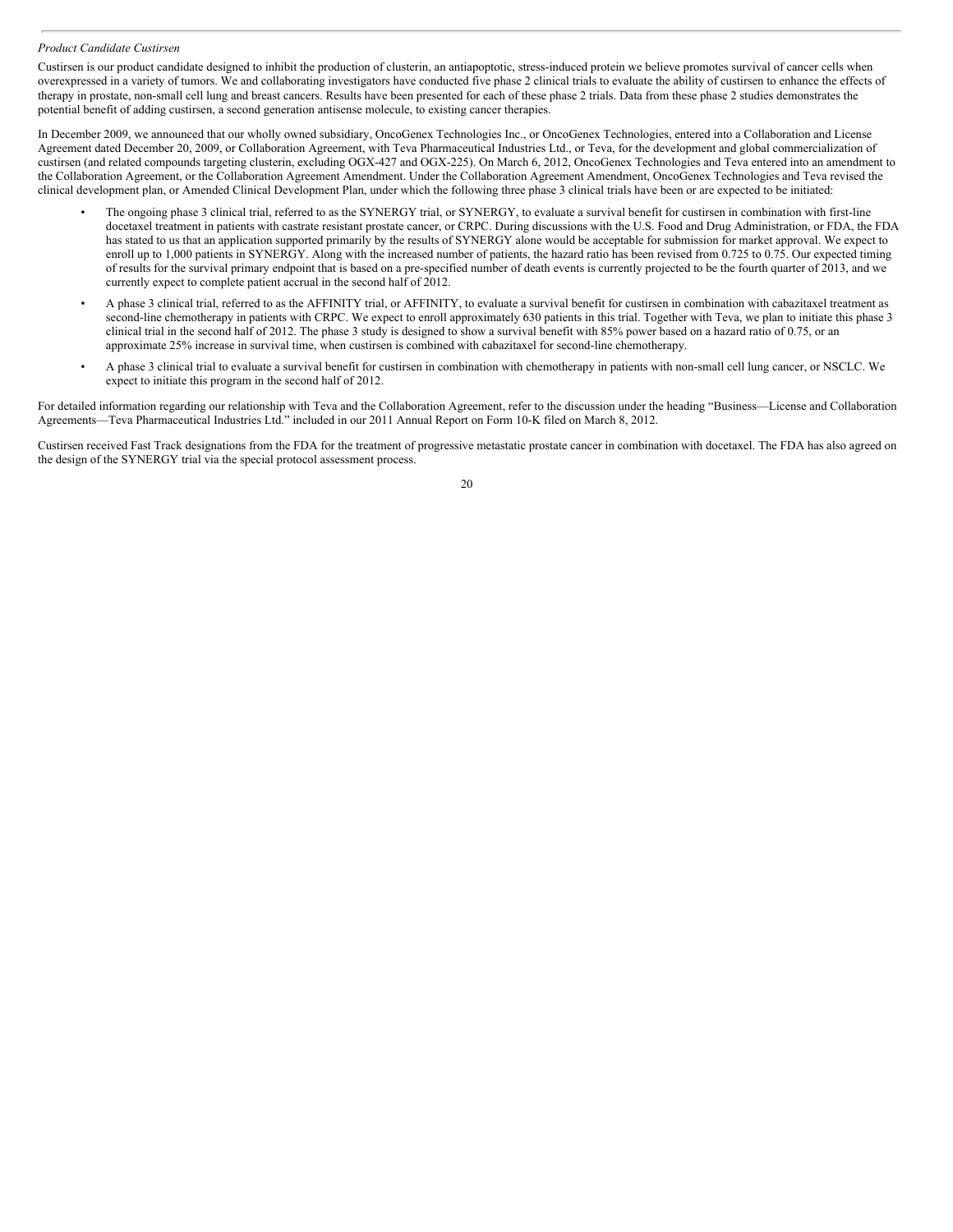*Product Candidate Custirsen*

Custirsen is our product candidate designed to inhibit the production of clusterin, an antiapoptotic, stress-induced protein we believe promotes survival of cancer cells when overexpressed in a variety of tumors. We and collaborating investigators have conducted five phase 2 clinical trials to evaluate the ability of custirsen to enhance the effects of therapy in prostate, non-small cell lung and breast cancers. Results have been presented for each of these phase 2 trials. Data from these phase 2 studies demonstrates the potential benefit of adding custirsen, a second generation antisense molecule, to existing cancer therapies.

In December 2009, we announced that our wholly owned subsidiary, OncoGenex Technologies Inc., or OncoGenex Technologies, entered into a Collaboration and License Agreement dated December 20, 2009, or Collaboration Agreement, with Teva Pharmaceutical Industries Ltd., or Teva, for the development and global commercialization of custirsen (and related compounds targeting clusterin, excluding OGX-427 and OGX-225). On March 6, 2012, OncoGenex Technologies and Teva entered into an amendment to the Collaboration Agreement, or the Collaboration Agreement Amendment. Under the Collaboration Agreement Amendment, OncoGenex Technologies and Teva revised the clinical development plan, or Amended Clinical Development Plan, under which the following three phase 3 clinical trials have been or are expected to be initiated:

- The ongoing phase 3 clinical trial, referred to as the SYNERGY trial, or SYNERGY, to evaluate a survival benefit for custirsen in combination with first-line docetaxel treatment in patients with castrate resistant prostate cancer, or CRPC. During discussions with the U.S. Food and Drug Administration, or FDA, the FDA has stated to us that an application supported primarily by the results of SYNERGY alone would be acceptable for submission for market approval. We expect to enroll up to 1,000 patients in SYNERGY. Along with the increased number of patients, the hazard ratio has been revised from 0.725 to 0.75. Our expected timing of results for the survival primary endpoint that is based on a pre-specified number of death events is currently projected to be the fourth quarter of 2013, and we currently expect to complete patient accrual in the second half of 2012.
- A phase 3 clinical trial, referred to as the AFFINITY trial, or AFFINITY, to evaluate a survival benefit for custirsen in combination with cabazitaxel treatment as second-line chemotherapy in patients with CRPC. We expect to enroll approximately 630 patients in this trial. Together with Teva, we plan to initiate this phase 3 clinical trial in the second half of 2012. The phase 3 study is designed to show a survival benefit with 85% power based on a hazard ratio of 0.75, or an approximate 25% increase in survival time, when custirsen is combined with cabazitaxel for second-line chemotherapy.
- A phase 3 clinical trial to evaluate a survival benefit for custirsen in combination with chemotherapy in patients with non-small cell lung cancer, or NSCLC. We expect to initiate this program in the second half of 2012.

For detailed information regarding our relationship with Teva and the Collaboration Agreement, refer to the discussion under the heading "Business—License and Collaboration Agreements—Teva Pharmaceutical Industries Ltd." included in our 2011 Annual Report on Form 10-K filed on March 8, 2012.

Custirsen received Fast Track designations from the FDA for the treatment of progressive metastatic prostate cancer in combination with docetaxel. The FDA has also agreed on the design of the SYNERGY trial via the special protocol assessment process.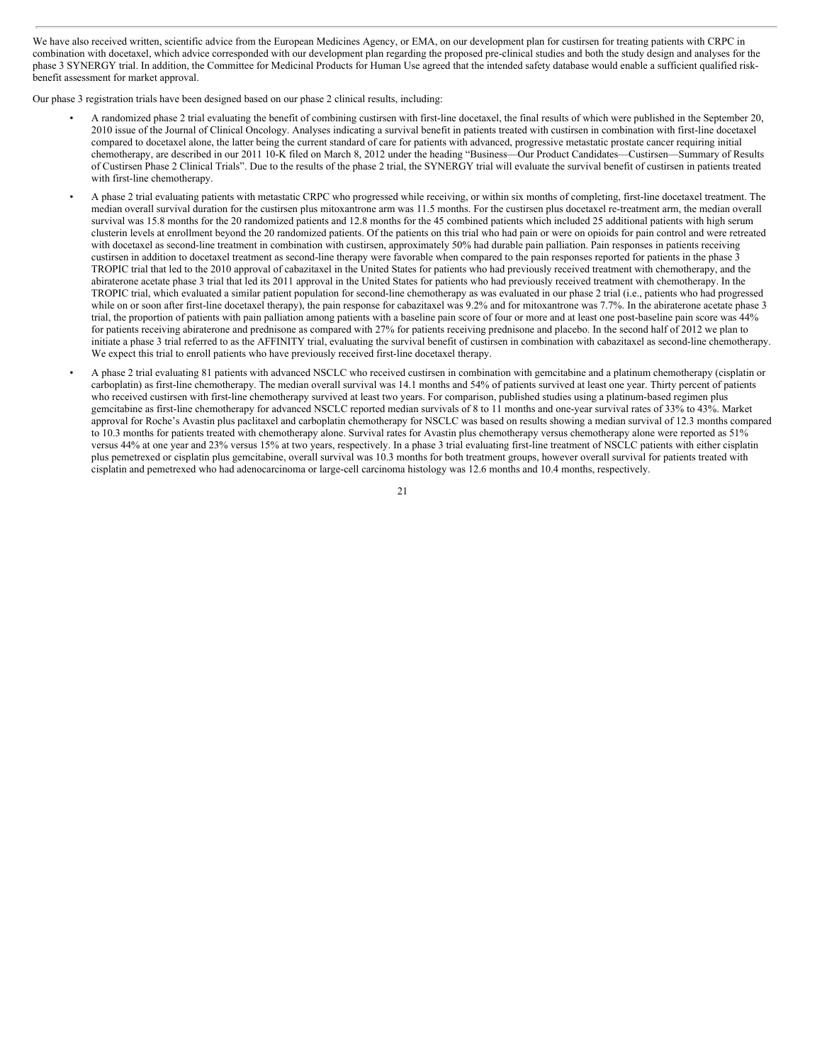We have also received written, scientific advice from the European Medicines Agency, or EMA, on our development plan for custirsen for treating patients with CRPC in combination with docetaxel, which advice corresponded with our development plan regarding the proposed pre-clinical studies and both the study design and analyses for the phase 3 SYNERGY trial. In addition, the Committee for Medicinal Products for Human Use agreed that the intended safety database would enable a sufficient qualified risk-benefit assessment for market approval.

Our phase 3 registration trials have been designed based on our phase 2 clinical results, including:

- A randomized phase 2 trial evaluating the benefit of combining custirsen with first-line docetaxel, the final results of which were published in the September 20, 2010 issue of the Journal of Clinical Oncology. Analyses indicating a survival benefit in patients treated with custirsen in combination with first-line docetaxel compared to docetaxel alone, the latter being the current standard of care for patients with advanced, progressive metastatic prostate cancer requiring initial chemotherapy, are described in our 2011 10-K filed on March 8, 2012 under the heading "Business—Our Product Candidates—Custirsen—Summary of Results of Custirsen Phase 2 Clinical Trials". Due to the results of the phase 2 trial, the SYNERGY trial will evaluate the survival benefit of custirsen in patients treated with first-line chemotherapy.
- A phase 2 trial evaluating patients with metastatic CRPC who progressed while receiving, or within six months of completing, first-line docetaxel treatment. The median overall survival duration for the custirsen plus mitoxantrone arm was 11.5 months. For the custirsen plus docetaxel re-treatment arm, the median overall survival was 15.8 months for the 20 randomized patients and 12.8 months for the 45 combined patients which included 25 additional patients with high serum clusterin levels at enrollment beyond the 20 randomized patients. Of the patients on this trial who had pain or were on opioids for pain control and were retreated with docetaxel as second-line treatment in combination with custirsen, approximately 50% had durable pain palliation. Pain responses in patients receiving custirsen in addition to docetaxel treatment as second-line therapy were favorable when compared to the pain responses reported for patients in the phase 3 TROPIC trial that led to the 2010 approval of cabazitaxel in the United States for patients who had previously received treatment with chemotherapy, and the abiraterone acetate phase 3 trial that led its 2011 approval in the United States for patients who had previously received treatment with chemotherapy. In the TROPIC trial, which evaluated a similar patient population for second-line chemotherapy as was evaluated in our phase 2 trial (i.e., patients who had progressed while on or soon after first-line docetaxel therapy), the pain response for cabazitaxel was 9.2% and for mitoxantrone was 7.7%. In the abiraterone acetate phase 3 trial, the proportion of patients with pain palliation among patients with a baseline pain score of four or more and at least one post-baseline pain score was 44% for patients receiving abiraterone and prednisone as compared with 27% for patients receiving prednisone and placebo. In the second half of 2012 we plan to initiate a phase 3 trial referred to as the AFFINITY trial, evaluating the survival benefit of custirsen in combination with cabazitaxel as second-line chemotherapy. We expect this trial to enroll patients who have previously received first-line docetaxel therapy.
- A phase 2 trial evaluating 81 patients with advanced NSCLC who received custirsen in combination with gemcitabine and a platinum chemotherapy (cisplatin or carboplatin) as first-line chemotherapy. The median overall survival was 14.1 months and 54% of patients survived at least one year. Thirty percent of patients who received custirsen with first-line chemotherapy survived at least two years. For comparison, published studies using a platinum-based regimen plus gemcitabine as first-line chemotherapy for advanced NSCLC reported median survivals of 8 to 11 months and one-year survival rates of 33% to 43%. Market approval for Roche's Avastin plus paclitaxel and carboplatin chemotherapy for NSCLC was based on results showing a median survival of 12.3 months compared to 10.3 months for patients treated with chemotherapy alone. Survival rates for Avastin plus chemotherapy versus chemotherapy alone were reported as 51% versus 44% at one year and 23% versus 15% at two years, respectively. In a phase 3 trial evaluating first-line treatment of NSCLC patients with either cisplatin plus pemetrexed or cisplatin plus gemcitabine, overall survival was 10.3 months for both treatment groups, however overall survival for patients treated with cisplatin and pemetrexed who had adenocarcinoma or large-cell carcinoma histology was 12.6 months and 10.4 months, respectively.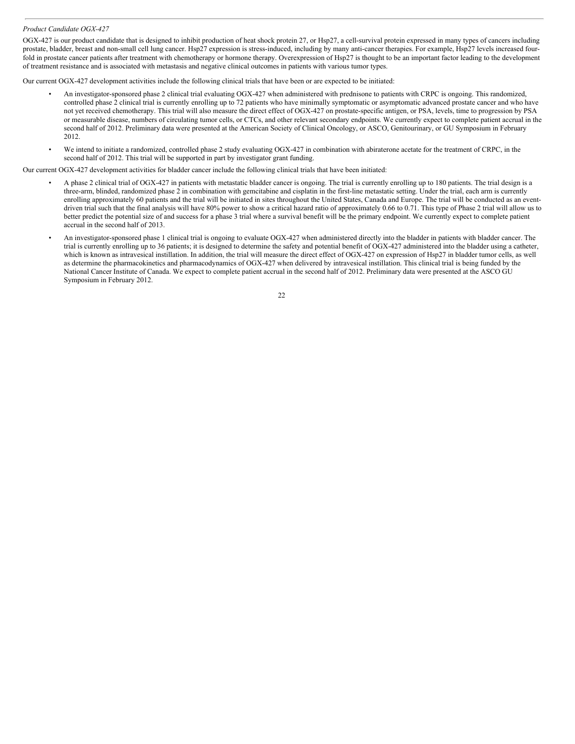*Product Candidate OGX-427*

OGX-427 is our product candidate that is designed to inhibit production of heat shock protein 27, or Hsp27, a cell-survival protein expressed in many types of cancers including prostate, bladder, breast and non-small cell lung cancer. Hsp27 expression is stress-induced, including by many anti-cancer therapies. For example, Hsp27 levels increased four-fold in prostate cancer patients after treatment with chemotherapy or hormone therapy. Overexpression of Hsp27 is thought to be an important factor leading to the development of treatment resistance and is associated with metastasis and negative clinical outcomes in patients with various tumor types.

Our current OGX-427 development activities include the following clinical trials that have been or are expected to be initiated:

- An investigator-sponsored phase 2 clinical trial evaluating OGX-427 when administered with prednisone to patients with CRPC is ongoing. This randomized, controlled phase 2 clinical trial is currently enrolling up to 72 patients who have minimally symptomatic or asymptomatic advanced prostate cancer and who have not yet received chemotherapy. This trial will also measure the direct effect of OGX-427 on prostate-specific antigen, or PSA, levels, time to progression by PSA or measurable disease, numbers of circulating tumor cells, or CTCs, and other relevant secondary endpoints. We currently expect to complete patient accrual in the second half of 2012. Preliminary data were presented at the American Society of Clinical Oncology, or ASCO, Genitourinary, or GU Symposium in February 2012.
- We intend to initiate a randomized, controlled phase 2 study evaluating OGX-427 in combination with abiraterone acetate for the treatment of CRPC, in the second half of 2012. This trial will be supported in part by investigator grant funding.

Our current OGX-427 development activities for bladder cancer include the following clinical trials that have been initiated:

- A phase 2 clinical trial of OGX-427 in patients with metastatic bladder cancer is ongoing. The trial is currently enrolling up to 180 patients. The trial design is a three-arm, blinded, randomized phase 2 in combination with gemcitabine and cisplatin in the first-line metastatic setting. Under the trial, each arm is currently enrolling approximately 60 patients and the trial will be initiated in sites throughout the United States, Canada and Europe. The trial will be conducted as an event-driven trial such that the final analysis will have 80% power to show a critical hazard ratio of approximately 0.66 to 0.71. This type of Phase 2 trial will allow us to better predict the potential size of and success for a phase 3 trial where a survival benefit will be the primary endpoint. We currently expect to complete patient accrual in the second half of 2013.
- An investigator-sponsored phase 1 clinical trial is ongoing to evaluate OGX-427 when administered directly into the bladder in patients with bladder cancer. The trial is currently enrolling up to 36 patients; it is designed to determine the safety and potential benefit of OGX-427 administered into the bladder using a catheter, which is known as intravesical instillation. In addition, the trial will measure the direct effect of OGX-427 on expression of Hsp27 in bladder tumor cells, as well as determine the pharmacokinetics and pharmacodynamics of OGX-427 when delivered by intravesical instillation. This clinical trial is being funded by the National Cancer Institute of Canada. We expect to complete patient accrual in the second half of 2012. Preliminary data were presented at the ASCO GU Symposium in February 2012.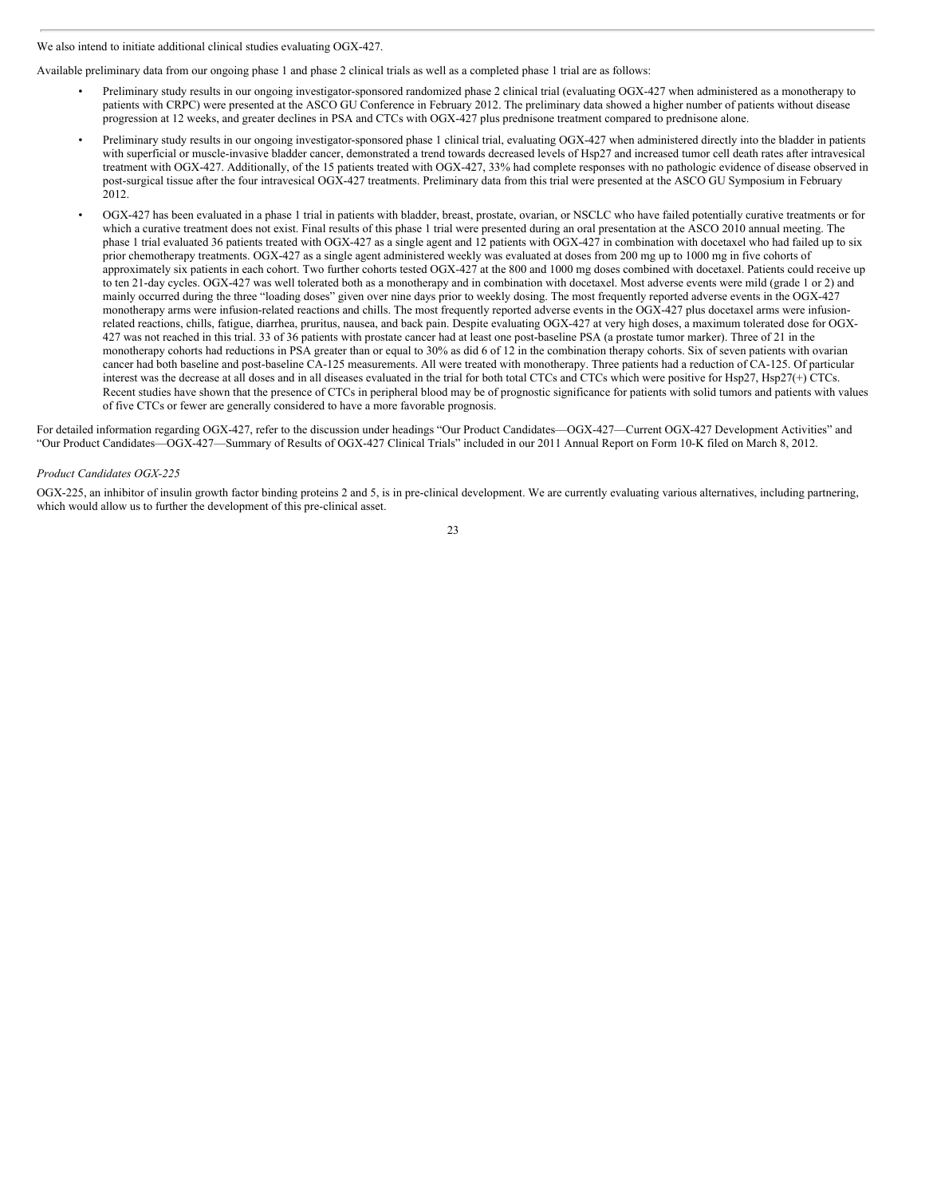We also intend to initiate additional clinical studies evaluating OGX-427.

Available preliminary data from our ongoing phase 1 and phase 2 clinical trials as well as a completed phase 1 trial are as follows:

- Preliminary study results in our ongoing investigator-sponsored randomized phase 2 clinical trial (evaluating OGX-427 when administered as a monotherapy to patients with CRPC) were presented at the ASCO GU Conference in February 2012. The preliminary data showed a higher number of patients without disease progression at 12 weeks, and greater declines in PSA and CTCs with OGX-427 plus prednisone treatment compared to prednisone alone.
- Preliminary study results in our ongoing investigator-sponsored phase 1 clinical trial, evaluating OGX-427 when administered directly into the bladder in patients with superficial or muscle-invasive bladder cancer, demonstrated a trend towards decreased levels of Hsp27 and increased tumor cell death rates after intravesical treatment with OGX-427. Additionally, of the 15 patients treated with OGX-427, 33% had complete responses with no pathologic evidence of disease observed in post-surgical tissue after the four intravesical OGX-427 treatments. Preliminary data from this trial were presented at the ASCO GU Symposium in February 2012.
- OGX-427 has been evaluated in a phase 1 trial in patients with bladder, breast, prostate, ovarian, or NSCLC who have failed potentially curative treatments or for which a curative treatment does not exist. Final results of this phase 1 trial were presented during an oral presentation at the ASCO 2010 annual meeting. The phase 1 trial evaluated 36 patients treated with OGX-427 as a single agent and 12 patients with OGX-427 in combination with docetaxel who had failed up to six prior chemotherapy treatments. OGX-427 as a single agent administered weekly was evaluated at doses from 200 mg up to 1000 mg in five cohorts of approximately six patients in each cohort. Two further cohorts tested OGX-427 at the 800 and 1000 mg doses combined with docetaxel. Patients could receive up to ten 21-day cycles. OGX-427 was well tolerated both as a monotherapy and in combination with docetaxel. Most adverse events were mild (grade 1 or 2) and mainly occurred during the three "loading doses" given over nine days prior to weekly dosing. The most frequently reported adverse events in the OGX-427 monotherapy arms were infusion-related reactions and chills. The most frequently reported adverse events in the OGX-427 plus docetaxel arms were infusion-related reactions, chills, fatigue, diarrhea, pruritus, nausea, and back pain. Despite evaluating OGX-427 at very high doses, a maximum tolerated dose for OGX-427 was not reached in this trial. 33 of 36 patients with prostate cancer had at least one post-baseline PSA (a prostate tumor marker). Three of 21 in the monotherapy cohorts had reductions in PSA greater than or equal to 30% as did 6 of 12 in the combination therapy cohorts. Six of seven patients with ovarian cancer had both baseline and post-baseline CA-125 measurements. All were treated with monotherapy. Three patients had a reduction of CA-125. Of particular interest was the decrease at all doses and in all diseases evaluated in the trial for both total CTCs and CTCs which were positive for Hsp27, Hsp27(+) CTCs. Recent studies have shown that the presence of CTCs in peripheral blood may be of prognostic significance for patients with solid tumors and patients with values of five CTCs or fewer are generally considered to have a more favorable prognosis.

For detailed information regarding OGX-427, refer to the discussion under headings "Our Product Candidates—OGX-427—Current OGX-427 Development Activities" and "Our Product Candidates—OGX-427—Summary of Results of OGX-427 Clinical Trials" included in our 2011 Annual Report on Form 10-K filed on March 8, 2012.

*Product Candidates OGX-225*

OGX-225, an inhibitor of insulin growth factor binding proteins 2 and 5, is in pre-clinical development. We are currently evaluating various alternatives, including partnering, which would allow us to further the development of this pre-clinical asset.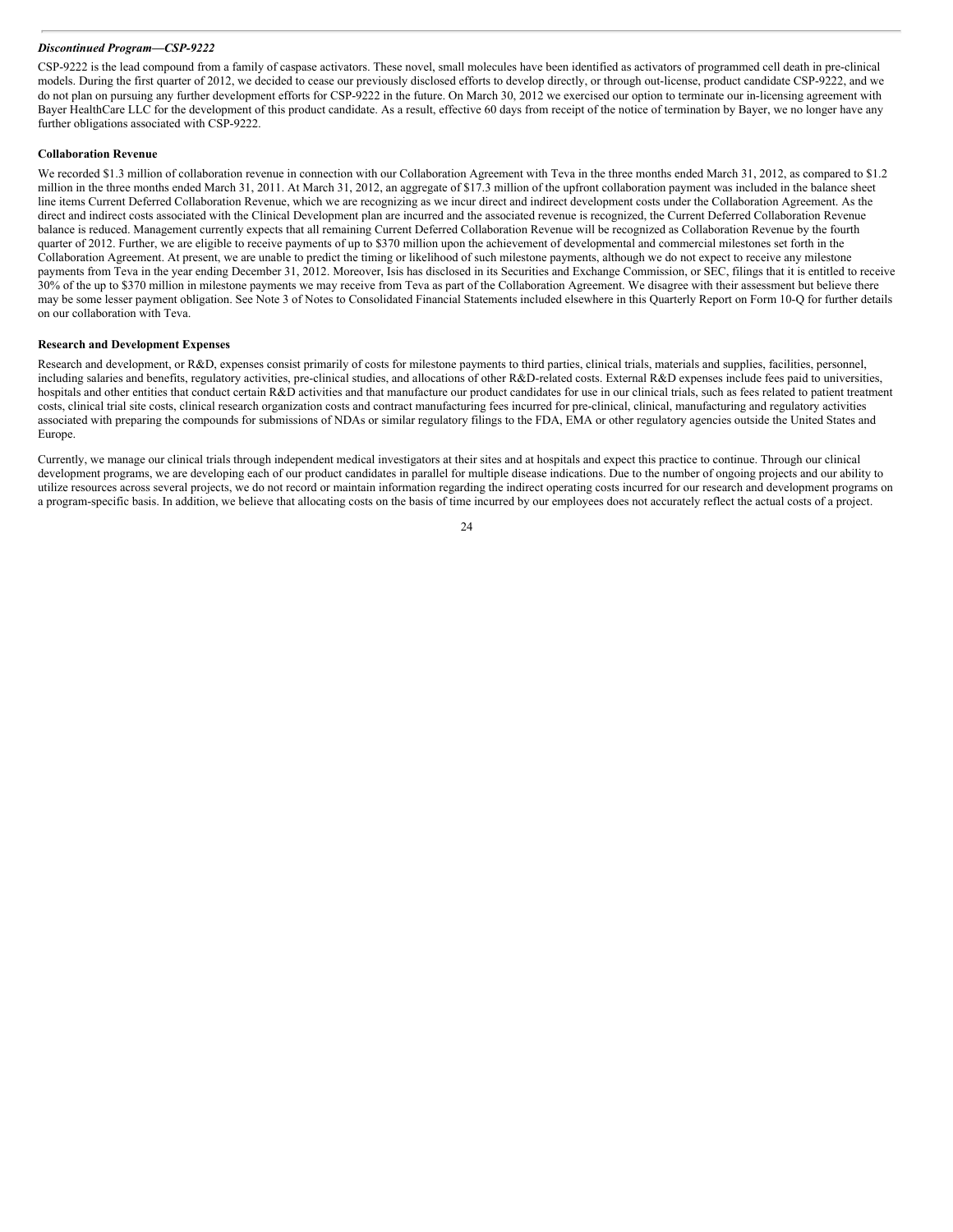***Discontinued Program—CSP-9222***

CSP-9222 is the lead compound from a family of caspase activators. These novel, small molecules have been identified as activators of programmed cell death in pre-clinical models. During the first quarter of 2012, we decided to cease our previously disclosed efforts to develop directly, or through out-license, product candidate CSP-9222, and we do not plan on pursuing any further development efforts for CSP-9222 in the future. On March 30, 2012 we exercised our option to terminate our in-licensing agreement with Bayer HealthCare LLC for the development of this product candidate. As a result, effective 60 days from receipt of the notice of termination by Bayer, we no longer have any further obligations associated with CSP-9222.

**Collaboration Revenue**

We recorded $1.3 million of collaboration revenue in connection with our Collaboration Agreement with Teva in the three months ended March 31, 2012, as compared to $1.2 million in the three months ended March 31, 2011. At March 31, 2012, an aggregate of $17.3 million of the upfront collaboration payment was included in the balance sheet line items Current Deferred Collaboration Revenue, which we are recognizing as we incur direct and indirect development costs under the Collaboration Agreement. As the direct and indirect costs associated with the Clinical Development plan are incurred and the associated revenue is recognized, the Current Deferred Collaboration Revenue balance is reduced. Management currently expects that all remaining Current Deferred Collaboration Revenue will be recognized as Collaboration Revenue by the fourth quarter of 2012. Further, we are eligible to receive payments of up to $370 million upon the achievement of developmental and commercial milestones set forth in the Collaboration Agreement. At present, we are unable to predict the timing or likelihood of such milestone payments, although we do not expect to receive any milestone payments from Teva in the year ending December 31, 2012. Moreover, Isis has disclosed in its Securities and Exchange Commission, or SEC, filings that it is entitled to receive 30% of the up to $370 million in milestone payments we may receive from Teva as part of the Collaboration Agreement. We disagree with their assessment but believe there may be some lesser payment obligation. See Note 3 of Notes to Consolidated Financial Statements included elsewhere in this Quarterly Report on Form 10-Q for further details on our collaboration with Teva.

**Research and Development Expenses**

Research and development, or R&D, expenses consist primarily of costs for milestone payments to third parties, clinical trials, materials and supplies, facilities, personnel, including salaries and benefits, regulatory activities, pre-clinical studies, and allocations of other R&D-related costs. External R&D expenses include fees paid to universities, hospitals and other entities that conduct certain R&D activities and that manufacture our product candidates for use in our clinical trials, such as fees related to patient treatment costs, clinical trial site costs, clinical research organization costs and contract manufacturing fees incurred for pre-clinical, clinical, manufacturing and regulatory activities associated with preparing the compounds for submissions of NDAs or similar regulatory filings to the FDA, EMA or other regulatory agencies outside the United States and Europe.

Currently, we manage our clinical trials through independent medical investigators at their sites and at hospitals and expect this practice to continue. Through our clinical development programs, we are developing each of our product candidates in parallel for multiple disease indications. Due to the number of ongoing projects and our ability to utilize resources across several projects, we do not record or maintain information regarding the indirect operating costs incurred for our research and development programs on a program-specific basis. In addition, we believe that allocating costs on the basis of time incurred by our employees does not accurately reflect the actual costs of a project.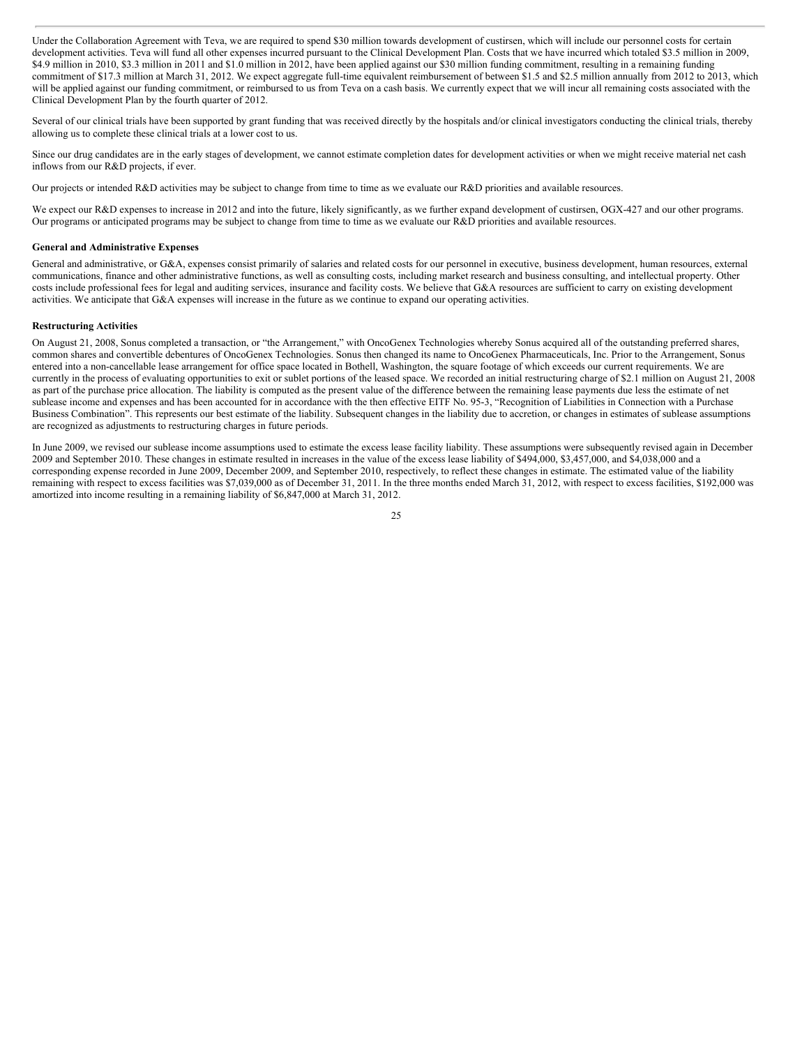Under the Collaboration Agreement with Teva, we are required to spend $30 million towards development of custirsen, which will include our personnel costs for certain development activities. Teva will fund all other expenses incurred pursuant to the Clinical Development Plan. Costs that we have incurred which totaled $3.5 million in 2009, $4.9 million in 2010, $3.3 million in 2011 and $1.0 million in 2012, have been applied against our $30 million funding commitment, resulting in a remaining funding commitment of $17.3 million at March 31, 2012. We expect aggregate full-time equivalent reimbursement of between $1.5 and $2.5 million annually from 2012 to 2013, which will be applied against our funding commitment, or reimbursed to us from Teva on a cash basis. We currently expect that we will incur all remaining costs associated with the Clinical Development Plan by the fourth quarter of 2012.

Several of our clinical trials have been supported by grant funding that was received directly by the hospitals and/or clinical investigators conducting the clinical trials, thereby allowing us to complete these clinical trials at a lower cost to us.

Since our drug candidates are in the early stages of development, we cannot estimate completion dates for development activities or when we might receive material net cash inflows from our R&D projects, if ever.

Our projects or intended R&D activities may be subject to change from time to time as we evaluate our R&D priorities and available resources.

We expect our R&D expenses to increase in 2012 and into the future, likely significantly, as we further expand development of custirsen, OGX-427 and our other programs. Our programs or anticipated programs may be subject to change from time to time as we evaluate our R&D priorities and available resources.

**General and Administrative Expenses**

General and administrative, or G&A, expenses consist primarily of salaries and related costs for our personnel in executive, business development, human resources, external communications, finance and other administrative functions, as well as consulting costs, including market research and business consulting, and intellectual property. Other costs include professional fees for legal and auditing services, insurance and facility costs. We believe that G&A resources are sufficient to carry on existing development activities. We anticipate that G&A expenses will increase in the future as we continue to expand our operating activities.

**Restructuring Activities**

On August 21, 2008, Sonus completed a transaction, or "the Arrangement," with OncoGenex Technologies whereby Sonus acquired all of the outstanding preferred shares, common shares and convertible debentures of OncoGenex Technologies. Sonus then changed its name to OncoGenex Pharmaceuticals, Inc. Prior to the Arrangement, Sonus entered into a non-cancellable lease arrangement for office space located in Bothell, Washington, the square footage of which exceeds our current requirements. We are currently in the process of evaluating opportunities to exit or sublet portions of the leased space. We recorded an initial restructuring charge of $2.1 million on August 21, 2008 as part of the purchase price allocation. The liability is computed as the present value of the difference between the remaining lease payments due less the estimate of net sublease income and expenses and has been accounted for in accordance with the then effective EITF No. 95-3, "Recognition of Liabilities in Connection with a Purchase Business Combination". This represents our best estimate of the liability. Subsequent changes in the liability due to accretion, or changes in estimates of sublease assumptions are recognized as adjustments to restructuring charges in future periods.

In June 2009, we revised our sublease income assumptions used to estimate the excess lease facility liability. These assumptions were subsequently revised again in December 2009 and September 2010. These changes in estimate resulted in increases in the value of the excess lease liability of $494,000, $3,457,000, and $4,038,000 and a corresponding expense recorded in June 2009, December 2009, and September 2010, respectively, to reflect these changes in estimate. The estimated value of the liability remaining with respect to excess facilities was $7,039,000 as of December 31, 2011. In the three months ended March 31, 2012, with respect to excess facilities, $192,000 was amortized into income resulting in a remaining liability of $6,847,000 at March 31, 2012.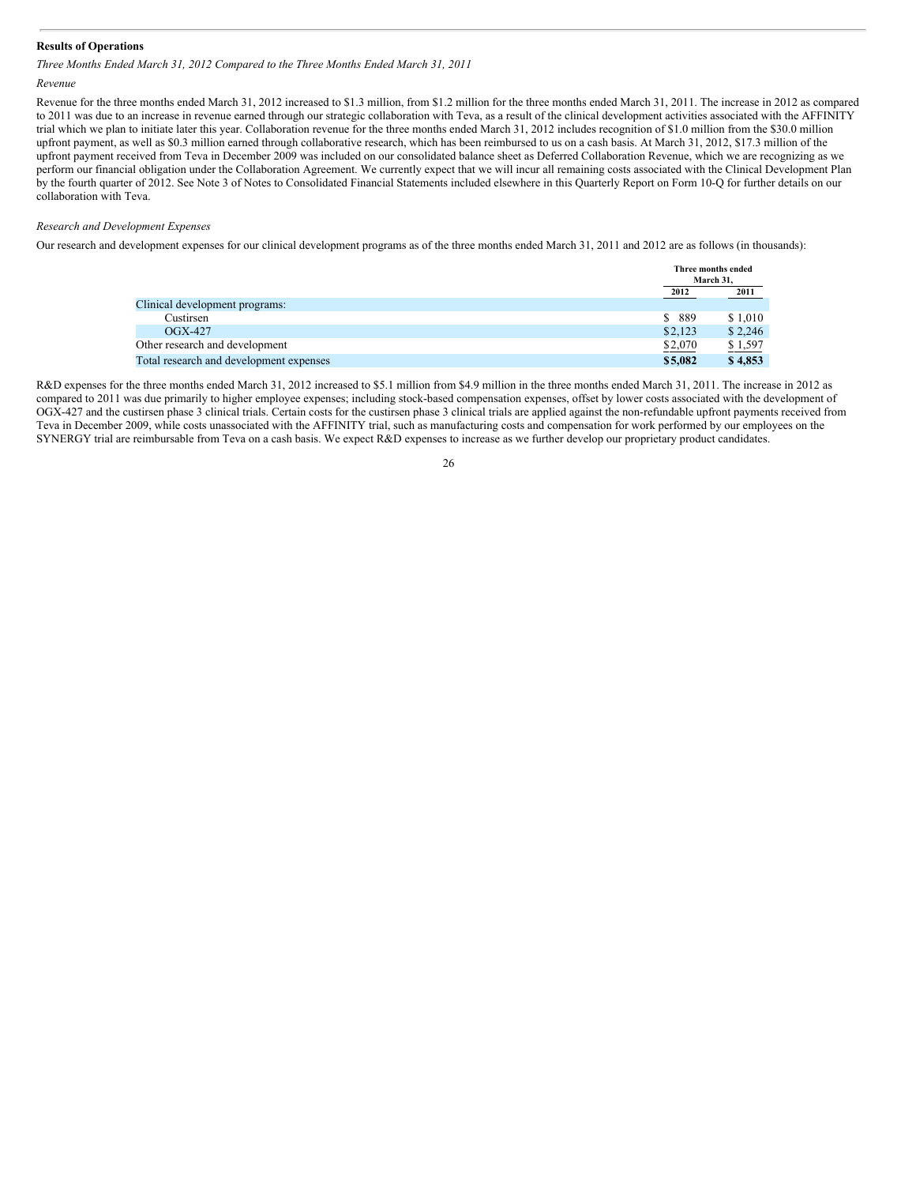## Results of Operations

*Three Months Ended March 31, 2012 Compared to the Three Months Ended March 31, 2011*

*Revenue*

Revenue for the three months ended March 31, 2012 increased to $1.3 million, from $1.2 million for the three months ended March 31, 2011. The increase in 2012 as compared to 2011 was due to an increase in revenue earned through our strategic collaboration with Teva, as a result of the clinical development activities associated with the AFFINITY trial which we plan to initiate later this year. Collaboration revenue for the three months ended March 31, 2012 includes recognition of $1.0 million from the $30.0 million upfront payment, as well as $0.3 million earned through collaborative research, which has been reimbursed to us on a cash basis. At March 31, 2012, $17.3 million of the upfront payment received from Teva in December 2009 was included on our consolidated balance sheet as Deferred Collaboration Revenue, which we are recognizing as we perform our financial obligation under the Collaboration Agreement. We currently expect that we will incur all remaining costs associated with the Clinical Development Plan by the fourth quarter of 2012. See Note 3 of Notes to Consolidated Financial Statements included elsewhere in this Quarterly Report on Form 10-Q for further details on our collaboration with Teva.

*Research and Development Expenses*

Our research and development expenses for our clinical development programs as of the three months ended March 31, 2011 and 2012 are as follows (in thousands):

| | Three months ended March 31, | |
|---|---|---|
| | 2012 | 2011 |
| Clinical development programs: | | |
| Custirsen | $ 889 | $ 1,010 |
| OGX-427 | $2,123 | $ 2,246 |
| Other research and development | $2,070 | $ 1,597 |
| **Total research and development expenses** | **$5,082** | **$ 4,853** |

R&D expenses for the three months ended March 31, 2012 increased to $5.1 million from $4.9 million in the three months ended March 31, 2011. The increase in 2012 as compared to 2011 was due primarily to higher employee expenses; including stock-based compensation expenses, offset by lower costs associated with the development of OGX-427 and the custirsen phase 3 clinical trials. Certain costs for the custirsen phase 3 clinical trials are applied against the non-refundable upfront payments received from Teva in December 2009, while costs unassociated with the AFFINITY trial, such as manufacturing costs and compensation for work performed by our employees on the SYNERGY trial are reimbursable from Teva on a cash basis. We expect R&D expenses to increase as we further develop our proprietary product candidates.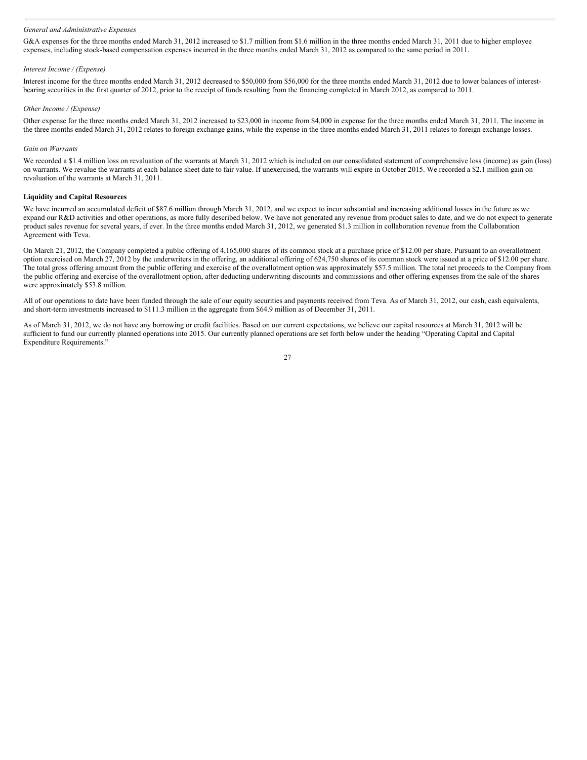*General and Administrative Expenses*

G&A expenses for the three months ended March 31, 2012 increased to $1.7 million from $1.6 million in the three months ended March 31, 2011 due to higher employee expenses, including stock-based compensation expenses incurred in the three months ended March 31, 2012 as compared to the same period in 2011.

*Interest Income / (Expense)*

Interest income for the three months ended March 31, 2012 decreased to $50,000 from $56,000 for the three months ended March 31, 2012 due to lower balances of interest-bearing securities in the first quarter of 2012, prior to the receipt of funds resulting from the financing completed in March 2012, as compared to 2011.

*Other Income / (Expense)*

Other expense for the three months ended March 31, 2012 increased to $23,000 in income from $4,000 in expense for the three months ended March 31, 2011. The income in the three months ended March 31, 2012 relates to foreign exchange gains, while the expense in the three months ended March 31, 2011 relates to foreign exchange losses.

*Gain on Warrants*

We recorded a $1.4 million loss on revaluation of the warrants at March 31, 2012 which is included on our consolidated statement of comprehensive loss (income) as gain (loss) on warrants. We revalue the warrants at each balance sheet date to fair value. If unexercised, the warrants will expire in October 2015. We recorded a $2.1 million gain on revaluation of the warrants at March 31, 2011.

**Liquidity and Capital Resources**

We have incurred an accumulated deficit of $87.6 million through March 31, 2012, and we expect to incur substantial and increasing additional losses in the future as we expand our R&D activities and other operations, as more fully described below. We have not generated any revenue from product sales to date, and we do not expect to generate product sales revenue for several years, if ever. In the three months ended March 31, 2012, we generated $1.3 million in collaboration revenue from the Collaboration Agreement with Teva.

On March 21, 2012, the Company completed a public offering of 4,165,000 shares of its common stock at a purchase price of $12.00 per share. Pursuant to an overallotment option exercised on March 27, 2012 by the underwriters in the offering, an additional offering of 624,750 shares of its common stock were issued at a price of $12.00 per share. The total gross offering amount from the public offering and exercise of the overallotment option was approximately $57.5 million. The total net proceeds to the Company from the public offering and exercise of the overallotment option, after deducting underwriting discounts and commissions and other offering expenses from the sale of the shares were approximately $53.8 million.

All of our operations to date have been funded through the sale of our equity securities and payments received from Teva. As of March 31, 2012, our cash, cash equivalents, and short-term investments increased to $111.3 million in the aggregate from $64.9 million as of December 31, 2011.

As of March 31, 2012, we do not have any borrowing or credit facilities. Based on our current expectations, we believe our capital resources at March 31, 2012 will be sufficient to fund our currently planned operations into 2015. Our currently planned operations are set forth below under the heading "Operating Capital and Capital Expenditure Requirements."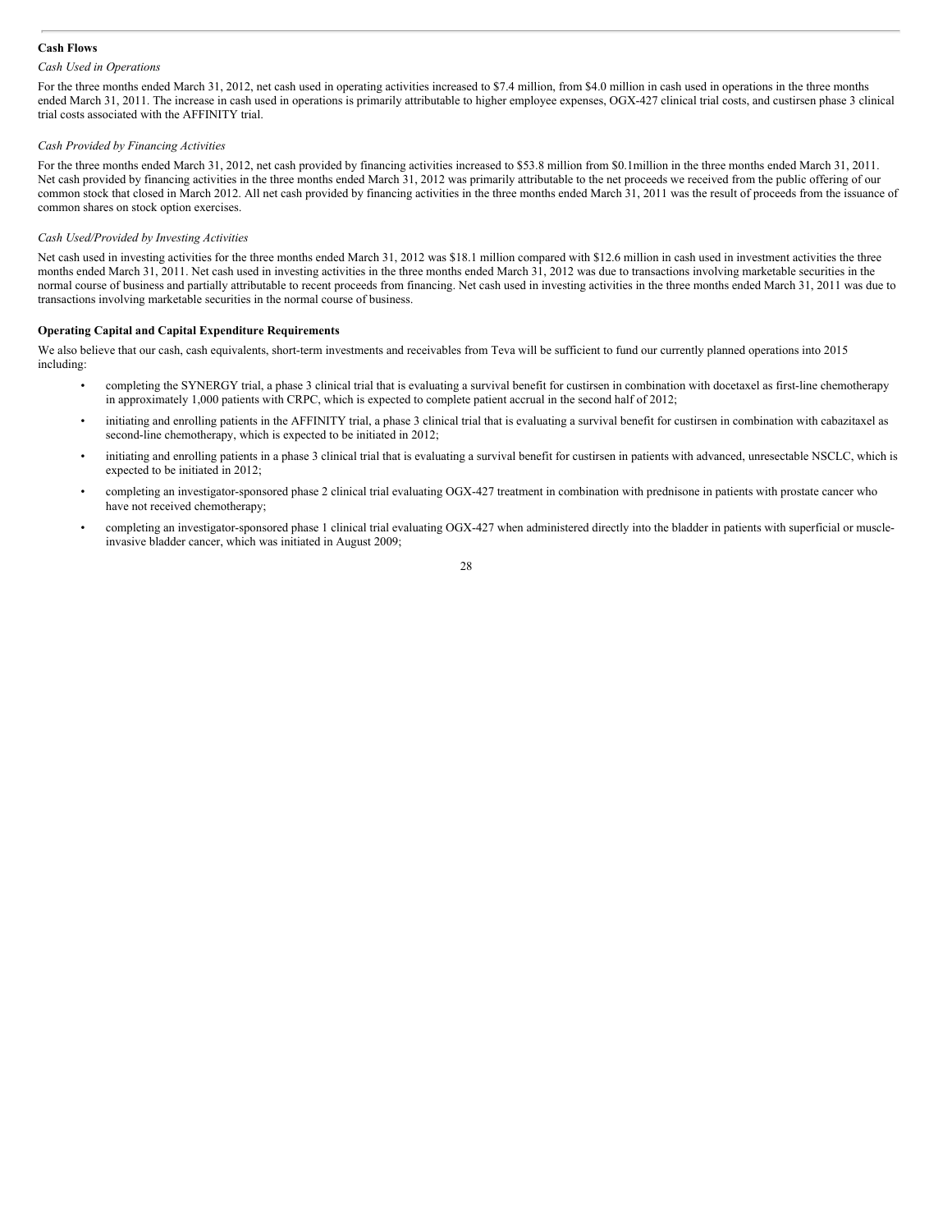**Cash Flows**

*Cash Used in Operations*

For the three months ended March 31, 2012, net cash used in operating activities increased to $7.4 million, from $4.0 million in cash used in operations in the three months ended March 31, 2011. The increase in cash used in operations is primarily attributable to higher employee expenses, OGX-427 clinical trial costs, and custirsen phase 3 clinical trial costs associated with the AFFINITY trial.

*Cash Provided by Financing Activities*

For the three months ended March 31, 2012, net cash provided by financing activities increased to $53.8 million from $0.1million in the three months ended March 31, 2011. Net cash provided by financing activities in the three months ended March 31, 2012 was primarily attributable to the net proceeds we received from the public offering of our common stock that closed in March 2012. All net cash provided by financing activities in the three months ended March 31, 2011 was the result of proceeds from the issuance of common shares on stock option exercises.

*Cash Used/Provided by Investing Activities*

Net cash used in investing activities for the three months ended March 31, 2012 was $18.1 million compared with $12.6 million in cash used in investment activities the three months ended March 31, 2011. Net cash used in investing activities in the three months ended March 31, 2012 was due to transactions involving marketable securities in the normal course of business and partially attributable to recent proceeds from financing. Net cash used in investing activities in the three months ended March 31, 2011 was due to transactions involving marketable securities in the normal course of business.

**Operating Capital and Capital Expenditure Requirements**

We also believe that our cash, cash equivalents, short-term investments and receivables from Teva will be sufficient to fund our currently planned operations into 2015 including:

- completing the SYNERGY trial, a phase 3 clinical trial that is evaluating a survival benefit for custirsen in combination with docetaxel as first-line chemotherapy in approximately 1,000 patients with CRPC, which is expected to complete patient accrual in the second half of 2012;
- initiating and enrolling patients in the AFFINITY trial, a phase 3 clinical trial that is evaluating a survival benefit for custirsen in combination with cabazitaxel as second-line chemotherapy, which is expected to be initiated in 2012;
- initiating and enrolling patients in a phase 3 clinical trial that is evaluating a survival benefit for custirsen in patients with advanced, unresectable NSCLC, which is expected to be initiated in 2012;
- completing an investigator-sponsored phase 2 clinical trial evaluating OGX-427 treatment in combination with prednisone in patients with prostate cancer who have not received chemotherapy;
- completing an investigator-sponsored phase 1 clinical trial evaluating OGX-427 when administered directly into the bladder in patients with superficial or muscle-invasive bladder cancer, which was initiated in August 2009;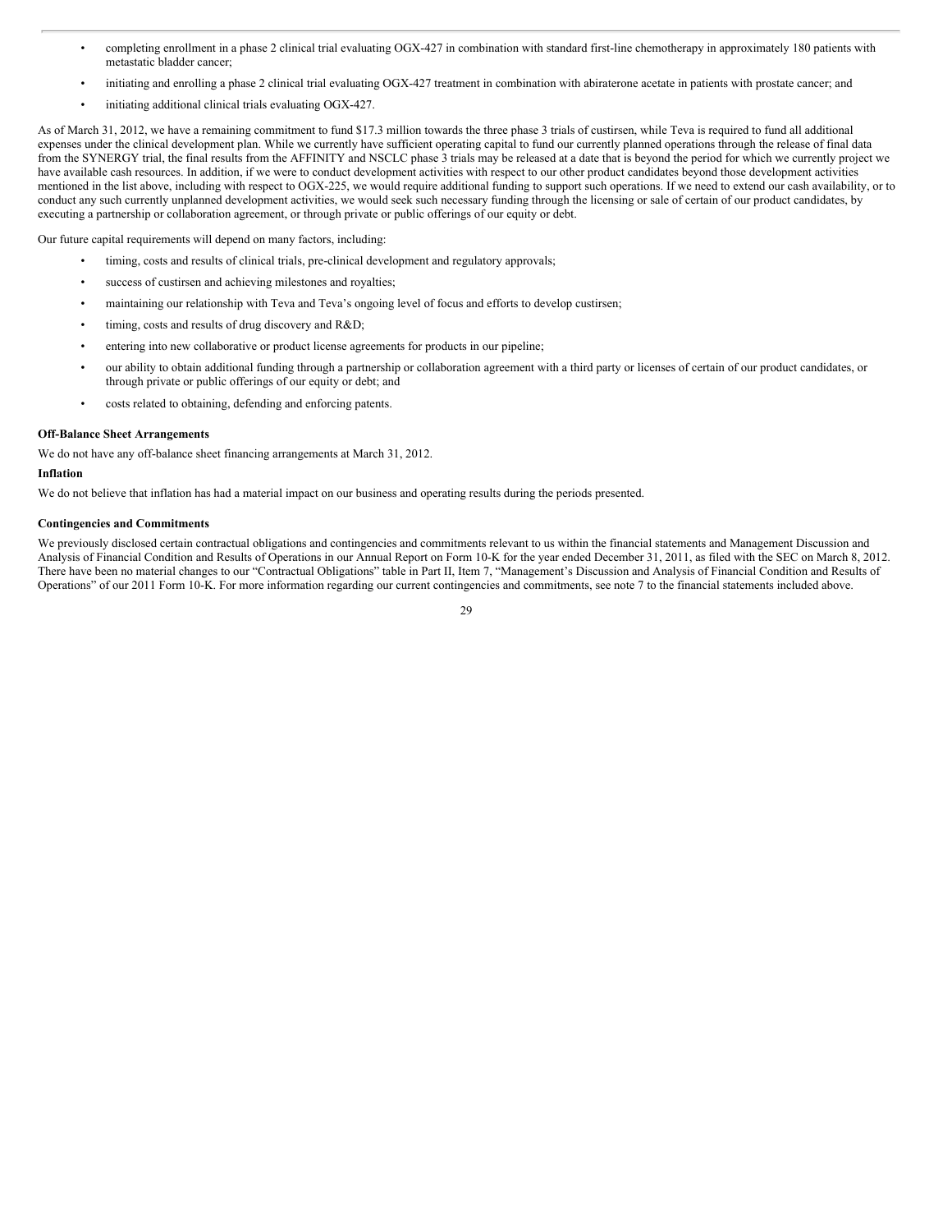- completing enrollment in a phase 2 clinical trial evaluating OGX-427 in combination with standard first-line chemotherapy in approximately 180 patients with metastatic bladder cancer;
- initiating and enrolling a phase 2 clinical trial evaluating OGX-427 treatment in combination with abiraterone acetate in patients with prostate cancer; and
- initiating additional clinical trials evaluating OGX-427.

As of March 31, 2012, we have a remaining commitment to fund $17.3 million towards the three phase 3 trials of custirsen, while Teva is required to fund all additional expenses under the clinical development plan. While we currently have sufficient operating capital to fund our currently planned operations through the release of final data from the SYNERGY trial, the final results from the AFFINITY and NSCLC phase 3 trials may be released at a date that is beyond the period for which we currently project we have available cash resources. In addition, if we were to conduct development activities with respect to our other product candidates beyond those development activities mentioned in the list above, including with respect to OGX-225, we would require additional funding to support such operations. If we need to extend our cash availability, or to conduct any such currently unplanned development activities, we would seek such necessary funding through the licensing or sale of certain of our product candidates, by executing a partnership or collaboration agreement, or through private or public offerings of our equity or debt.

Our future capital requirements will depend on many factors, including:

- timing, costs and results of clinical trials, pre-clinical development and regulatory approvals;
- success of custirsen and achieving milestones and royalties;
- maintaining our relationship with Teva and Teva's ongoing level of focus and efforts to develop custirsen;
- timing, costs and results of drug discovery and R&D;
- entering into new collaborative or product license agreements for products in our pipeline;
- our ability to obtain additional funding through a partnership or collaboration agreement with a third party or licenses of certain of our product candidates, or through private or public offerings of our equity or debt; and
- costs related to obtaining, defending and enforcing patents.

**Off-Balance Sheet Arrangements**

We do not have any off-balance sheet financing arrangements at March 31, 2012.

**Inflation**

We do not believe that inflation has had a material impact on our business and operating results during the periods presented.

**Contingencies and Commitments**

We previously disclosed certain contractual obligations and contingencies and commitments relevant to us within the financial statements and Management Discussion and Analysis of Financial Condition and Results of Operations in our Annual Report on Form 10-K for the year ended December 31, 2011, as filed with the SEC on March 8, 2012. There have been no material changes to our "Contractual Obligations" table in Part II, Item 7, "Management's Discussion and Analysis of Financial Condition and Results of Operations" of our 2011 Form 10-K. For more information regarding our current contingencies and commitments, see note 7 to the financial statements included above.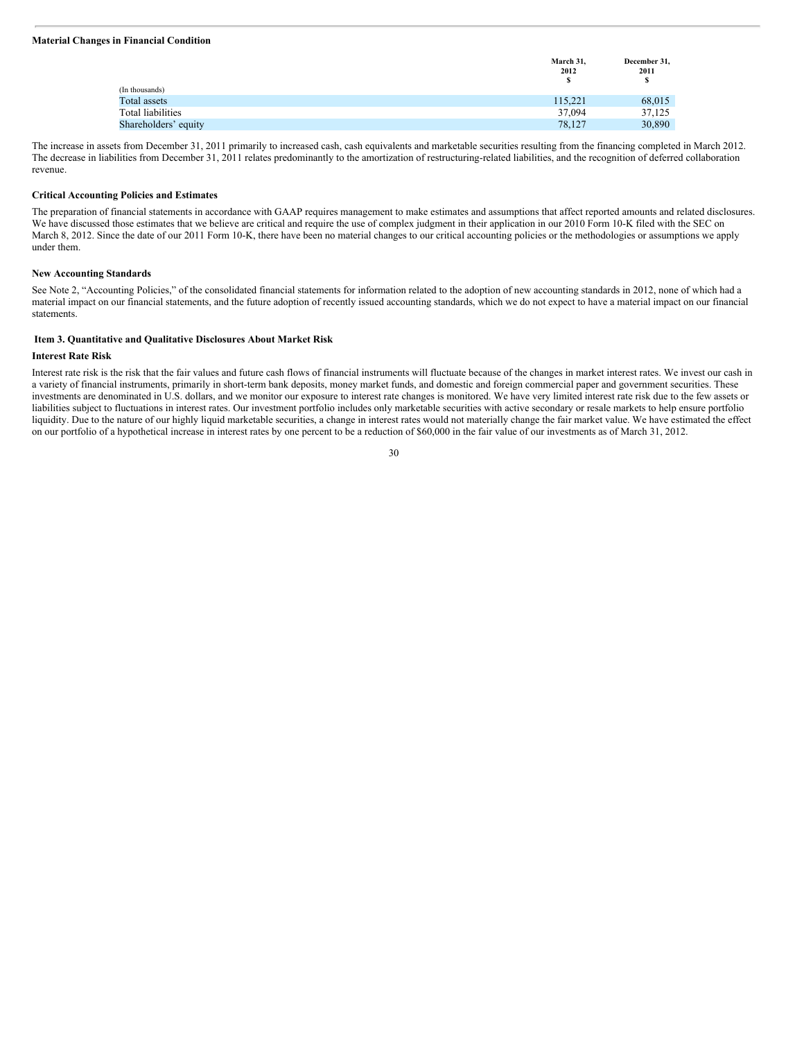**Material Changes in Financial Condition**

| (In thousands) | March 31, 2012 $ | December 31, 2011 $ |
|---|---|---|
| Total assets | 115,221 | 68,015 |
| Total liabilities | 37,094 | 37,125 |
| Shareholders' equity | 78,127 | 30,890 |

The increase in assets from December 31, 2011 primarily to increased cash, cash equivalents and marketable securities resulting from the financing completed in March 2012. The decrease in liabilities from December 31, 2011 relates predominantly to the amortization of restructuring-related liabilities, and the recognition of deferred collaboration revenue.

**Critical Accounting Policies and Estimates**

The preparation of financial statements in accordance with GAAP requires management to make estimates and assumptions that affect reported amounts and related disclosures. We have discussed those estimates that we believe are critical and require the use of complex judgment in their application in our 2010 Form 10-K filed with the SEC on March 8, 2012. Since the date of our 2011 Form 10-K, there have been no material changes to our critical accounting policies or the methodologies or assumptions we apply under them.

**New Accounting Standards**

See Note 2, "Accounting Policies," of the consolidated financial statements for information related to the adoption of new accounting standards in 2012, none of which had a material impact on our financial statements, and the future adoption of recently issued accounting standards, which we do not expect to have a material impact on our financial statements.

## Item 3. Quantitative and Qualitative Disclosures About Market Risk

**Interest Rate Risk**

Interest rate risk is the risk that the fair values and future cash flows of financial instruments will fluctuate because of the changes in market interest rates. We invest our cash in a variety of financial instruments, primarily in short-term bank deposits, money market funds, and domestic and foreign commercial paper and government securities. These investments are denominated in U.S. dollars, and we monitor our exposure to interest rate changes is monitored. We have very limited interest rate risk due to the few assets or liabilities subject to fluctuations in interest rates. Our investment portfolio includes only marketable securities with active secondary or resale markets to help ensure portfolio liquidity. Due to the nature of our highly liquid marketable securities, a change in interest rates would not materially change the fair market value. We have estimated the effect on our portfolio of a hypothetical increase in interest rates by one percent to be a reduction of $60,000 in the fair value of our investments as of March 31, 2012.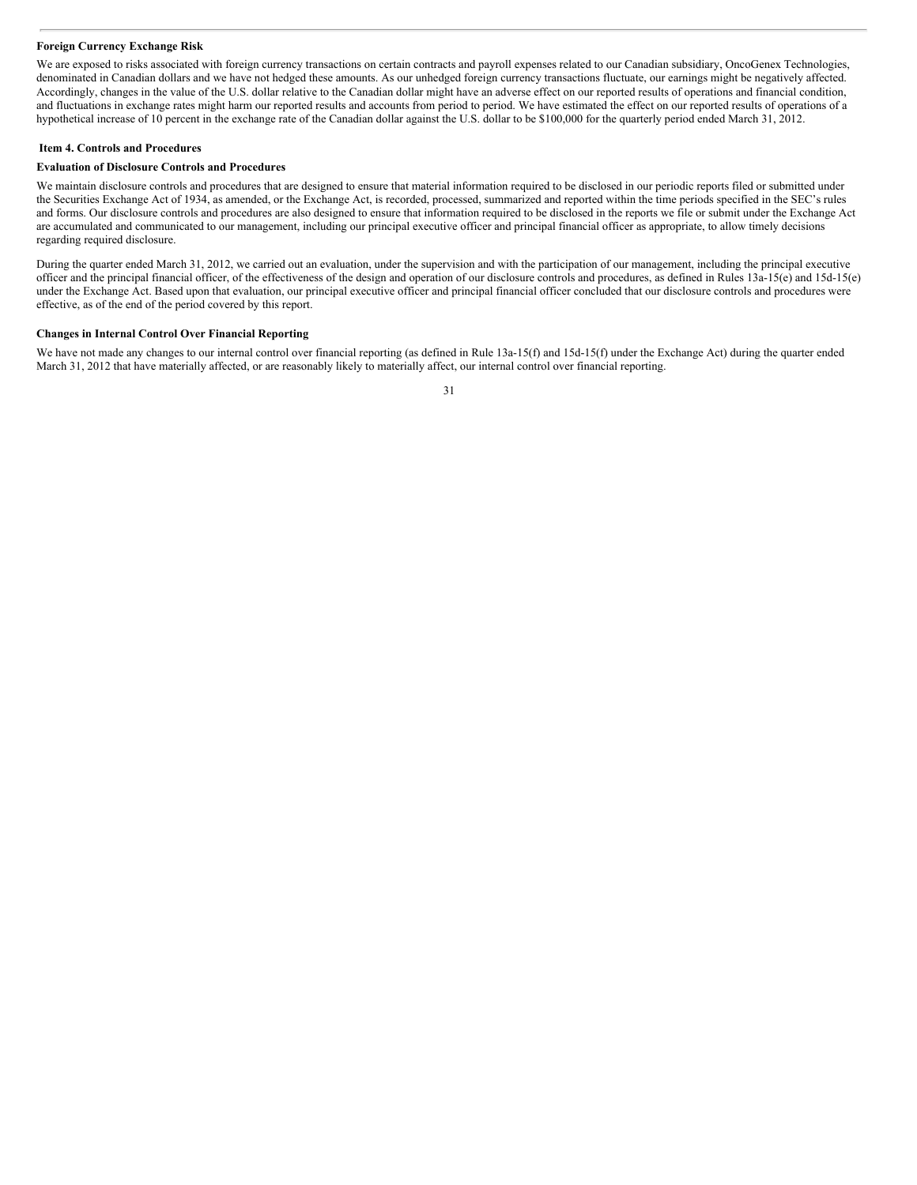### Foreign Currency Exchange Risk

We are exposed to risks associated with foreign currency transactions on certain contracts and payroll expenses related to our Canadian subsidiary, OncoGenex Technologies, denominated in Canadian dollars and we have not hedged these amounts. As our unhedged foreign currency transactions fluctuate, our earnings might be negatively affected. Accordingly, changes in the value of the U.S. dollar relative to the Canadian dollar might have an adverse effect on our reported results of operations and financial condition, and fluctuations in exchange rates might harm our reported results and accounts from period to period. We have estimated the effect on our reported results of operations of a hypothetical increase of 10 percent in the exchange rate of the Canadian dollar against the U.S. dollar to be $100,000 for the quarterly period ended March 31, 2012.

## Item 4. Controls and Procedures

### Evaluation of Disclosure Controls and Procedures

We maintain disclosure controls and procedures that are designed to ensure that material information required to be disclosed in our periodic reports filed or submitted under the Securities Exchange Act of 1934, as amended, or the Exchange Act, is recorded, processed, summarized and reported within the time periods specified in the SEC's rules and forms. Our disclosure controls and procedures are also designed to ensure that information required to be disclosed in the reports we file or submit under the Exchange Act are accumulated and communicated to our management, including our principal executive officer and principal financial officer as appropriate, to allow timely decisions regarding required disclosure.

During the quarter ended March 31, 2012, we carried out an evaluation, under the supervision and with the participation of our management, including the principal executive officer and the principal financial officer, of the effectiveness of the design and operation of our disclosure controls and procedures, as defined in Rules 13a-15(e) and 15d-15(e) under the Exchange Act. Based upon that evaluation, our principal executive officer and principal financial officer concluded that our disclosure controls and procedures were effective, as of the end of the period covered by this report.

### Changes in Internal Control Over Financial Reporting

We have not made any changes to our internal control over financial reporting (as defined in Rule 13a-15(f) and 15d-15(f) under the Exchange Act) during the quarter ended March 31, 2012 that have materially affected, or are reasonably likely to materially affect, our internal control over financial reporting.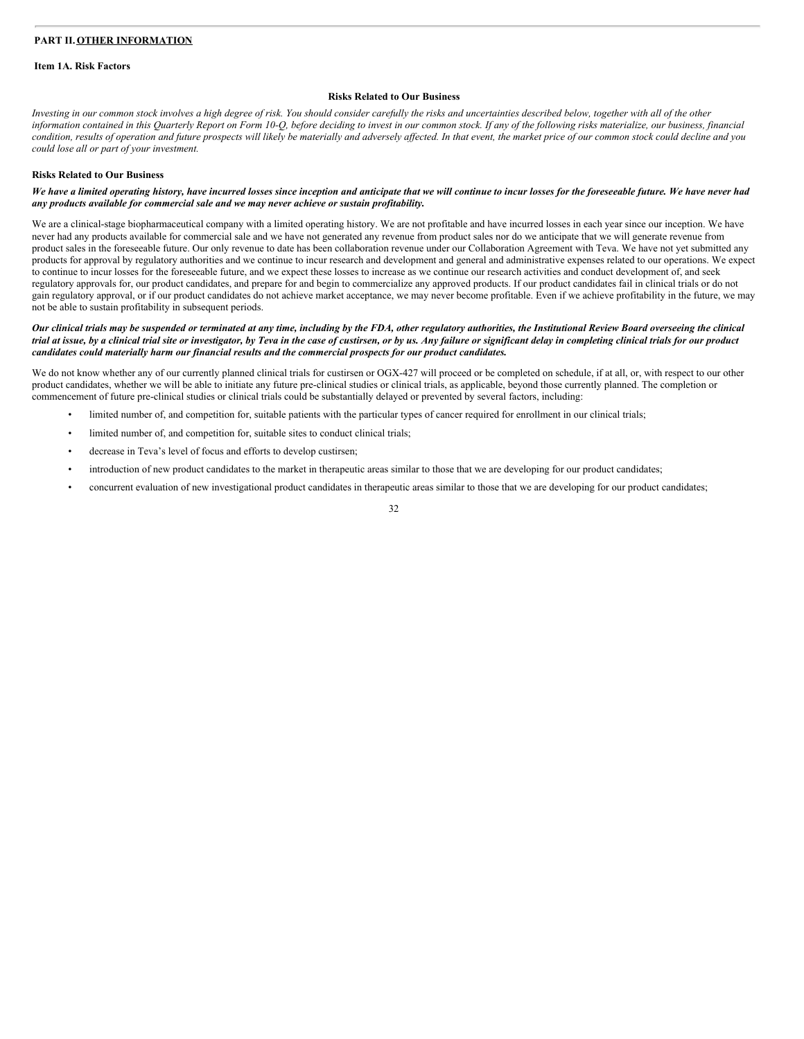## PART II. OTHER INFORMATION

### Item 1A. Risk Factors

**Risks Related to Our Business**

*Investing in our common stock involves a high degree of risk. You should consider carefully the risks and uncertainties described below, together with all of the other information contained in this Quarterly Report on Form 10-Q, before deciding to invest in our common stock. If any of the following risks materialize, our business, financial condition, results of operation and future prospects will likely be materially and adversely affected. In that event, the market price of our common stock could decline and you could lose all or part of your investment.*

**Risks Related to Our Business**

***We have a limited operating history, have incurred losses since inception and anticipate that we will continue to incur losses for the foreseeable future. We have never had any products available for commercial sale and we may never achieve or sustain profitability.***

We are a clinical-stage biopharmaceutical company with a limited operating history. We are not profitable and have incurred losses in each year since our inception. We have never had any products available for commercial sale and we have not generated any revenue from product sales nor do we anticipate that we will generate revenue from product sales in the foreseeable future. Our only revenue to date has been collaboration revenue under our Collaboration Agreement with Teva. We have not yet submitted any products for approval by regulatory authorities and we continue to incur research and development and general and administrative expenses related to our operations. We expect to continue to incur losses for the foreseeable future, and we expect these losses to increase as we continue our research activities and conduct development of, and seek regulatory approvals for, our product candidates, and prepare for and begin to commercialize any approved products. If our product candidates fail in clinical trials or do not gain regulatory approval, or if our product candidates do not achieve market acceptance, we may never become profitable. Even if we achieve profitability in the future, we may not be able to sustain profitability in subsequent periods.

***Our clinical trials may be suspended or terminated at any time, including by the FDA, other regulatory authorities, the Institutional Review Board overseeing the clinical trial at issue, by a clinical trial site or investigator, by Teva in the case of custirsen, or by us. Any failure or significant delay in completing clinical trials for our product candidates could materially harm our financial results and the commercial prospects for our product candidates.***

We do not know whether any of our currently planned clinical trials for custirsen or OGX-427 will proceed or be completed on schedule, if at all, or, with respect to our other product candidates, whether we will be able to initiate any future pre-clinical studies or clinical trials, as applicable, beyond those currently planned. The completion or commencement of future pre-clinical studies or clinical trials could be substantially delayed or prevented by several factors, including:

- limited number of, and competition for, suitable patients with the particular types of cancer required for enrollment in our clinical trials;
- limited number of, and competition for, suitable sites to conduct clinical trials;
- decrease in Teva's level of focus and efforts to develop custirsen;
- introduction of new product candidates to the market in therapeutic areas similar to those that we are developing for our product candidates;
- concurrent evaluation of new investigational product candidates in therapeutic areas similar to those that we are developing for our product candidates;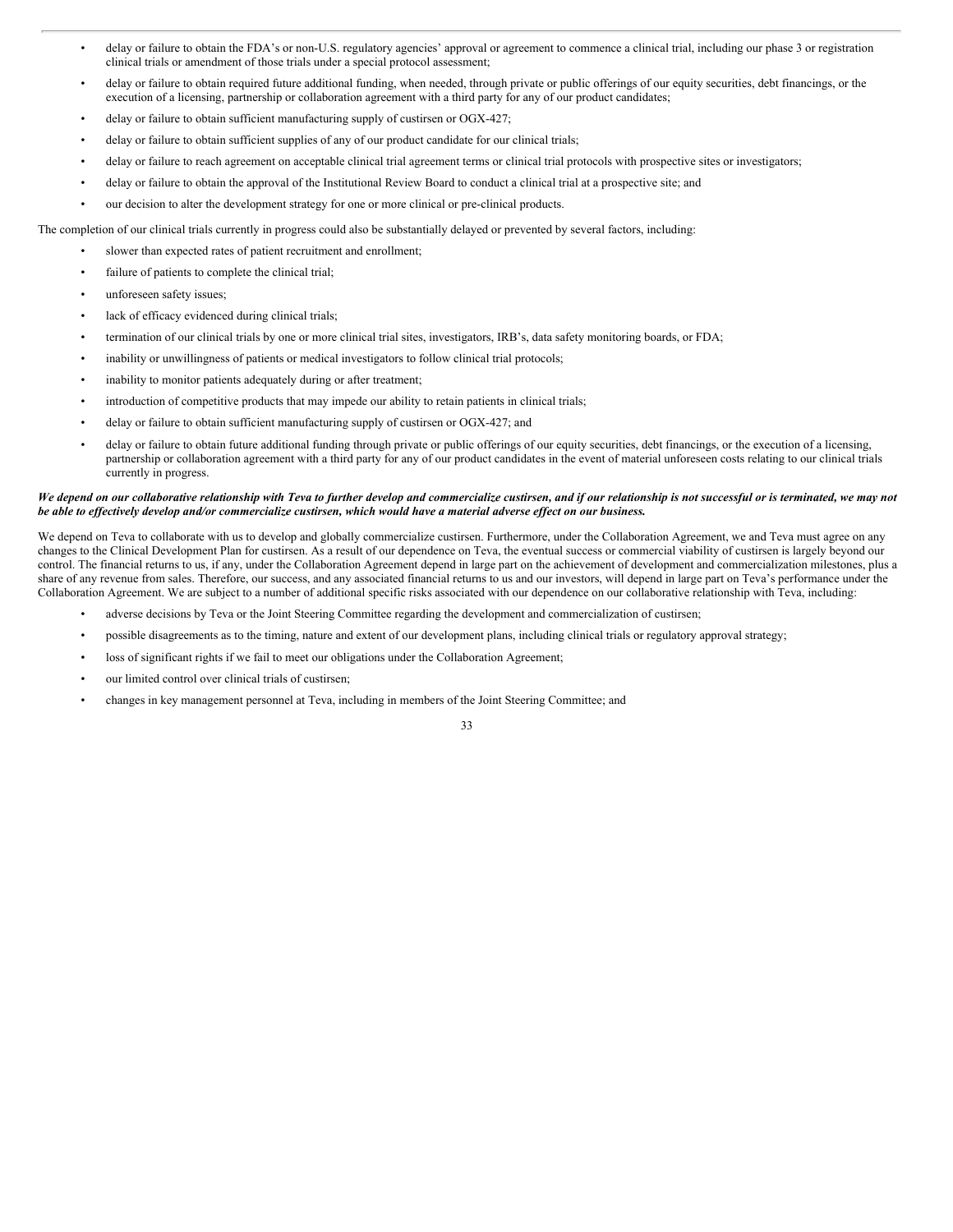- delay or failure to obtain the FDA's or non-U.S. regulatory agencies' approval or agreement to commence a clinical trial, including our phase 3 or registration clinical trials or amendment of those trials under a special protocol assessment;
- delay or failure to obtain required future additional funding, when needed, through private or public offerings of our equity securities, debt financings, or the execution of a licensing, partnership or collaboration agreement with a third party for any of our product candidates;
- delay or failure to obtain sufficient manufacturing supply of custirsen or OGX-427;
- delay or failure to obtain sufficient supplies of any of our product candidate for our clinical trials;
- delay or failure to reach agreement on acceptable clinical trial agreement terms or clinical trial protocols with prospective sites or investigators;
- delay or failure to obtain the approval of the Institutional Review Board to conduct a clinical trial at a prospective site; and
- our decision to alter the development strategy for one or more clinical or pre-clinical products.

The completion of our clinical trials currently in progress could also be substantially delayed or prevented by several factors, including:

- slower than expected rates of patient recruitment and enrollment;
- failure of patients to complete the clinical trial;
- unforeseen safety issues;
- lack of efficacy evidenced during clinical trials;
- termination of our clinical trials by one or more clinical trial sites, investigators, IRB's, data safety monitoring boards, or FDA;
- inability or unwillingness of patients or medical investigators to follow clinical trial protocols;
- inability to monitor patients adequately during or after treatment;
- introduction of competitive products that may impede our ability to retain patients in clinical trials;
- delay or failure to obtain sufficient manufacturing supply of custirsen or OGX-427; and
- delay or failure to obtain future additional funding through private or public offerings of our equity securities, debt financings, or the execution of a licensing, partnership or collaboration agreement with a third party for any of our product candidates in the event of material unforeseen costs relating to our clinical trials currently in progress.

***We depend on our collaborative relationship with Teva to further develop and commercialize custirsen, and if our relationship is not successful or is terminated, we may not be able to effectively develop and/or commercialize custirsen, which would have a material adverse effect on our business.***

We depend on Teva to collaborate with us to develop and globally commercialize custirsen. Furthermore, under the Collaboration Agreement, we and Teva must agree on any changes to the Clinical Development Plan for custirsen. As a result of our dependence on Teva, the eventual success or commercial viability of custirsen is largely beyond our control. The financial returns to us, if any, under the Collaboration Agreement depend in large part on the achievement of development and commercialization milestones, plus a share of any revenue from sales. Therefore, our success, and any associated financial returns to us and our investors, will depend in large part on Teva's performance under the Collaboration Agreement. We are subject to a number of additional specific risks associated with our dependence on our collaborative relationship with Teva, including:

- adverse decisions by Teva or the Joint Steering Committee regarding the development and commercialization of custirsen;
- possible disagreements as to the timing, nature and extent of our development plans, including clinical trials or regulatory approval strategy;
- loss of significant rights if we fail to meet our obligations under the Collaboration Agreement;
- our limited control over clinical trials of custirsen;
- changes in key management personnel at Teva, including in members of the Joint Steering Committee; and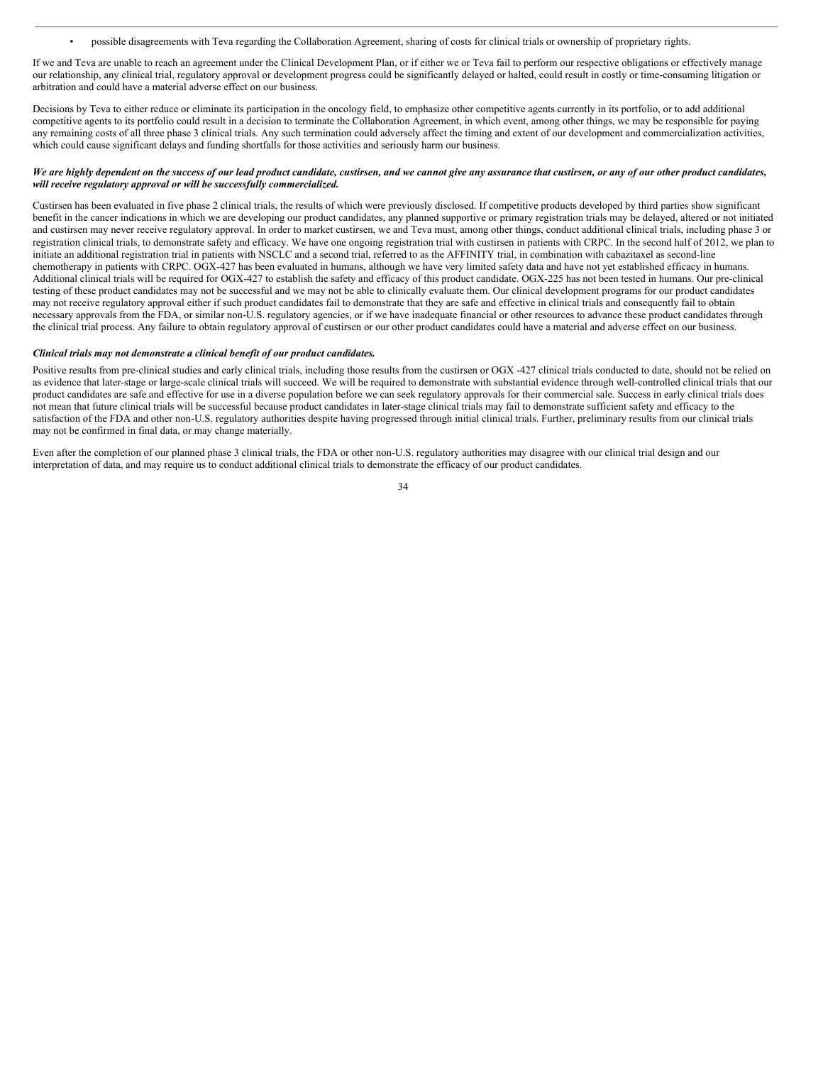- possible disagreements with Teva regarding the Collaboration Agreement, sharing of costs for clinical trials or ownership of proprietary rights.

If we and Teva are unable to reach an agreement under the Clinical Development Plan, or if either we or Teva fail to perform our respective obligations or effectively manage our relationship, any clinical trial, regulatory approval or development progress could be significantly delayed or halted, could result in costly or time-consuming litigation or arbitration and could have a material adverse effect on our business.

Decisions by Teva to either reduce or eliminate its participation in the oncology field, to emphasize other competitive agents currently in its portfolio, or to add additional competitive agents to its portfolio could result in a decision to terminate the Collaboration Agreement, in which event, among other things, we may be responsible for paying any remaining costs of all three phase 3 clinical trials. Any such termination could adversely affect the timing and extent of our development and commercialization activities, which could cause significant delays and funding shortfalls for those activities and seriously harm our business.

***We are highly dependent on the success of our lead product candidate, custirsen, and we cannot give any assurance that custirsen, or any of our other product candidates, will receive regulatory approval or will be successfully commercialized.***

Custirsen has been evaluated in five phase 2 clinical trials, the results of which were previously disclosed. If competitive products developed by third parties show significant benefit in the cancer indications in which we are developing our product candidates, any planned supportive or primary registration trials may be delayed, altered or not initiated and custirsen may never receive regulatory approval. In order to market custirsen, we and Teva must, among other things, conduct additional clinical trials, including phase 3 or registration clinical trials, to demonstrate safety and efficacy. We have one ongoing registration trial with custirsen in patients with CRPC. In the second half of 2012, we plan to initiate an additional registration trial in patients with NSCLC and a second trial, referred to as the AFFINITY trial, in combination with cabazitaxel as second-line chemotherapy in patients with CRPC. OGX-427 has been evaluated in humans, although we have very limited safety data and have not yet established efficacy in humans. Additional clinical trials will be required for OGX-427 to establish the safety and efficacy of this product candidate. OGX-225 has not been tested in humans. Our pre-clinical testing of these product candidates may not be successful and we may not be able to clinically evaluate them. Our clinical development programs for our product candidates may not receive regulatory approval either if such product candidates fail to demonstrate that they are safe and effective in clinical trials and consequently fail to obtain necessary approvals from the FDA, or similar non-U.S. regulatory agencies, or if we have inadequate financial or other resources to advance these product candidates through the clinical trial process. Any failure to obtain regulatory approval of custirsen or our other product candidates could have a material and adverse effect on our business.

***Clinical trials may not demonstrate a clinical benefit of our product candidates.***

Positive results from pre-clinical studies and early clinical trials, including those results from the custirsen or OGX -427 clinical trials conducted to date, should not be relied on as evidence that later-stage or large-scale clinical trials will succeed. We will be required to demonstrate with substantial evidence through well-controlled clinical trials that our product candidates are safe and effective for use in a diverse population before we can seek regulatory approvals for their commercial sale. Success in early clinical trials does not mean that future clinical trials will be successful because product candidates in later-stage clinical trials may fail to demonstrate sufficient safety and efficacy to the satisfaction of the FDA and other non-U.S. regulatory authorities despite having progressed through initial clinical trials. Further, preliminary results from our clinical trials may not be confirmed in final data, or may change materially.

Even after the completion of our planned phase 3 clinical trials, the FDA or other non-U.S. regulatory authorities may disagree with our clinical trial design and our interpretation of data, and may require us to conduct additional clinical trials to demonstrate the efficacy of our product candidates.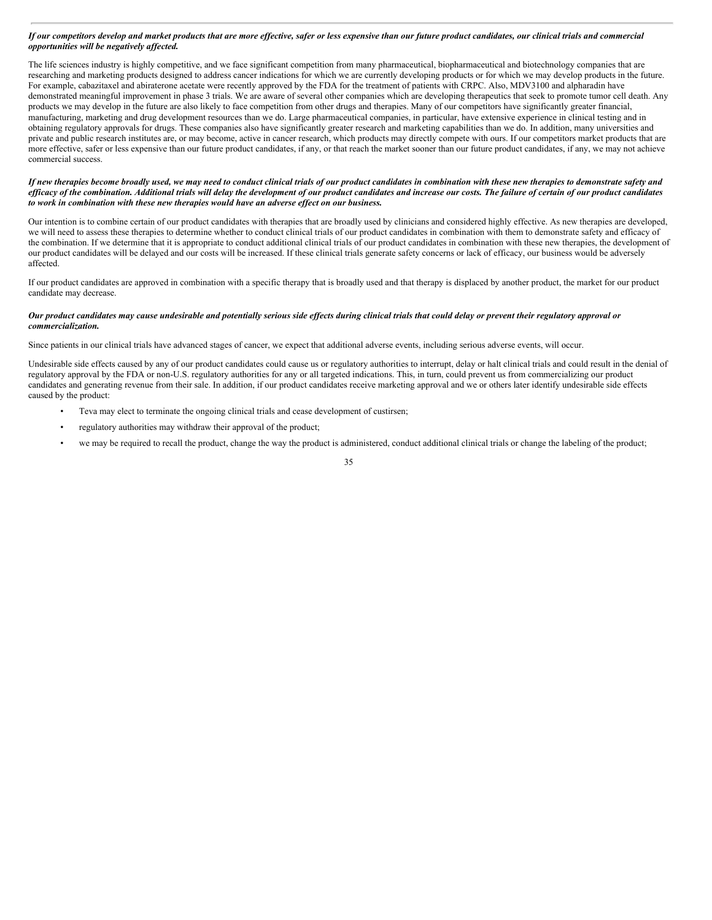***If our competitors develop and market products that are more effective, safer or less expensive than our future product candidates, our clinical trials and commercial opportunities will be negatively affected.***

The life sciences industry is highly competitive, and we face significant competition from many pharmaceutical, biopharmaceutical and biotechnology companies that are researching and marketing products designed to address cancer indications for which we are currently developing products or for which we may develop products in the future. For example, cabazitaxel and abiraterone acetate were recently approved by the FDA for the treatment of patients with CRPC. Also, MDV3100 and alpharadin have demonstrated meaningful improvement in phase 3 trials. We are aware of several other companies which are developing therapeutics that seek to promote tumor cell death. Any products we may develop in the future are also likely to face competition from other drugs and therapies. Many of our competitors have significantly greater financial, manufacturing, marketing and drug development resources than we do. Large pharmaceutical companies, in particular, have extensive experience in clinical testing and in obtaining regulatory approvals for drugs. These companies also have significantly greater research and marketing capabilities than we do. In addition, many universities and private and public research institutes are, or may become, active in cancer research, which products may directly compete with ours. If our competitors market products that are more effective, safer or less expensive than our future product candidates, if any, or that reach the market sooner than our future product candidates, if any, we may not achieve commercial success.

***If new therapies become broadly used, we may need to conduct clinical trials of our product candidates in combination with these new therapies to demonstrate safety and efficacy of the combination. Additional trials will delay the development of our product candidates and increase our costs. The failure of certain of our product candidates to work in combination with these new therapies would have an adverse effect on our business.***

Our intention is to combine certain of our product candidates with therapies that are broadly used by clinicians and considered highly effective. As new therapies are developed, we will need to assess these therapies to determine whether to conduct clinical trials of our product candidates in combination with them to demonstrate safety and efficacy of the combination. If we determine that it is appropriate to conduct additional clinical trials of our product candidates in combination with these new therapies, the development of our product candidates will be delayed and our costs will be increased. If these clinical trials generate safety concerns or lack of efficacy, our business would be adversely affected.

If our product candidates are approved in combination with a specific therapy that is broadly used and that therapy is displaced by another product, the market for our product candidate may decrease.

***Our product candidates may cause undesirable and potentially serious side effects during clinical trials that could delay or prevent their regulatory approval or commercialization.***

Since patients in our clinical trials have advanced stages of cancer, we expect that additional adverse events, including serious adverse events, will occur.

Undesirable side effects caused by any of our product candidates could cause us or regulatory authorities to interrupt, delay or halt clinical trials and could result in the denial of regulatory approval by the FDA or non-U.S. regulatory authorities for any or all targeted indications. This, in turn, could prevent us from commercializing our product candidates and generating revenue from their sale. In addition, if our product candidates receive marketing approval and we or others later identify undesirable side effects caused by the product:

- Teva may elect to terminate the ongoing clinical trials and cease development of custirsen;
- regulatory authorities may withdraw their approval of the product;
- we may be required to recall the product, change the way the product is administered, conduct additional clinical trials or change the labeling of the product;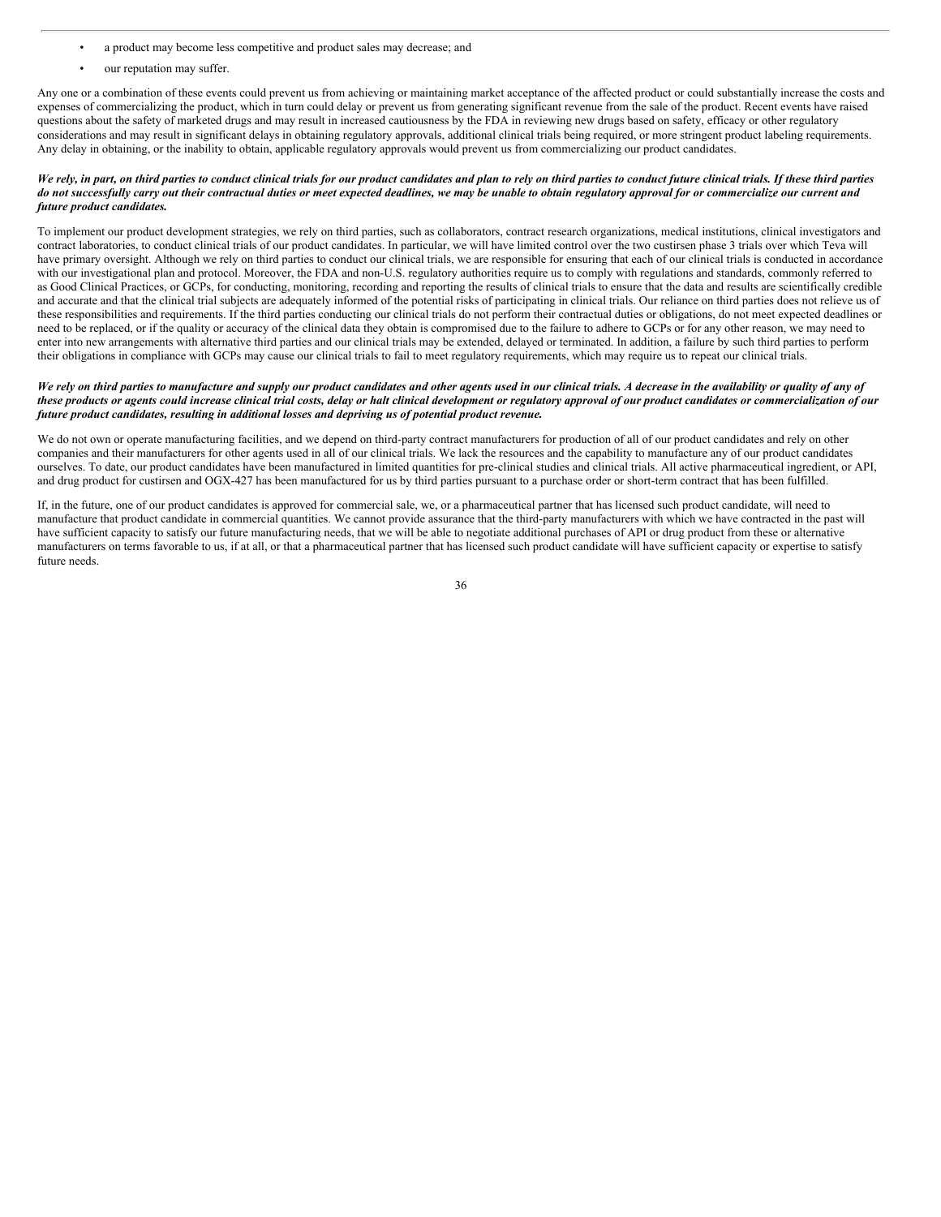- a product may become less competitive and product sales may decrease; and
- our reputation may suffer.

Any one or a combination of these events could prevent us from achieving or maintaining market acceptance of the affected product or could substantially increase the costs and expenses of commercializing the product, which in turn could delay or prevent us from generating significant revenue from the sale of the product. Recent events have raised questions about the safety of marketed drugs and may result in increased cautiousness by the FDA in reviewing new drugs based on safety, efficacy or other regulatory considerations and may result in significant delays in obtaining regulatory approvals, additional clinical trials being required, or more stringent product labeling requirements. Any delay in obtaining, or the inability to obtain, applicable regulatory approvals would prevent us from commercializing our product candidates.

***We rely, in part, on third parties to conduct clinical trials for our product candidates and plan to rely on third parties to conduct future clinical trials. If these third parties do not successfully carry out their contractual duties or meet expected deadlines, we may be unable to obtain regulatory approval for or commercialize our current and future product candidates.***

To implement our product development strategies, we rely on third parties, such as collaborators, contract research organizations, medical institutions, clinical investigators and contract laboratories, to conduct clinical trials of our product candidates. In particular, we will have limited control over the two custirsen phase 3 trials over which Teva will have primary oversight. Although we rely on third parties to conduct our clinical trials, we are responsible for ensuring that each of our clinical trials is conducted in accordance with our investigational plan and protocol. Moreover, the FDA and non-U.S. regulatory authorities require us to comply with regulations and standards, commonly referred to as Good Clinical Practices, or GCPs, for conducting, monitoring, recording and reporting the results of clinical trials to ensure that the data and results are scientifically credible and accurate and that the clinical trial subjects are adequately informed of the potential risks of participating in clinical trials. Our reliance on third parties does not relieve us of these responsibilities and requirements. If the third parties conducting our clinical trials do not perform their contractual duties or obligations, do not meet expected deadlines or need to be replaced, or if the quality or accuracy of the clinical data they obtain is compromised due to the failure to adhere to GCPs or for any other reason, we may need to enter into new arrangements with alternative third parties and our clinical trials may be extended, delayed or terminated. In addition, a failure by such third parties to perform their obligations in compliance with GCPs may cause our clinical trials to fail to meet regulatory requirements, which may require us to repeat our clinical trials.

***We rely on third parties to manufacture and supply our product candidates and other agents used in our clinical trials. A decrease in the availability or quality of any of these products or agents could increase clinical trial costs, delay or halt clinical development or regulatory approval of our product candidates or commercialization of our future product candidates, resulting in additional losses and depriving us of potential product revenue.***

We do not own or operate manufacturing facilities, and we depend on third-party contract manufacturers for production of all of our product candidates and rely on other companies and their manufacturers for other agents used in all of our clinical trials. We lack the resources and the capability to manufacture any of our product candidates ourselves. To date, our product candidates have been manufactured in limited quantities for pre-clinical studies and clinical trials. All active pharmaceutical ingredient, or API, and drug product for custirsen and OGX-427 has been manufactured for us by third parties pursuant to a purchase order or short-term contract that has been fulfilled.

If, in the future, one of our product candidates is approved for commercial sale, we, or a pharmaceutical partner that has licensed such product candidate, will need to manufacture that product candidate in commercial quantities. We cannot provide assurance that the third-party manufacturers with which we have contracted in the past will have sufficient capacity to satisfy our future manufacturing needs, that we will be able to negotiate additional purchases of API or drug product from these or alternative manufacturers on terms favorable to us, if at all, or that a pharmaceutical partner that has licensed such product candidate will have sufficient capacity or expertise to satisfy future needs.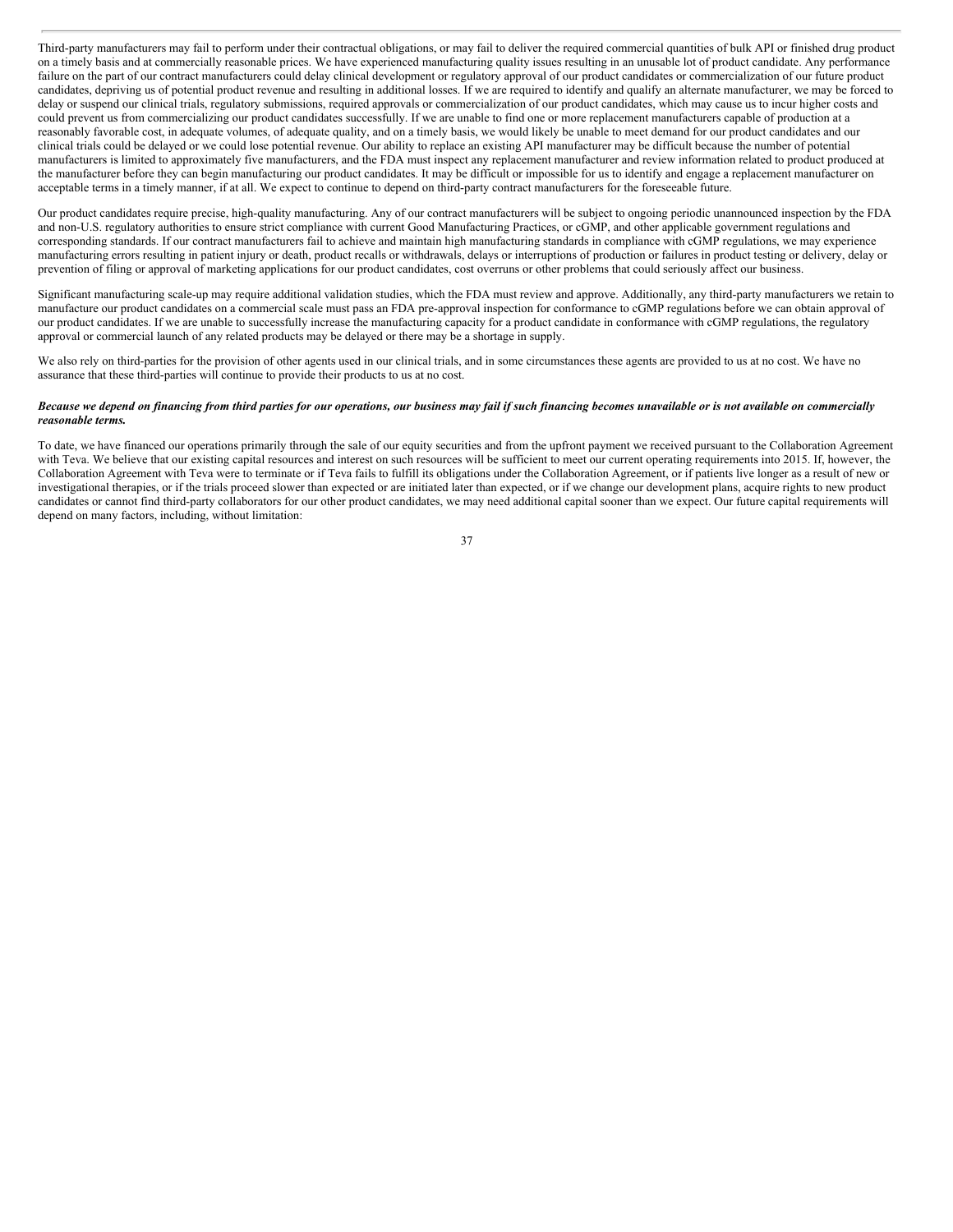Third-party manufacturers may fail to perform under their contractual obligations, or may fail to deliver the required commercial quantities of bulk API or finished drug product on a timely basis and at commercially reasonable prices. We have experienced manufacturing quality issues resulting in an unusable lot of product candidate. Any performance failure on the part of our contract manufacturers could delay clinical development or regulatory approval of our product candidates or commercialization of our future product candidates, depriving us of potential product revenue and resulting in additional losses. If we are required to identify and qualify an alternate manufacturer, we may be forced to delay or suspend our clinical trials, regulatory submissions, required approvals or commercialization of our product candidates, which may cause us to incur higher costs and could prevent us from commercializing our product candidates successfully. If we are unable to find one or more replacement manufacturers capable of production at a reasonably favorable cost, in adequate volumes, of adequate quality, and on a timely basis, we would likely be unable to meet demand for our product candidates and our clinical trials could be delayed or we could lose potential revenue. Our ability to replace an existing API manufacturer may be difficult because the number of potential manufacturers is limited to approximately five manufacturers, and the FDA must inspect any replacement manufacturer and review information related to product produced at the manufacturer before they can begin manufacturing our product candidates. It may be difficult or impossible for us to identify and engage a replacement manufacturer on acceptable terms in a timely manner, if at all. We expect to continue to depend on third-party contract manufacturers for the foreseeable future.

Our product candidates require precise, high-quality manufacturing. Any of our contract manufacturers will be subject to ongoing periodic unannounced inspection by the FDA and non-U.S. regulatory authorities to ensure strict compliance with current Good Manufacturing Practices, or cGMP, and other applicable government regulations and corresponding standards. If our contract manufacturers fail to achieve and maintain high manufacturing standards in compliance with cGMP regulations, we may experience manufacturing errors resulting in patient injury or death, product recalls or withdrawals, delays or interruptions of production or failures in product testing or delivery, delay or prevention of filing or approval of marketing applications for our product candidates, cost overruns or other problems that could seriously affect our business.

Significant manufacturing scale-up may require additional validation studies, which the FDA must review and approve. Additionally, any third-party manufacturers we retain to manufacture our product candidates on a commercial scale must pass an FDA pre-approval inspection for conformance to cGMP regulations before we can obtain approval of our product candidates. If we are unable to successfully increase the manufacturing capacity for a product candidate in conformance with cGMP regulations, the regulatory approval or commercial launch of any related products may be delayed or there may be a shortage in supply.

We also rely on third-parties for the provision of other agents used in our clinical trials, and in some circumstances these agents are provided to us at no cost. We have no assurance that these third-parties will continue to provide their products to us at no cost.

***Because we depend on financing from third parties for our operations, our business may fail if such financing becomes unavailable or is not available on commercially reasonable terms.***

To date, we have financed our operations primarily through the sale of our equity securities and from the upfront payment we received pursuant to the Collaboration Agreement with Teva. We believe that our existing capital resources and interest on such resources will be sufficient to meet our current operating requirements into 2015. If, however, the Collaboration Agreement with Teva were to terminate or if Teva fails to fulfill its obligations under the Collaboration Agreement, or if patients live longer as a result of new or investigational therapies, or if the trials proceed slower than expected or are initiated later than expected, or if we change our development plans, acquire rights to new product candidates or cannot find third-party collaborators for our other product candidates, we may need additional capital sooner than we expect. Our future capital requirements will depend on many factors, including, without limitation: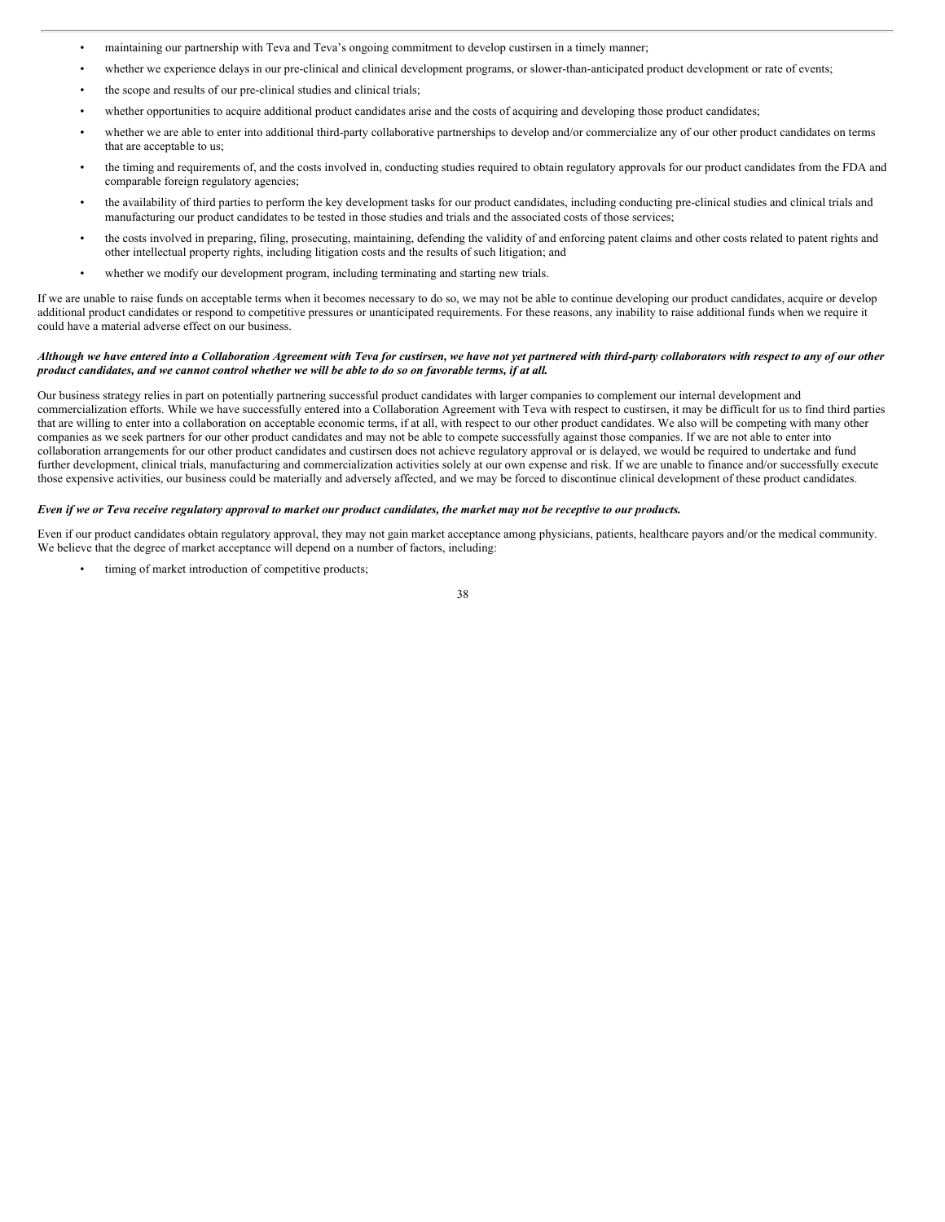- maintaining our partnership with Teva and Teva's ongoing commitment to develop custirsen in a timely manner;
- whether we experience delays in our pre-clinical and clinical development programs, or slower-than-anticipated product development or rate of events;
- the scope and results of our pre-clinical studies and clinical trials;
- whether opportunities to acquire additional product candidates arise and the costs of acquiring and developing those product candidates;
- whether we are able to enter into additional third-party collaborative partnerships to develop and/or commercialize any of our other product candidates on terms that are acceptable to us;
- the timing and requirements of, and the costs involved in, conducting studies required to obtain regulatory approvals for our product candidates from the FDA and comparable foreign regulatory agencies;
- the availability of third parties to perform the key development tasks for our product candidates, including conducting pre-clinical studies and clinical trials and manufacturing our product candidates to be tested in those studies and trials and the associated costs of those services;
- the costs involved in preparing, filing, prosecuting, maintaining, defending the validity of and enforcing patent claims and other costs related to patent rights and other intellectual property rights, including litigation costs and the results of such litigation; and
- whether we modify our development program, including terminating and starting new trials.

If we are unable to raise funds on acceptable terms when it becomes necessary to do so, we may not be able to continue developing our product candidates, acquire or develop additional product candidates or respond to competitive pressures or unanticipated requirements. For these reasons, any inability to raise additional funds when we require it could have a material adverse effect on our business.

***Although we have entered into a Collaboration Agreement with Teva for custirsen, we have not yet partnered with third-party collaborators with respect to any of our other product candidates, and we cannot control whether we will be able to do so on favorable terms, if at all.***

Our business strategy relies in part on potentially partnering successful product candidates with larger companies to complement our internal development and commercialization efforts. While we have successfully entered into a Collaboration Agreement with Teva with respect to custirsen, it may be difficult for us to find third parties that are willing to enter into a collaboration on acceptable economic terms, if at all, with respect to our other product candidates. We also will be competing with many other companies as we seek partners for our other product candidates and may not be able to compete successfully against those companies. If we are not able to enter into collaboration arrangements for our other product candidates and custirsen does not achieve regulatory approval or is delayed, we would be required to undertake and fund further development, clinical trials, manufacturing and commercialization activities solely at our own expense and risk. If we are unable to finance and/or successfully execute those expensive activities, our business could be materially and adversely affected, and we may be forced to discontinue clinical development of these product candidates.

***Even if we or Teva receive regulatory approval to market our product candidates, the market may not be receptive to our products.***

Even if our product candidates obtain regulatory approval, they may not gain market acceptance among physicians, patients, healthcare payors and/or the medical community. We believe that the degree of market acceptance will depend on a number of factors, including:

- timing of market introduction of competitive products;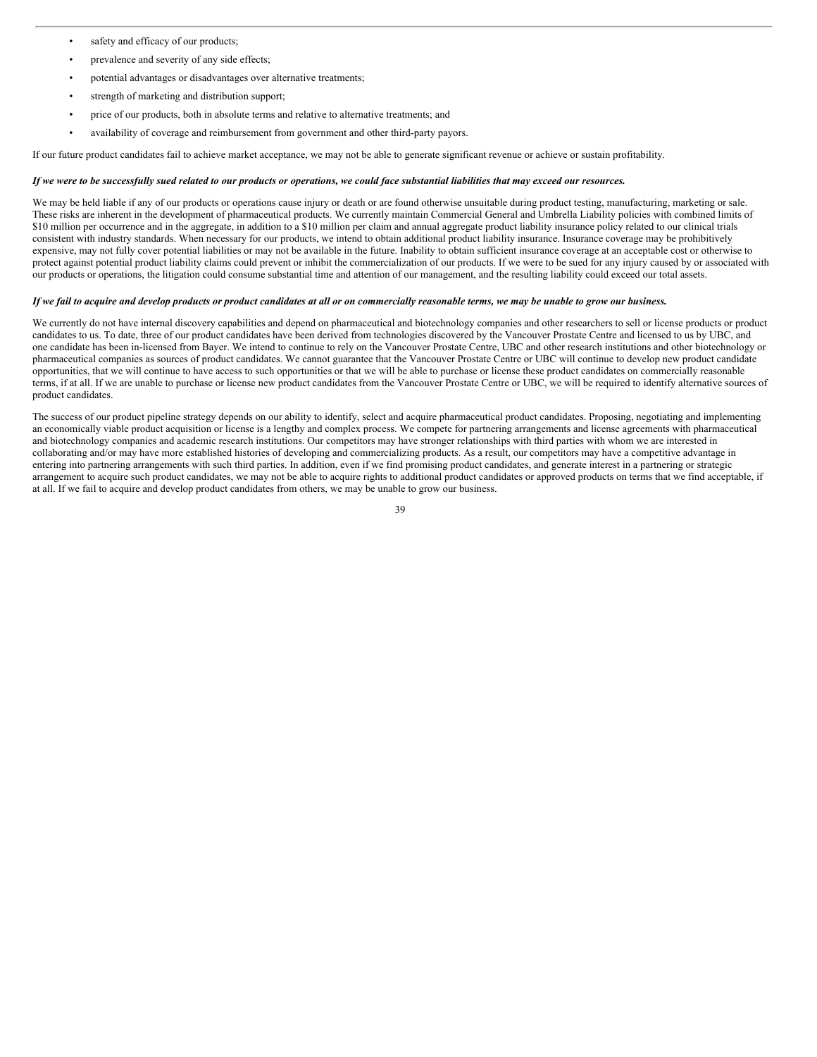- safety and efficacy of our products;
- prevalence and severity of any side effects;
- potential advantages or disadvantages over alternative treatments;
- strength of marketing and distribution support;
- price of our products, both in absolute terms and relative to alternative treatments; and
- availability of coverage and reimbursement from government and other third-party payors.

If our future product candidates fail to achieve market acceptance, we may not be able to generate significant revenue or achieve or sustain profitability.

***If we were to be successfully sued related to our products or operations, we could face substantial liabilities that may exceed our resources.***

We may be held liable if any of our products or operations cause injury or death or are found otherwise unsuitable during product testing, manufacturing, marketing or sale. These risks are inherent in the development of pharmaceutical products. We currently maintain Commercial General and Umbrella Liability policies with combined limits of $10 million per occurrence and in the aggregate, in addition to a $10 million per claim and annual aggregate product liability insurance policy related to our clinical trials consistent with industry standards. When necessary for our products, we intend to obtain additional product liability insurance. Insurance coverage may be prohibitively expensive, may not fully cover potential liabilities or may not be available in the future. Inability to obtain sufficient insurance coverage at an acceptable cost or otherwise to protect against potential product liability claims could prevent or inhibit the commercialization of our products. If we were to be sued for any injury caused by or associated with our products or operations, the litigation could consume substantial time and attention of our management, and the resulting liability could exceed our total assets.

***If we fail to acquire and develop products or product candidates at all or on commercially reasonable terms, we may be unable to grow our business.***

We currently do not have internal discovery capabilities and depend on pharmaceutical and biotechnology companies and other researchers to sell or license products or product candidates to us. To date, three of our product candidates have been derived from technologies discovered by the Vancouver Prostate Centre and licensed to us by UBC, and one candidate has been in-licensed from Bayer. We intend to continue to rely on the Vancouver Prostate Centre, UBC and other research institutions and other biotechnology or pharmaceutical companies as sources of product candidates. We cannot guarantee that the Vancouver Prostate Centre or UBC will continue to develop new product candidate opportunities, that we will continue to have access to such opportunities or that we will be able to purchase or license these product candidates on commercially reasonable terms, if at all. If we are unable to purchase or license new product candidates from the Vancouver Prostate Centre or UBC, we will be required to identify alternative sources of product candidates.

The success of our product pipeline strategy depends on our ability to identify, select and acquire pharmaceutical product candidates. Proposing, negotiating and implementing an economically viable product acquisition or license is a lengthy and complex process. We compete for partnering arrangements and license agreements with pharmaceutical and biotechnology companies and academic research institutions. Our competitors may have stronger relationships with third parties with whom we are interested in collaborating and/or may have more established histories of developing and commercializing products. As a result, our competitors may have a competitive advantage in entering into partnering arrangements with such third parties. In addition, even if we find promising product candidates, and generate interest in a partnering or strategic arrangement to acquire such product candidates, we may not be able to acquire rights to additional product candidates or approved products on terms that we find acceptable, if at all. If we fail to acquire and develop product candidates from others, we may be unable to grow our business.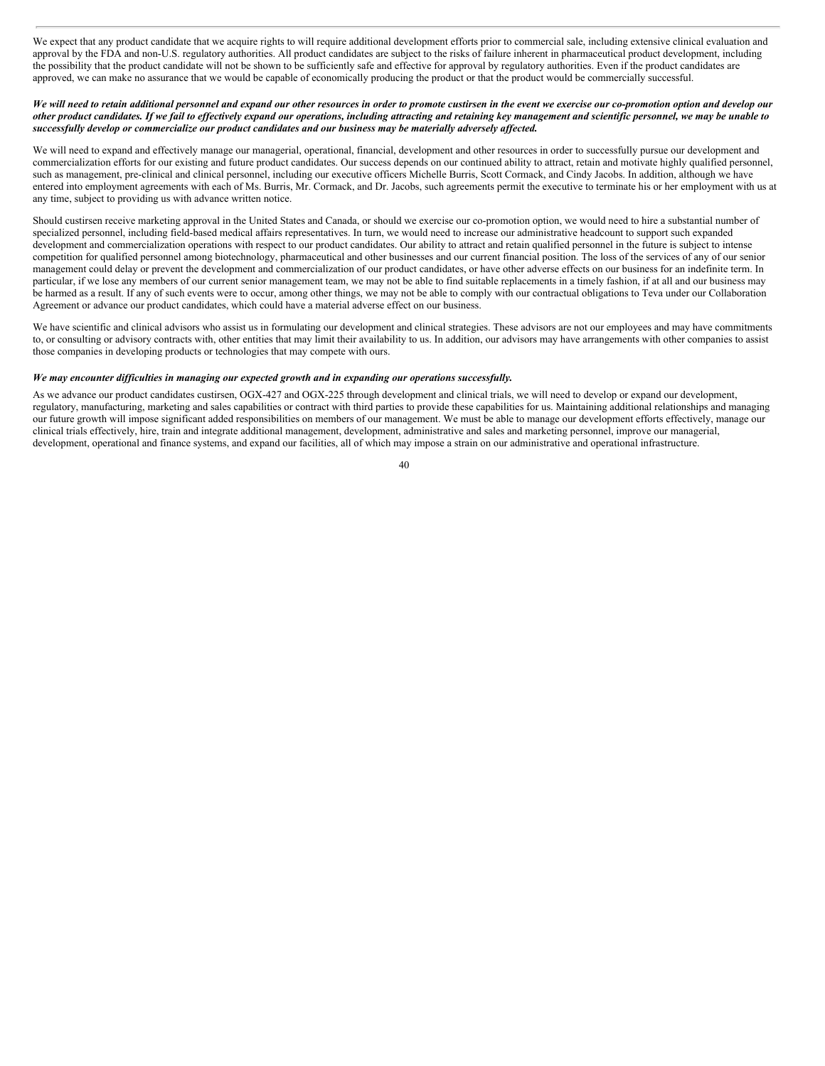We expect that any product candidate that we acquire rights to will require additional development efforts prior to commercial sale, including extensive clinical evaluation and approval by the FDA and non-U.S. regulatory authorities. All product candidates are subject to the risks of failure inherent in pharmaceutical product development, including the possibility that the product candidate will not be shown to be sufficiently safe and effective for approval by regulatory authorities. Even if the product candidates are approved, we can make no assurance that we would be capable of economically producing the product or that the product would be commercially successful.

***We will need to retain additional personnel and expand our other resources in order to promote custirsen in the event we exercise our co-promotion option and develop our other product candidates. If we fail to effectively expand our operations, including attracting and retaining key management and scientific personnel, we may be unable to successfully develop or commercialize our product candidates and our business may be materially adversely affected.***

We will need to expand and effectively manage our managerial, operational, financial, development and other resources in order to successfully pursue our development and commercialization efforts for our existing and future product candidates. Our success depends on our continued ability to attract, retain and motivate highly qualified personnel, such as management, pre-clinical and clinical personnel, including our executive officers Michelle Burris, Scott Cormack, and Cindy Jacobs. In addition, although we have entered into employment agreements with each of Ms. Burris, Mr. Cormack, and Dr. Jacobs, such agreements permit the executive to terminate his or her employment with us at any time, subject to providing us with advance written notice.

Should custirsen receive marketing approval in the United States and Canada, or should we exercise our co-promotion option, we would need to hire a substantial number of specialized personnel, including field-based medical affairs representatives. In turn, we would need to increase our administrative headcount to support such expanded development and commercialization operations with respect to our product candidates. Our ability to attract and retain qualified personnel in the future is subject to intense competition for qualified personnel among biotechnology, pharmaceutical and other businesses and our current financial position. The loss of the services of any of our senior management could delay or prevent the development and commercialization of our product candidates, or have other adverse effects on our business for an indefinite term. In particular, if we lose any members of our current senior management team, we may not be able to find suitable replacements in a timely fashion, if at all and our business may be harmed as a result. If any of such events were to occur, among other things, we may not be able to comply with our contractual obligations to Teva under our Collaboration Agreement or advance our product candidates, which could have a material adverse effect on our business.

We have scientific and clinical advisors who assist us in formulating our development and clinical strategies. These advisors are not our employees and may have commitments to, or consulting or advisory contracts with, other entities that may limit their availability to us. In addition, our advisors may have arrangements with other companies to assist those companies in developing products or technologies that may compete with ours.

***We may encounter difficulties in managing our expected growth and in expanding our operations successfully.***

As we advance our product candidates custirsen, OGX-427 and OGX-225 through development and clinical trials, we will need to develop or expand our development, regulatory, manufacturing, marketing and sales capabilities or contract with third parties to provide these capabilities for us. Maintaining additional relationships and managing our future growth will impose significant added responsibilities on members of our management. We must be able to manage our development efforts effectively, manage our clinical trials effectively, hire, train and integrate additional management, development, administrative and sales and marketing personnel, improve our managerial, development, operational and finance systems, and expand our facilities, all of which may impose a strain on our administrative and operational infrastructure.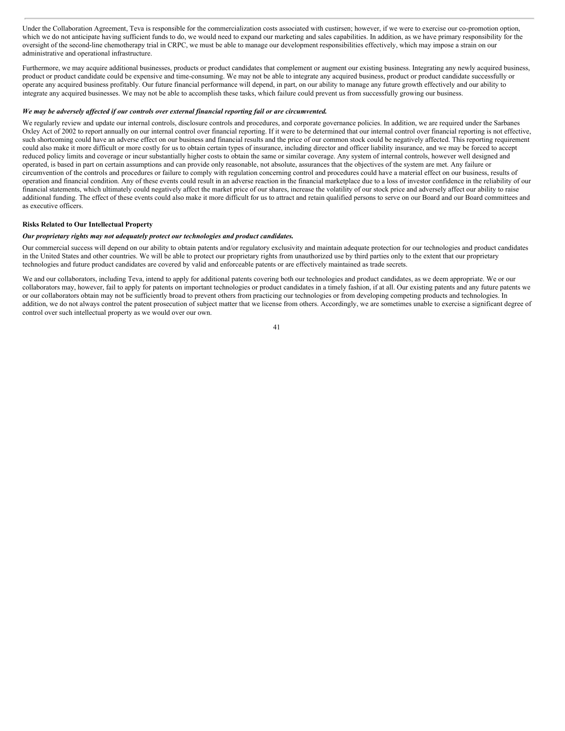Under the Collaboration Agreement, Teva is responsible for the commercialization costs associated with custirsen; however, if we were to exercise our co-promotion option, which we do not anticipate having sufficient funds to do, we would need to expand our marketing and sales capabilities. In addition, as we have primary responsibility for the oversight of the second-line chemotherapy trial in CRPC, we must be able to manage our development responsibilities effectively, which may impose a strain on our administrative and operational infrastructure.

Furthermore, we may acquire additional businesses, products or product candidates that complement or augment our existing business. Integrating any newly acquired business, product or product candidate could be expensive and time-consuming. We may not be able to integrate any acquired business, product or product candidate successfully or operate any acquired business profitably. Our future financial performance will depend, in part, on our ability to manage any future growth effectively and our ability to integrate any acquired businesses. We may not be able to accomplish these tasks, which failure could prevent us from successfully growing our business.

***We may be adversely affected if our controls over external financial reporting fail or are circumvented.***

We regularly review and update our internal controls, disclosure controls and procedures, and corporate governance policies. In addition, we are required under the Sarbanes Oxley Act of 2002 to report annually on our internal control over financial reporting. If it were to be determined that our internal control over financial reporting is not effective, such shortcoming could have an adverse effect on our business and financial results and the price of our common stock could be negatively affected. This reporting requirement could also make it more difficult or more costly for us to obtain certain types of insurance, including director and officer liability insurance, and we may be forced to accept reduced policy limits and coverage or incur substantially higher costs to obtain the same or similar coverage. Any system of internal controls, however well designed and operated, is based in part on certain assumptions and can provide only reasonable, not absolute, assurances that the objectives of the system are met. Any failure or circumvention of the controls and procedures or failure to comply with regulation concerning control and procedures could have a material effect on our business, results of operation and financial condition. Any of these events could result in an adverse reaction in the financial marketplace due to a loss of investor confidence in the reliability of our financial statements, which ultimately could negatively affect the market price of our shares, increase the volatility of our stock price and adversely affect our ability to raise additional funding. The effect of these events could also make it more difficult for us to attract and retain qualified persons to serve on our Board and our Board committees and as executive officers.

**Risks Related to Our Intellectual Property**

***Our proprietary rights may not adequately protect our technologies and product candidates.***

Our commercial success will depend on our ability to obtain patents and/or regulatory exclusivity and maintain adequate protection for our technologies and product candidates in the United States and other countries. We will be able to protect our proprietary rights from unauthorized use by third parties only to the extent that our proprietary technologies and future product candidates are covered by valid and enforceable patents or are effectively maintained as trade secrets.

We and our collaborators, including Teva, intend to apply for additional patents covering both our technologies and product candidates, as we deem appropriate. We or our collaborators may, however, fail to apply for patents on important technologies or product candidates in a timely fashion, if at all. Our existing patents and any future patents we or our collaborators obtain may not be sufficiently broad to prevent others from practicing our technologies or from developing competing products and technologies. In addition, we do not always control the patent prosecution of subject matter that we license from others. Accordingly, we are sometimes unable to exercise a significant degree of control over such intellectual property as we would over our own.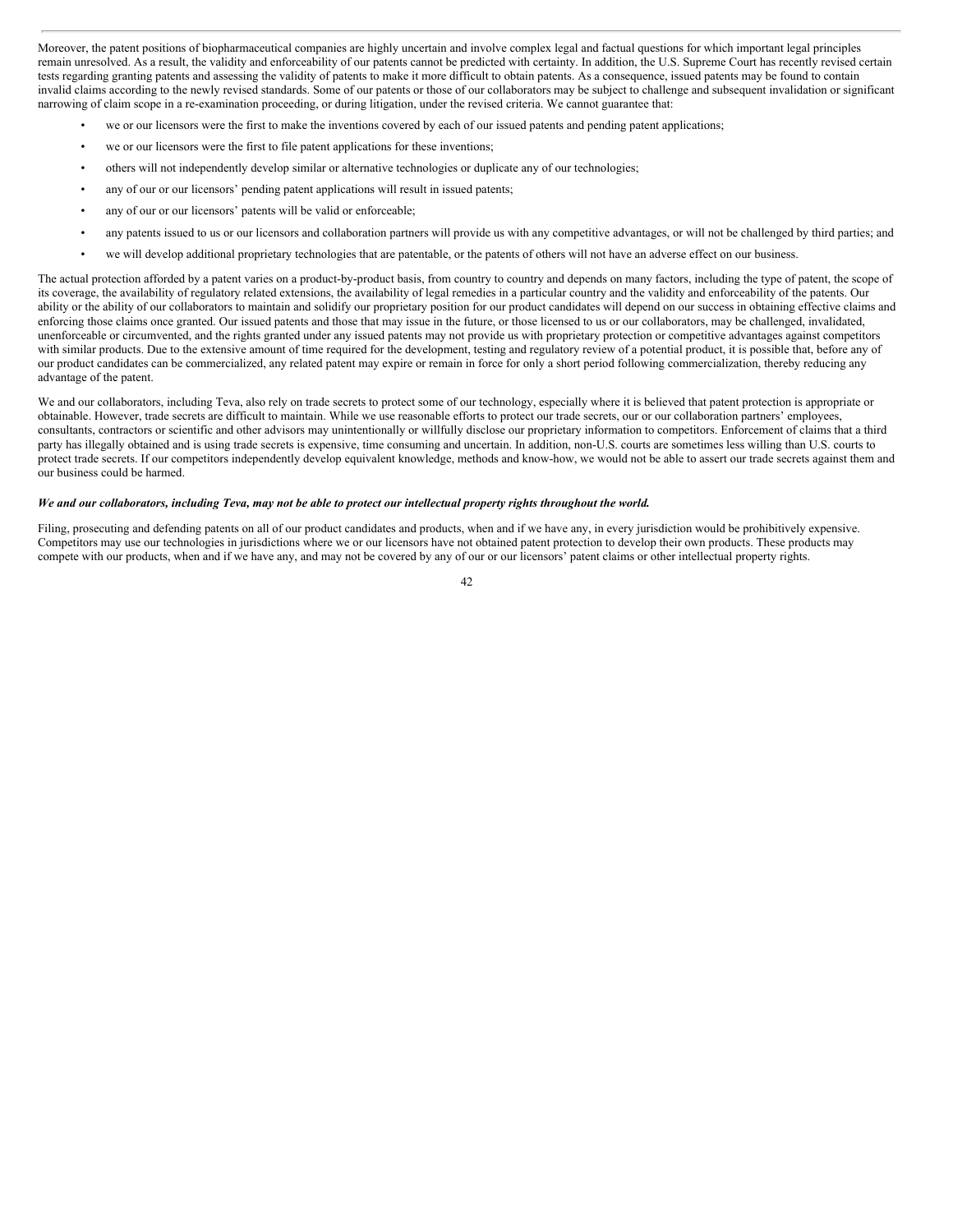Moreover, the patent positions of biopharmaceutical companies are highly uncertain and involve complex legal and factual questions for which important legal principles remain unresolved. As a result, the validity and enforceability of our patents cannot be predicted with certainty. In addition, the U.S. Supreme Court has recently revised certain tests regarding granting patents and assessing the validity of patents to make it more difficult to obtain patents. As a consequence, issued patents may be found to contain invalid claims according to the newly revised standards. Some of our patents or those of our collaborators may be subject to challenge and subsequent invalidation or significant narrowing of claim scope in a re-examination proceeding, or during litigation, under the revised criteria. We cannot guarantee that:

- we or our licensors were the first to make the inventions covered by each of our issued patents and pending patent applications;
- we or our licensors were the first to file patent applications for these inventions;
- others will not independently develop similar or alternative technologies or duplicate any of our technologies;
- any of our or our licensors' pending patent applications will result in issued patents;
- any of our or our licensors' patents will be valid or enforceable;
- any patents issued to us or our licensors and collaboration partners will provide us with any competitive advantages, or will not be challenged by third parties; and
- we will develop additional proprietary technologies that are patentable, or the patents of others will not have an adverse effect on our business.

The actual protection afforded by a patent varies on a product-by-product basis, from country to country and depends on many factors, including the type of patent, the scope of its coverage, the availability of regulatory related extensions, the availability of legal remedies in a particular country and the validity and enforceability of the patents. Our ability or the ability of our collaborators to maintain and solidify our proprietary position for our product candidates will depend on our success in obtaining effective claims and enforcing those claims once granted. Our issued patents and those that may issue in the future, or those licensed to us or our collaborators, may be challenged, invalidated, unenforceable or circumvented, and the rights granted under any issued patents may not provide us with proprietary protection or competitive advantages against competitors with similar products. Due to the extensive amount of time required for the development, testing and regulatory review of a potential product, it is possible that, before any of our product candidates can be commercialized, any related patent may expire or remain in force for only a short period following commercialization, thereby reducing any advantage of the patent.

We and our collaborators, including Teva, also rely on trade secrets to protect some of our technology, especially where it is believed that patent protection is appropriate or obtainable. However, trade secrets are difficult to maintain. While we use reasonable efforts to protect our trade secrets, our or our collaboration partners' employees, consultants, contractors or scientific and other advisors may unintentionally or willfully disclose our proprietary information to competitors. Enforcement of claims that a third party has illegally obtained and is using trade secrets is expensive, time consuming and uncertain. In addition, non-U.S. courts are sometimes less willing than U.S. courts to protect trade secrets. If our competitors independently develop equivalent knowledge, methods and know-how, we would not be able to assert our trade secrets against them and our business could be harmed.

***We and our collaborators, including Teva, may not be able to protect our intellectual property rights throughout the world.***

Filing, prosecuting and defending patents on all of our product candidates and products, when and if we have any, in every jurisdiction would be prohibitively expensive. Competitors may use our technologies in jurisdictions where we or our licensors have not obtained patent protection to develop their own products. These products may compete with our products, when and if we have any, and may not be covered by any of our or our licensors' patent claims or other intellectual property rights.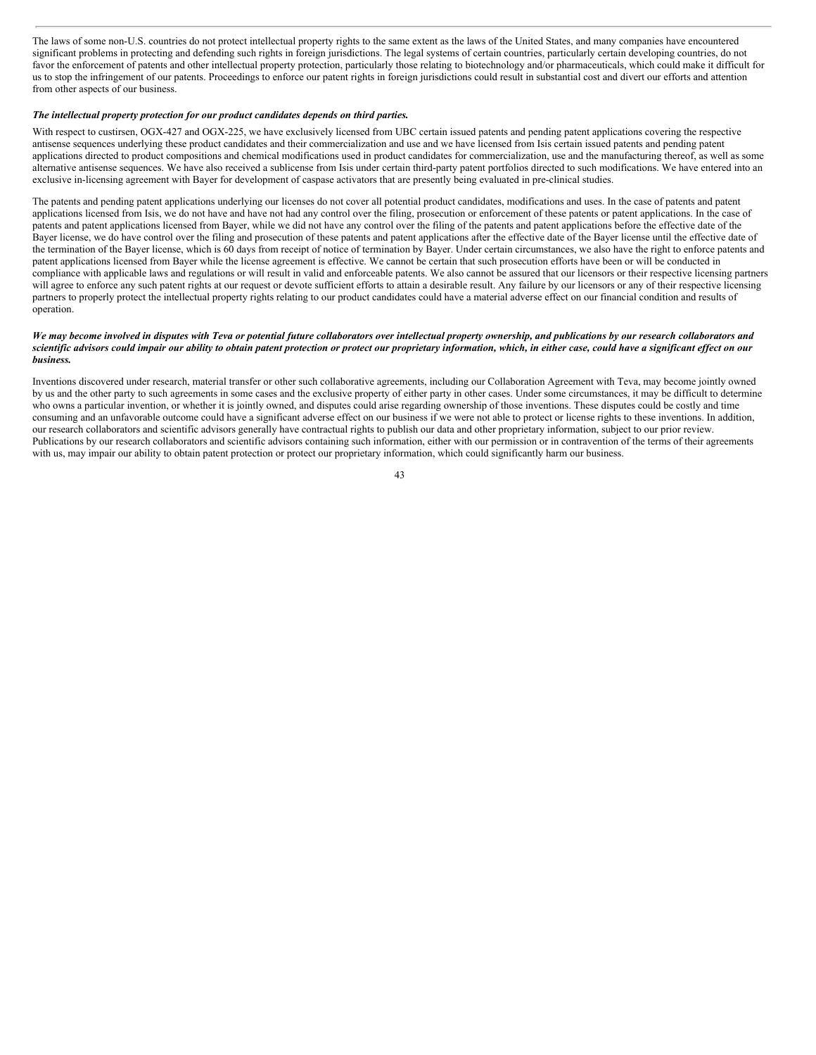The laws of some non-U.S. countries do not protect intellectual property rights to the same extent as the laws of the United States, and many companies have encountered significant problems in protecting and defending such rights in foreign jurisdictions. The legal systems of certain countries, particularly certain developing countries, do not favor the enforcement of patents and other intellectual property protection, particularly those relating to biotechnology and/or pharmaceuticals, which could make it difficult for us to stop the infringement of our patents. Proceedings to enforce our patent rights in foreign jurisdictions could result in substantial cost and divert our efforts and attention from other aspects of our business.

***The intellectual property protection for our product candidates depends on third parties.***

With respect to custirsen, OGX-427 and OGX-225, we have exclusively licensed from UBC certain issued patents and pending patent applications covering the respective antisense sequences underlying these product candidates and their commercialization and use and we have licensed from Isis certain issued patents and pending patent applications directed to product compositions and chemical modifications used in product candidates for commercialization, use and the manufacturing thereof, as well as some alternative antisense sequences. We have also received a sublicense from Isis under certain third-party patent portfolios directed to such modifications. We have entered into an exclusive in-licensing agreement with Bayer for development of caspase activators that are presently being evaluated in pre-clinical studies.

The patents and pending patent applications underlying our licenses do not cover all potential product candidates, modifications and uses. In the case of patents and patent applications licensed from Isis, we do not have and have not had any control over the filing, prosecution or enforcement of these patents or patent applications. In the case of patents and patent applications licensed from Bayer, while we did not have any control over the filing of the patents and patent applications before the effective date of the Bayer license, we do have control over the filing and prosecution of these patents and patent applications after the effective date of the Bayer license until the effective date of the termination of the Bayer license, which is 60 days from receipt of notice of termination by Bayer. Under certain circumstances, we also have the right to enforce patents and patent applications licensed from Bayer while the license agreement is effective. We cannot be certain that such prosecution efforts have been or will be conducted in compliance with applicable laws and regulations or will result in valid and enforceable patents. We also cannot be assured that our licensors or their respective licensing partners will agree to enforce any such patent rights at our request or devote sufficient efforts to attain a desirable result. Any failure by our licensors or any of their respective licensing partners to properly protect the intellectual property rights relating to our product candidates could have a material adverse effect on our financial condition and results of operation.

***We may become involved in disputes with Teva or potential future collaborators over intellectual property ownership, and publications by our research collaborators and scientific advisors could impair our ability to obtain patent protection or protect our proprietary information, which, in either case, could have a significant effect on our business.***

Inventions discovered under research, material transfer or other such collaborative agreements, including our Collaboration Agreement with Teva, may become jointly owned by us and the other party to such agreements in some cases and the exclusive property of either party in other cases. Under some circumstances, it may be difficult to determine who owns a particular invention, or whether it is jointly owned, and disputes could arise regarding ownership of those inventions. These disputes could be costly and time consuming and an unfavorable outcome could have a significant adverse effect on our business if we were not able to protect or license rights to these inventions. In addition, our research collaborators and scientific advisors generally have contractual rights to publish our data and other proprietary information, subject to our prior review. Publications by our research collaborators and scientific advisors containing such information, either with our permission or in contravention of the terms of their agreements with us, may impair our ability to obtain patent protection or protect our proprietary information, which could significantly harm our business.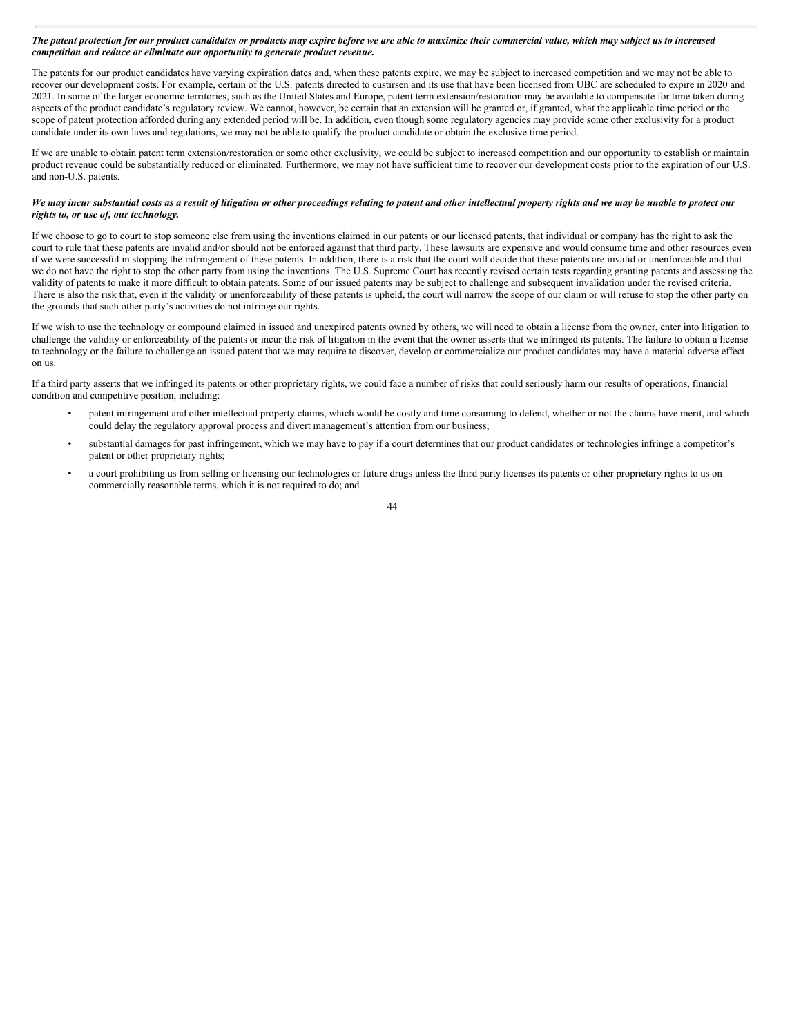***The patent protection for our product candidates or products may expire before we are able to maximize their commercial value, which may subject us to increased competition and reduce or eliminate our opportunity to generate product revenue.***

The patents for our product candidates have varying expiration dates and, when these patents expire, we may be subject to increased competition and we may not be able to recover our development costs. For example, certain of the U.S. patents directed to custirsen and its use that have been licensed from UBC are scheduled to expire in 2020 and 2021. In some of the larger economic territories, such as the United States and Europe, patent term extension/restoration may be available to compensate for time taken during aspects of the product candidate's regulatory review. We cannot, however, be certain that an extension will be granted or, if granted, what the applicable time period or the scope of patent protection afforded during any extended period will be. In addition, even though some regulatory agencies may provide some other exclusivity for a product candidate under its own laws and regulations, we may not be able to qualify the product candidate or obtain the exclusive time period.

If we are unable to obtain patent term extension/restoration or some other exclusivity, we could be subject to increased competition and our opportunity to establish or maintain product revenue could be substantially reduced or eliminated. Furthermore, we may not have sufficient time to recover our development costs prior to the expiration of our U.S. and non-U.S. patents.

***We may incur substantial costs as a result of litigation or other proceedings relating to patent and other intellectual property rights and we may be unable to protect our rights to, or use of, our technology.***

If we choose to go to court to stop someone else from using the inventions claimed in our patents or our licensed patents, that individual or company has the right to ask the court to rule that these patents are invalid and/or should not be enforced against that third party. These lawsuits are expensive and would consume time and other resources even if we were successful in stopping the infringement of these patents. In addition, there is a risk that the court will decide that these patents are invalid or unenforceable and that we do not have the right to stop the other party from using the inventions. The U.S. Supreme Court has recently revised certain tests regarding granting patents and assessing the validity of patents to make it more difficult to obtain patents. Some of our issued patents may be subject to challenge and subsequent invalidation under the revised criteria. There is also the risk that, even if the validity or unenforceability of these patents is upheld, the court will narrow the scope of our claim or will refuse to stop the other party on the grounds that such other party's activities do not infringe our rights.

If we wish to use the technology or compound claimed in issued and unexpired patents owned by others, we will need to obtain a license from the owner, enter into litigation to challenge the validity or enforceability of the patents or incur the risk of litigation in the event that the owner asserts that we infringed its patents. The failure to obtain a license to technology or the failure to challenge an issued patent that we may require to discover, develop or commercialize our product candidates may have a material adverse effect on us.

If a third party asserts that we infringed its patents or other proprietary rights, we could face a number of risks that could seriously harm our results of operations, financial condition and competitive position, including:

- patent infringement and other intellectual property claims, which would be costly and time consuming to defend, whether or not the claims have merit, and which could delay the regulatory approval process and divert management's attention from our business;
- substantial damages for past infringement, which we may have to pay if a court determines that our product candidates or technologies infringe a competitor's patent or other proprietary rights;
- a court prohibiting us from selling or licensing our technologies or future drugs unless the third party licenses its patents or other proprietary rights to us on commercially reasonable terms, which it is not required to do; and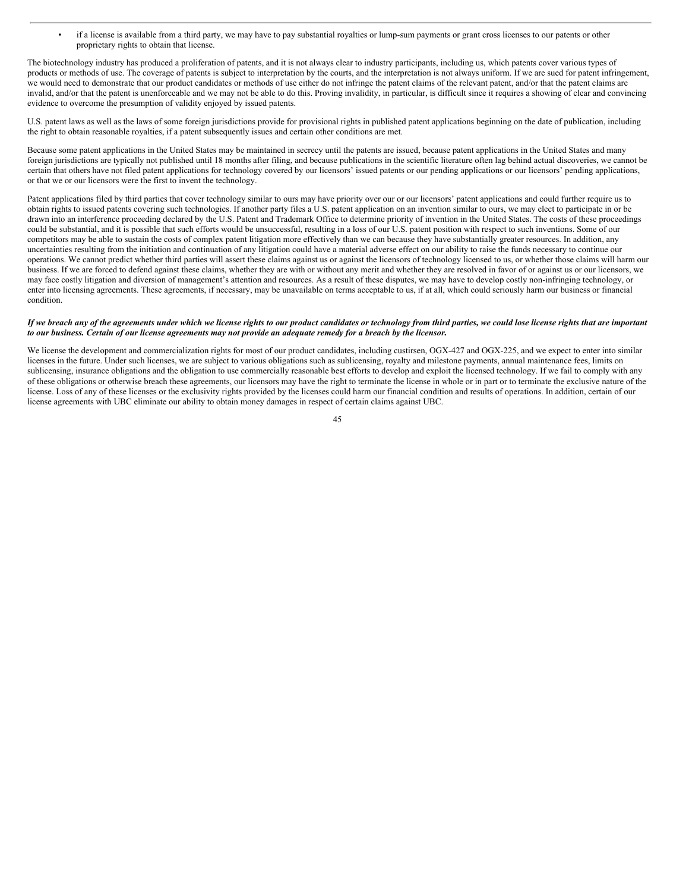- if a license is available from a third party, we may have to pay substantial royalties or lump-sum payments or grant cross licenses to our patents or other proprietary rights to obtain that license.

The biotechnology industry has produced a proliferation of patents, and it is not always clear to industry participants, including us, which patents cover various types of products or methods of use. The coverage of patents is subject to interpretation by the courts, and the interpretation is not always uniform. If we are sued for patent infringement, we would need to demonstrate that our product candidates or methods of use either do not infringe the patent claims of the relevant patent, and/or that the patent claims are invalid, and/or that the patent is unenforceable and we may not be able to do this. Proving invalidity, in particular, is difficult since it requires a showing of clear and convincing evidence to overcome the presumption of validity enjoyed by issued patents.

U.S. patent laws as well as the laws of some foreign jurisdictions provide for provisional rights in published patent applications beginning on the date of publication, including the right to obtain reasonable royalties, if a patent subsequently issues and certain other conditions are met.

Because some patent applications in the United States may be maintained in secrecy until the patents are issued, because patent applications in the United States and many foreign jurisdictions are typically not published until 18 months after filing, and because publications in the scientific literature often lag behind actual discoveries, we cannot be certain that others have not filed patent applications for technology covered by our licensors' issued patents or our pending applications or our licensors' pending applications, or that we or our licensors were the first to invent the technology.

Patent applications filed by third parties that cover technology similar to ours may have priority over our or our licensors' patent applications and could further require us to obtain rights to issued patents covering such technologies. If another party files a U.S. patent application on an invention similar to ours, we may elect to participate in or be drawn into an interference proceeding declared by the U.S. Patent and Trademark Office to determine priority of invention in the United States. The costs of these proceedings could be substantial, and it is possible that such efforts would be unsuccessful, resulting in a loss of our U.S. patent position with respect to such inventions. Some of our competitors may be able to sustain the costs of complex patent litigation more effectively than we can because they have substantially greater resources. In addition, any uncertainties resulting from the initiation and continuation of any litigation could have a material adverse effect on our ability to raise the funds necessary to continue our operations. We cannot predict whether third parties will assert these claims against us or against the licensors of technology licensed to us, or whether those claims will harm our business. If we are forced to defend against these claims, whether they are with or without any merit and whether they are resolved in favor of or against us or our licensors, we may face costly litigation and diversion of management's attention and resources. As a result of these disputes, we may have to develop costly non-infringing technology, or enter into licensing agreements. These agreements, if necessary, may be unavailable on terms acceptable to us, if at all, which could seriously harm our business or financial condition.

***If we breach any of the agreements under which we license rights to our product candidates or technology from third parties, we could lose license rights that are important to our business. Certain of our license agreements may not provide an adequate remedy for a breach by the licensor.***

We license the development and commercialization rights for most of our product candidates, including custirsen, OGX-427 and OGX-225, and we expect to enter into similar licenses in the future. Under such licenses, we are subject to various obligations such as sublicensing, royalty and milestone payments, annual maintenance fees, limits on sublicensing, insurance obligations and the obligation to use commercially reasonable best efforts to develop and exploit the licensed technology. If we fail to comply with any of these obligations or otherwise breach these agreements, our licensors may have the right to terminate the license in whole or in part or to terminate the exclusive nature of the license. Loss of any of these licenses or the exclusivity rights provided by the licenses could harm our financial condition and results of operations. In addition, certain of our license agreements with UBC eliminate our ability to obtain money damages in respect of certain claims against UBC.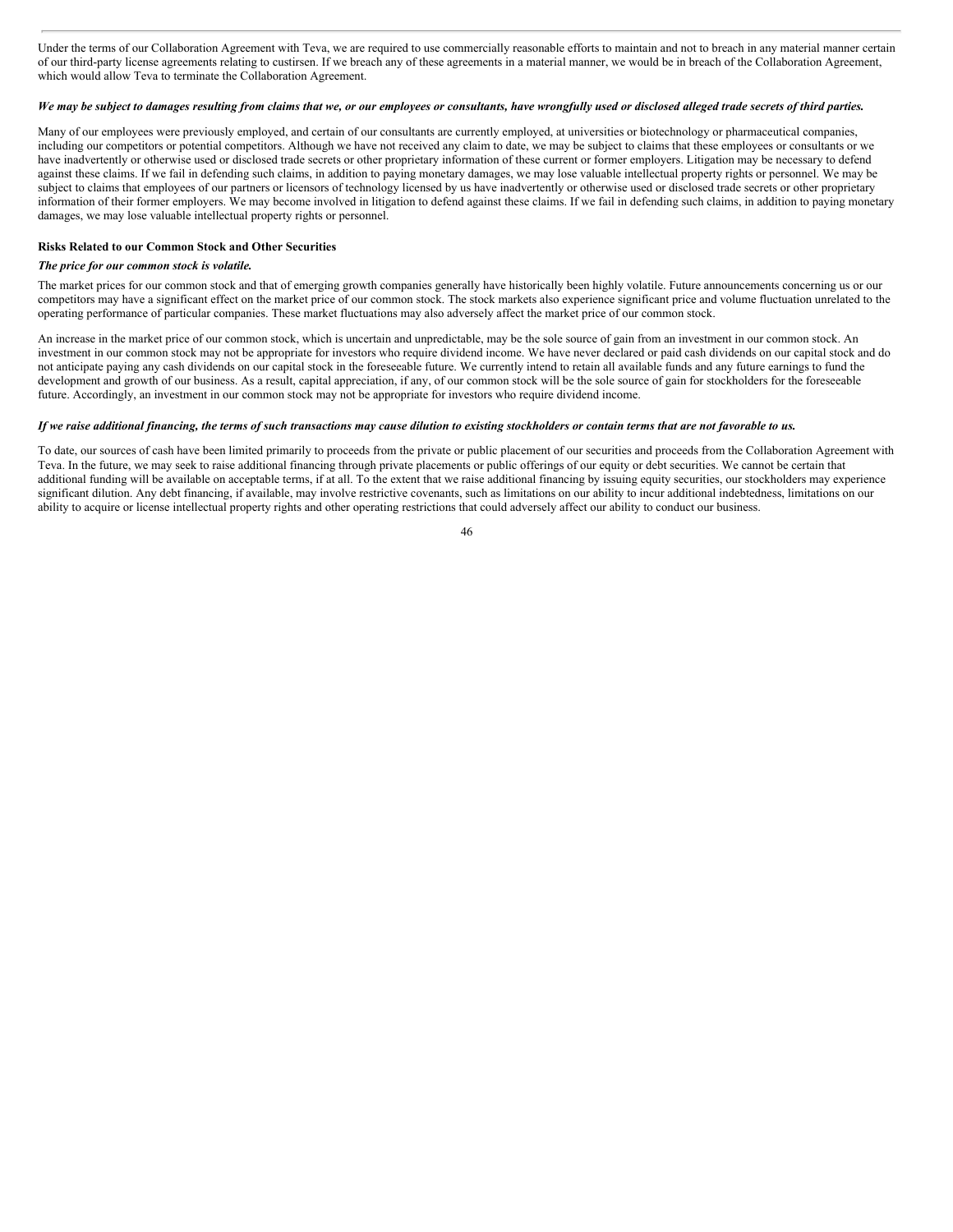Under the terms of our Collaboration Agreement with Teva, we are required to use commercially reasonable efforts to maintain and not to breach in any material manner certain of our third-party license agreements relating to custirsen. If we breach any of these agreements in a material manner, we would be in breach of the Collaboration Agreement, which would allow Teva to terminate the Collaboration Agreement.

***We may be subject to damages resulting from claims that we, or our employees or consultants, have wrongfully used or disclosed alleged trade secrets of third parties.***

Many of our employees were previously employed, and certain of our consultants are currently employed, at universities or biotechnology or pharmaceutical companies, including our competitors or potential competitors. Although we have not received any claim to date, we may be subject to claims that these employees or consultants or we have inadvertently or otherwise used or disclosed trade secrets or other proprietary information of these current or former employers. Litigation may be necessary to defend against these claims. If we fail in defending such claims, in addition to paying monetary damages, we may lose valuable intellectual property rights or personnel. We may be subject to claims that employees of our partners or licensors of technology licensed by us have inadvertently or otherwise used or disclosed trade secrets or other proprietary information of their former employers. We may become involved in litigation to defend against these claims. If we fail in defending such claims, in addition to paying monetary damages, we may lose valuable intellectual property rights or personnel.

**Risks Related to our Common Stock and Other Securities**

***The price for our common stock is volatile.***

The market prices for our common stock and that of emerging growth companies generally have historically been highly volatile. Future announcements concerning us or our competitors may have a significant effect on the market price of our common stock. The stock markets also experience significant price and volume fluctuation unrelated to the operating performance of particular companies. These market fluctuations may also adversely affect the market price of our common stock.

An increase in the market price of our common stock, which is uncertain and unpredictable, may be the sole source of gain from an investment in our common stock. An investment in our common stock may not be appropriate for investors who require dividend income. We have never declared or paid cash dividends on our capital stock and do not anticipate paying any cash dividends on our capital stock in the foreseeable future. We currently intend to retain all available funds and any future earnings to fund the development and growth of our business. As a result, capital appreciation, if any, of our common stock will be the sole source of gain for stockholders for the foreseeable future. Accordingly, an investment in our common stock may not be appropriate for investors who require dividend income.

***If we raise additional financing, the terms of such transactions may cause dilution to existing stockholders or contain terms that are not favorable to us.***

To date, our sources of cash have been limited primarily to proceeds from the private or public placement of our securities and proceeds from the Collaboration Agreement with Teva. In the future, we may seek to raise additional financing through private placements or public offerings of our equity or debt securities. We cannot be certain that additional funding will be available on acceptable terms, if at all. To the extent that we raise additional financing by issuing equity securities, our stockholders may experience significant dilution. Any debt financing, if available, may involve restrictive covenants, such as limitations on our ability to incur additional indebtedness, limitations on our ability to acquire or license intellectual property rights and other operating restrictions that could adversely affect our ability to conduct our business.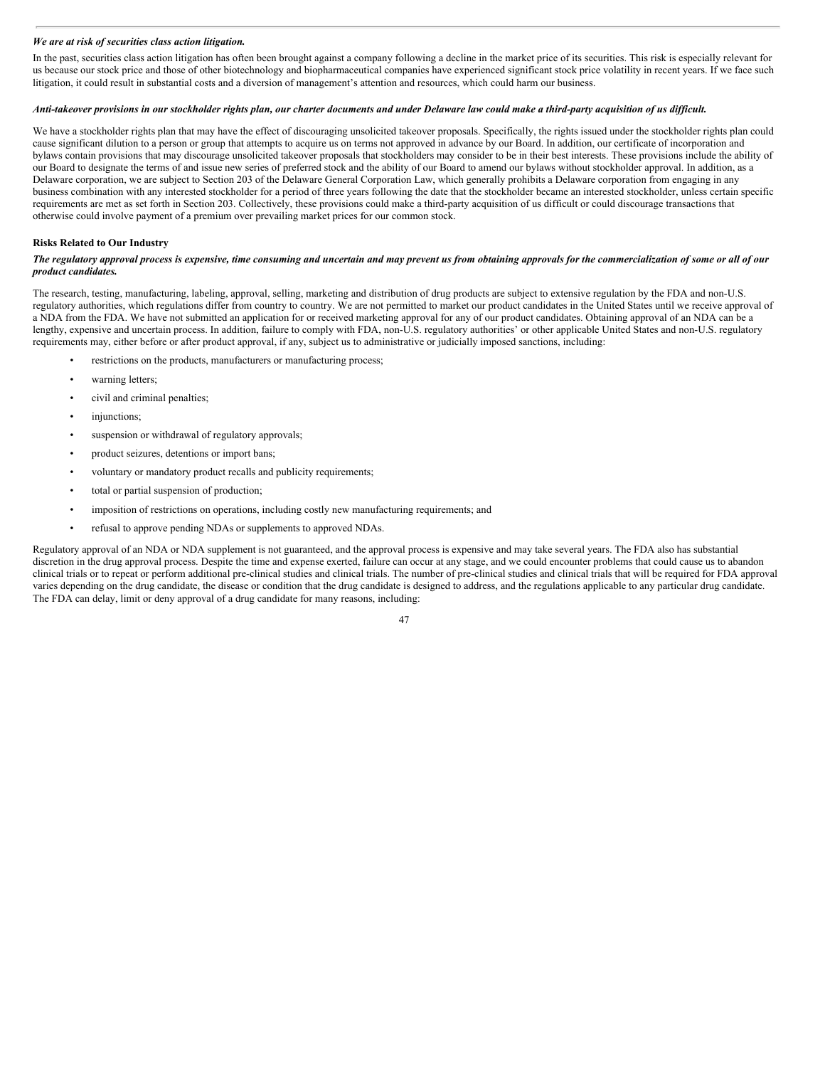***We are at risk of securities class action litigation.***

In the past, securities class action litigation has often been brought against a company following a decline in the market price of its securities. This risk is especially relevant for us because our stock price and those of other biotechnology and biopharmaceutical companies have experienced significant stock price volatility in recent years. If we face such litigation, it could result in substantial costs and a diversion of management's attention and resources, which could harm our business.

***Anti-takeover provisions in our stockholder rights plan, our charter documents and under Delaware law could make a third-party acquisition of us difficult.***

We have a stockholder rights plan that may have the effect of discouraging unsolicited takeover proposals. Specifically, the rights issued under the stockholder rights plan could cause significant dilution to a person or group that attempts to acquire us on terms not approved in advance by our Board. In addition, our certificate of incorporation and bylaws contain provisions that may discourage unsolicited takeover proposals that stockholders may consider to be in their best interests. These provisions include the ability of our Board to designate the terms of and issue new series of preferred stock and the ability of our Board to amend our bylaws without stockholder approval. In addition, as a Delaware corporation, we are subject to Section 203 of the Delaware General Corporation Law, which generally prohibits a Delaware corporation from engaging in any business combination with any interested stockholder for a period of three years following the date that the stockholder became an interested stockholder, unless certain specific requirements are met as set forth in Section 203. Collectively, these provisions could make a third-party acquisition of us difficult or could discourage transactions that otherwise could involve payment of a premium over prevailing market prices for our common stock.

**Risks Related to Our Industry**

***The regulatory approval process is expensive, time consuming and uncertain and may prevent us from obtaining approvals for the commercialization of some or all of our product candidates.***

The research, testing, manufacturing, labeling, approval, selling, marketing and distribution of drug products are subject to extensive regulation by the FDA and non-U.S. regulatory authorities, which regulations differ from country to country. We are not permitted to market our product candidates in the United States until we receive approval of a NDA from the FDA. We have not submitted an application for or received marketing approval for any of our product candidates. Obtaining approval of an NDA can be a lengthy, expensive and uncertain process. In addition, failure to comply with FDA, non-U.S. regulatory authorities' or other applicable United States and non-U.S. regulatory requirements may, either before or after product approval, if any, subject us to administrative or judicially imposed sanctions, including:

- restrictions on the products, manufacturers or manufacturing process;
- warning letters;
- civil and criminal penalties;
- injunctions;
- suspension or withdrawal of regulatory approvals;
- product seizures, detentions or import bans;
- voluntary or mandatory product recalls and publicity requirements;
- total or partial suspension of production;
- imposition of restrictions on operations, including costly new manufacturing requirements; and
- refusal to approve pending NDAs or supplements to approved NDAs.

Regulatory approval of an NDA or NDA supplement is not guaranteed, and the approval process is expensive and may take several years. The FDA also has substantial discretion in the drug approval process. Despite the time and expense exerted, failure can occur at any stage, and we could encounter problems that could cause us to abandon clinical trials or to repeat or perform additional pre-clinical studies and clinical trials. The number of pre-clinical studies and clinical trials that will be required for FDA approval varies depending on the drug candidate, the disease or condition that the drug candidate is designed to address, and the regulations applicable to any particular drug candidate. The FDA can delay, limit or deny approval of a drug candidate for many reasons, including: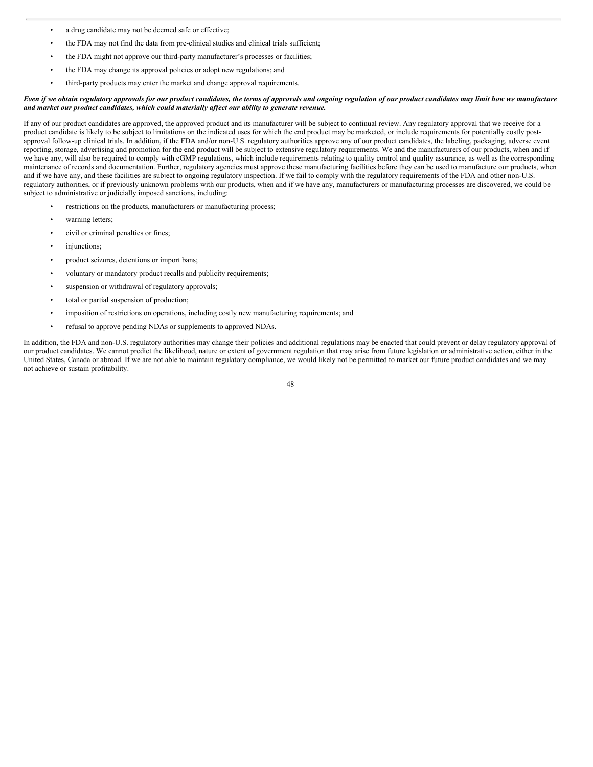- a drug candidate may not be deemed safe or effective;
- the FDA may not find the data from pre-clinical studies and clinical trials sufficient;
- the FDA might not approve our third-party manufacturer's processes or facilities;
- the FDA may change its approval policies or adopt new regulations; and
- third-party products may enter the market and change approval requirements.

***Even if we obtain regulatory approvals for our product candidates, the terms of approvals and ongoing regulation of our product candidates may limit how we manufacture and market our product candidates, which could materially affect our ability to generate revenue.***

If any of our product candidates are approved, the approved product and its manufacturer will be subject to continual review. Any regulatory approval that we receive for a product candidate is likely to be subject to limitations on the indicated uses for which the end product may be marketed, or include requirements for potentially costly post-approval follow-up clinical trials. In addition, if the FDA and/or non-U.S. regulatory authorities approve any of our product candidates, the labeling, packaging, adverse event reporting, storage, advertising and promotion for the end product will be subject to extensive regulatory requirements. We and the manufacturers of our products, when and if we have any, will also be required to comply with cGMP regulations, which include requirements relating to quality control and quality assurance, as well as the corresponding maintenance of records and documentation. Further, regulatory agencies must approve these manufacturing facilities before they can be used to manufacture our products, when and if we have any, and these facilities are subject to ongoing regulatory inspection. If we fail to comply with the regulatory requirements of the FDA and other non-U.S. regulatory authorities, or if previously unknown problems with our products, when and if we have any, manufacturers or manufacturing processes are discovered, we could be subject to administrative or judicially imposed sanctions, including:

- restrictions on the products, manufacturers or manufacturing process;
- warning letters;
- civil or criminal penalties or fines;
- injunctions;
- product seizures, detentions or import bans;
- voluntary or mandatory product recalls and publicity requirements;
- suspension or withdrawal of regulatory approvals;
- total or partial suspension of production;
- imposition of restrictions on operations, including costly new manufacturing requirements; and
- refusal to approve pending NDAs or supplements to approved NDAs.

In addition, the FDA and non-U.S. regulatory authorities may change their policies and additional regulations may be enacted that could prevent or delay regulatory approval of our product candidates. We cannot predict the likelihood, nature or extent of government regulation that may arise from future legislation or administrative action, either in the United States, Canada or abroad. If we are not able to maintain regulatory compliance, we would likely not be permitted to market our future product candidates and we may not achieve or sustain profitability.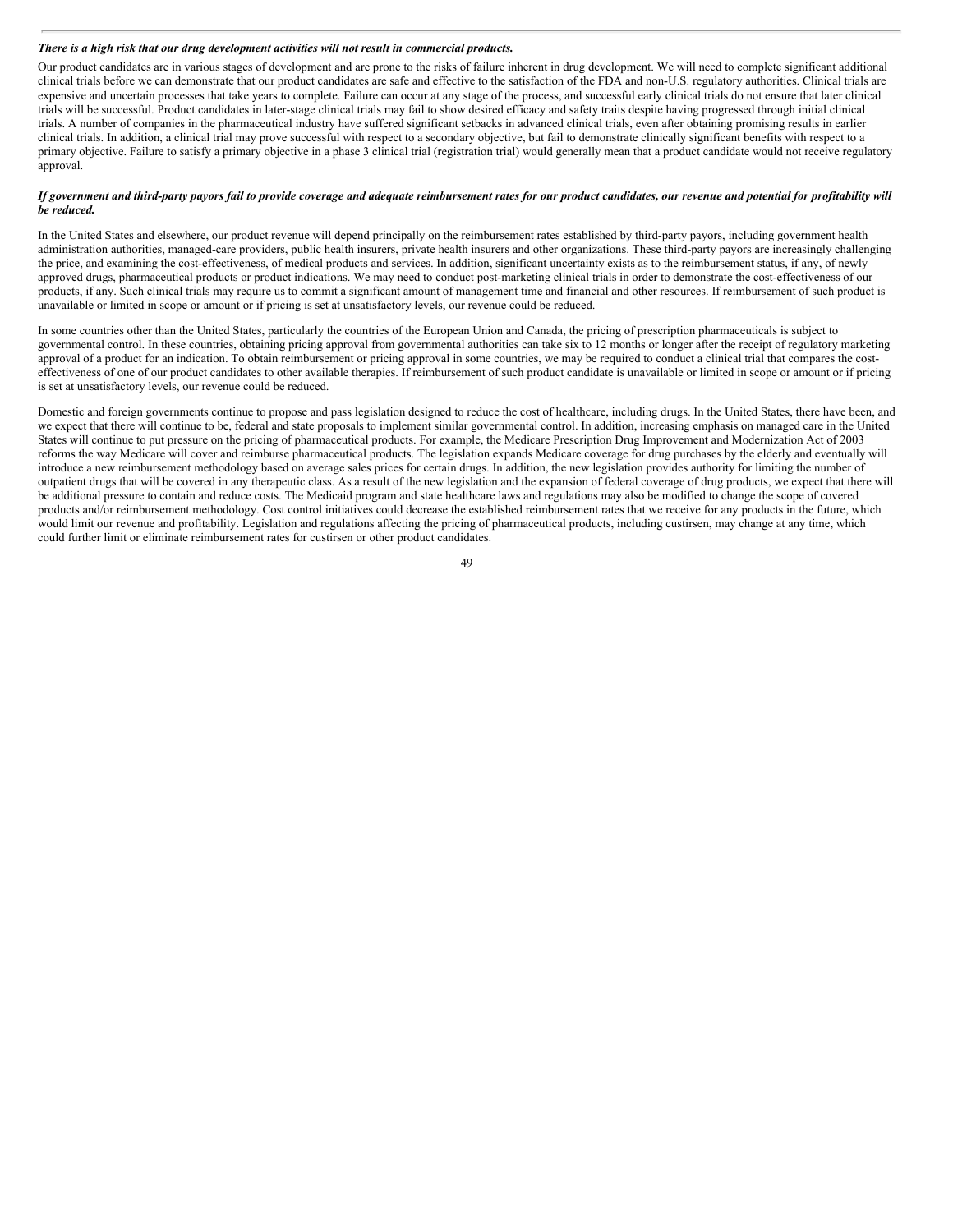***There is a high risk that our drug development activities will not result in commercial products.***

Our product candidates are in various stages of development and are prone to the risks of failure inherent in drug development. We will need to complete significant additional clinical trials before we can demonstrate that our product candidates are safe and effective to the satisfaction of the FDA and non-U.S. regulatory authorities. Clinical trials are expensive and uncertain processes that take years to complete. Failure can occur at any stage of the process, and successful early clinical trials do not ensure that later clinical trials will be successful. Product candidates in later-stage clinical trials may fail to show desired efficacy and safety traits despite having progressed through initial clinical trials. A number of companies in the pharmaceutical industry have suffered significant setbacks in advanced clinical trials, even after obtaining promising results in earlier clinical trials. In addition, a clinical trial may prove successful with respect to a secondary objective, but fail to demonstrate clinically significant benefits with respect to a primary objective. Failure to satisfy a primary objective in a phase 3 clinical trial (registration trial) would generally mean that a product candidate would not receive regulatory approval.

***If government and third-party payors fail to provide coverage and adequate reimbursement rates for our product candidates, our revenue and potential for profitability will be reduced.***

In the United States and elsewhere, our product revenue will depend principally on the reimbursement rates established by third-party payors, including government health administration authorities, managed-care providers, public health insurers, private health insurers and other organizations. These third-party payors are increasingly challenging the price, and examining the cost-effectiveness, of medical products and services. In addition, significant uncertainty exists as to the reimbursement status, if any, of newly approved drugs, pharmaceutical products or product indications. We may need to conduct post-marketing clinical trials in order to demonstrate the cost-effectiveness of our products, if any. Such clinical trials may require us to commit a significant amount of management time and financial and other resources. If reimbursement of such product is unavailable or limited in scope or amount or if pricing is set at unsatisfactory levels, our revenue could be reduced.

In some countries other than the United States, particularly the countries of the European Union and Canada, the pricing of prescription pharmaceuticals is subject to governmental control. In these countries, obtaining pricing approval from governmental authorities can take six to 12 months or longer after the receipt of regulatory marketing approval of a product for an indication. To obtain reimbursement or pricing approval in some countries, we may be required to conduct a clinical trial that compares the cost-effectiveness of one of our product candidates to other available therapies. If reimbursement of such product candidate is unavailable or limited in scope or amount or if pricing is set at unsatisfactory levels, our revenue could be reduced.

Domestic and foreign governments continue to propose and pass legislation designed to reduce the cost of healthcare, including drugs. In the United States, there have been, and we expect that there will continue to be, federal and state proposals to implement similar governmental control. In addition, increasing emphasis on managed care in the United States will continue to put pressure on the pricing of pharmaceutical products. For example, the Medicare Prescription Drug Improvement and Modernization Act of 2003 reforms the way Medicare will cover and reimburse pharmaceutical products. The legislation expands Medicare coverage for drug purchases by the elderly and eventually will introduce a new reimbursement methodology based on average sales prices for certain drugs. In addition, the new legislation provides authority for limiting the number of outpatient drugs that will be covered in any therapeutic class. As a result of the new legislation and the expansion of federal coverage of drug products, we expect that there will be additional pressure to contain and reduce costs. The Medicaid program and state healthcare laws and regulations may also be modified to change the scope of covered products and/or reimbursement methodology. Cost control initiatives could decrease the established reimbursement rates that we receive for any products in the future, which would limit our revenue and profitability. Legislation and regulations affecting the pricing of pharmaceutical products, including custirsen, may change at any time, which could further limit or eliminate reimbursement rates for custirsen or other product candidates.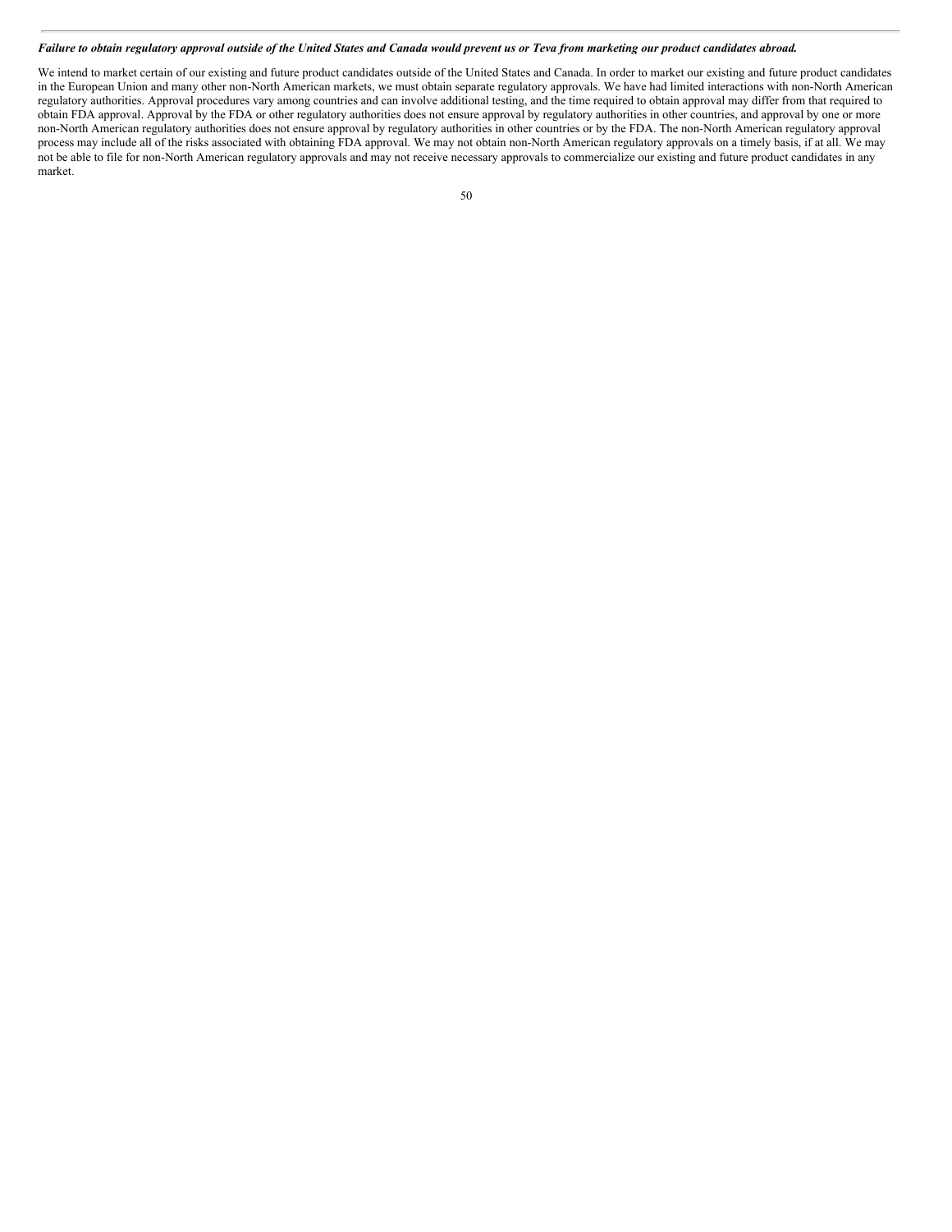***Failure to obtain regulatory approval outside of the United States and Canada would prevent us or Teva from marketing our product candidates abroad.***

We intend to market certain of our existing and future product candidates outside of the United States and Canada. In order to market our existing and future product candidates in the European Union and many other non-North American markets, we must obtain separate regulatory approvals. We have had limited interactions with non-North American regulatory authorities. Approval procedures vary among countries and can involve additional testing, and the time required to obtain approval may differ from that required to obtain FDA approval. Approval by the FDA or other regulatory authorities does not ensure approval by regulatory authorities in other countries, and approval by one or more non-North American regulatory authorities does not ensure approval by regulatory authorities in other countries or by the FDA. The non-North American regulatory approval process may include all of the risks associated with obtaining FDA approval. We may not obtain non-North American regulatory approvals on a timely basis, if at all. We may not be able to file for non-North American regulatory approvals and may not receive necessary approvals to commercialize our existing and future product candidates in any market.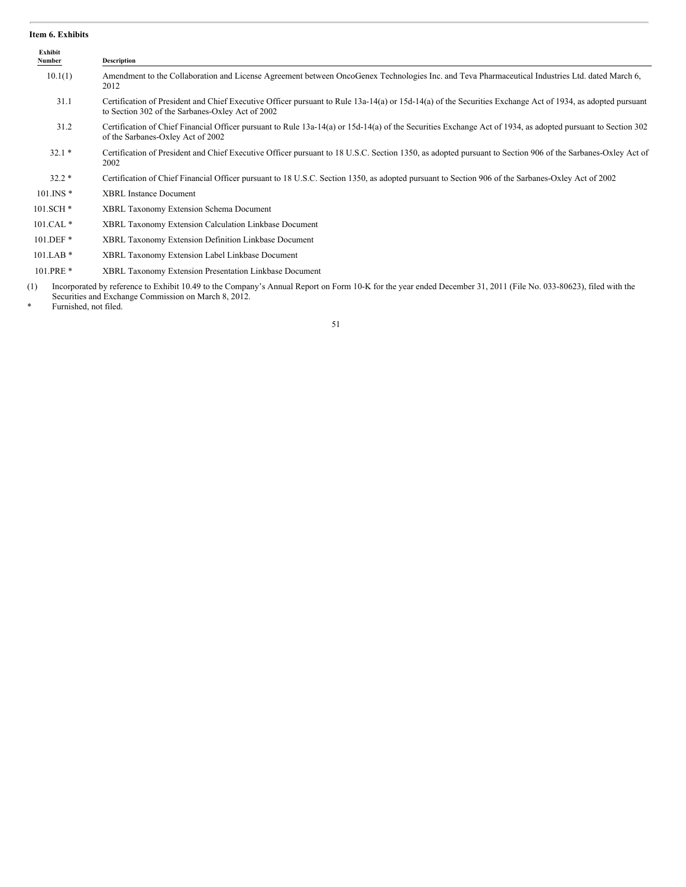**Item 6. Exhibits**

| Exhibit Number | Description |
| --- | --- |
| 10.1(1) | Amendment to the Collaboration and License Agreement between OncoGenex Technologies Inc. and Teva Pharmaceutical Industries Ltd. dated March 6, 2012 |
| 31.1 | Certification of President and Chief Executive Officer pursuant to Rule 13a-14(a) or 15d-14(a) of the Securities Exchange Act of 1934, as adopted pursuant to Section 302 of the Sarbanes-Oxley Act of 2002 |
| 31.2 | Certification of Chief Financial Officer pursuant to Rule 13a-14(a) or 15d-14(a) of the Securities Exchange Act of 1934, as adopted pursuant to Section 302 of the Sarbanes-Oxley Act of 2002 |
| 32.1 * | Certification of President and Chief Executive Officer pursuant to 18 U.S.C. Section 1350, as adopted pursuant to Section 906 of the Sarbanes-Oxley Act of 2002 |
| 32.2 * | Certification of Chief Financial Officer pursuant to 18 U.S.C. Section 1350, as adopted pursuant to Section 906 of the Sarbanes-Oxley Act of 2002 |
| 101.INS * | XBRL Instance Document |
| 101.SCH * | XBRL Taxonomy Extension Schema Document |
| 101.CAL * | XBRL Taxonomy Extension Calculation Linkbase Document |
| 101.DEF * | XBRL Taxonomy Extension Definition Linkbase Document |
| 101.LAB * | XBRL Taxonomy Extension Label Linkbase Document |
| 101.PRE * | XBRL Taxonomy Extension Presentation Linkbase Document |

(1) Incorporated by reference to Exhibit 10.49 to the Company's Annual Report on Form 10-K for the year ended December 31, 2011 (File No. 033-80623), filed with the Securities and Exchange Commission on March 8, 2012.

\* Furnished, not filed.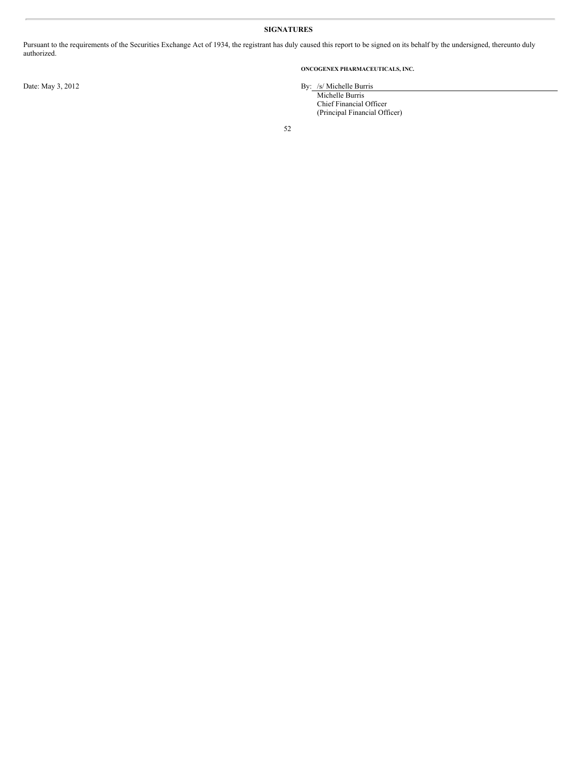**SIGNATURES**

Pursuant to the requirements of the Securities Exchange Act of 1934, the registrant has duly caused this report to be signed on its behalf by the undersigned, thereunto duly authorized.

**ONCOGENEX PHARMACEUTICALS, INC.**

Date: May 3, 2012

By: /s/ Michelle Burris
Michelle Burris
Chief Financial Officer
(Principal Financial Officer)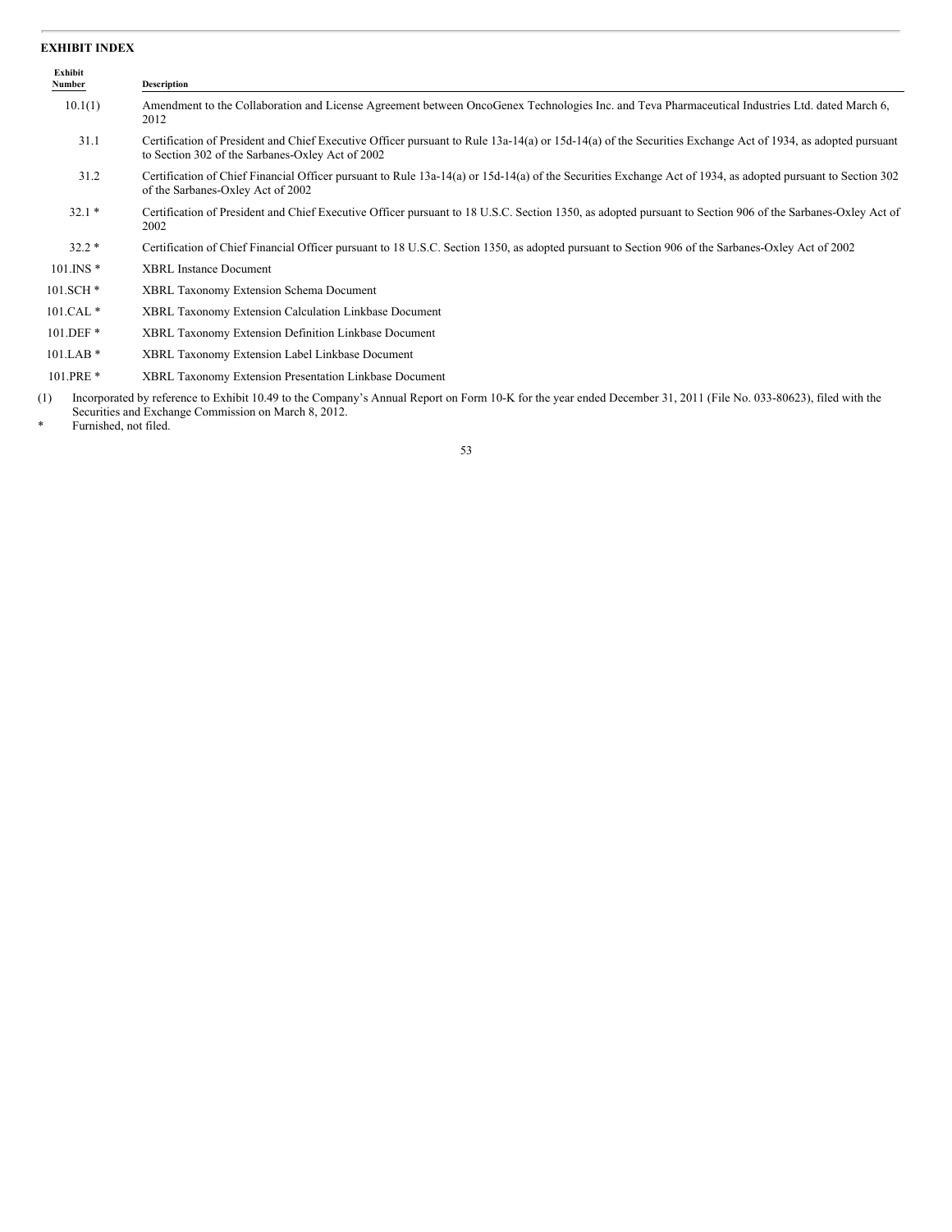**EXHIBIT INDEX**

| Exhibit Number | Description |
| --- | --- |
| 10.1(1) | Amendment to the Collaboration and License Agreement between OncoGenex Technologies Inc. and Teva Pharmaceutical Industries Ltd. dated March 6, 2012 |
| 31.1 | Certification of President and Chief Executive Officer pursuant to Rule 13a-14(a) or 15d-14(a) of the Securities Exchange Act of 1934, as adopted pursuant to Section 302 of the Sarbanes-Oxley Act of 2002 |
| 31.2 | Certification of Chief Financial Officer pursuant to Rule 13a-14(a) or 15d-14(a) of the Securities Exchange Act of 1934, as adopted pursuant to Section 302 of the Sarbanes-Oxley Act of 2002 |
| 32.1 * | Certification of President and Chief Executive Officer pursuant to 18 U.S.C. Section 1350, as adopted pursuant to Section 906 of the Sarbanes-Oxley Act of 2002 |
| 32.2 * | Certification of Chief Financial Officer pursuant to 18 U.S.C. Section 1350, as adopted pursuant to Section 906 of the Sarbanes-Oxley Act of 2002 |
| 101.INS * | XBRL Instance Document |
| 101.SCH * | XBRL Taxonomy Extension Schema Document |
| 101.CAL * | XBRL Taxonomy Extension Calculation Linkbase Document |
| 101.DEF * | XBRL Taxonomy Extension Definition Linkbase Document |
| 101.LAB * | XBRL Taxonomy Extension Label Linkbase Document |
| 101.PRE * | XBRL Taxonomy Extension Presentation Linkbase Document |

(1) Incorporated by reference to Exhibit 10.49 to the Company's Annual Report on Form 10-K for the year ended December 31, 2011 (File No. 033-80623), filed with the Securities and Exchange Commission on March 8, 2012.

\* Furnished, not filed.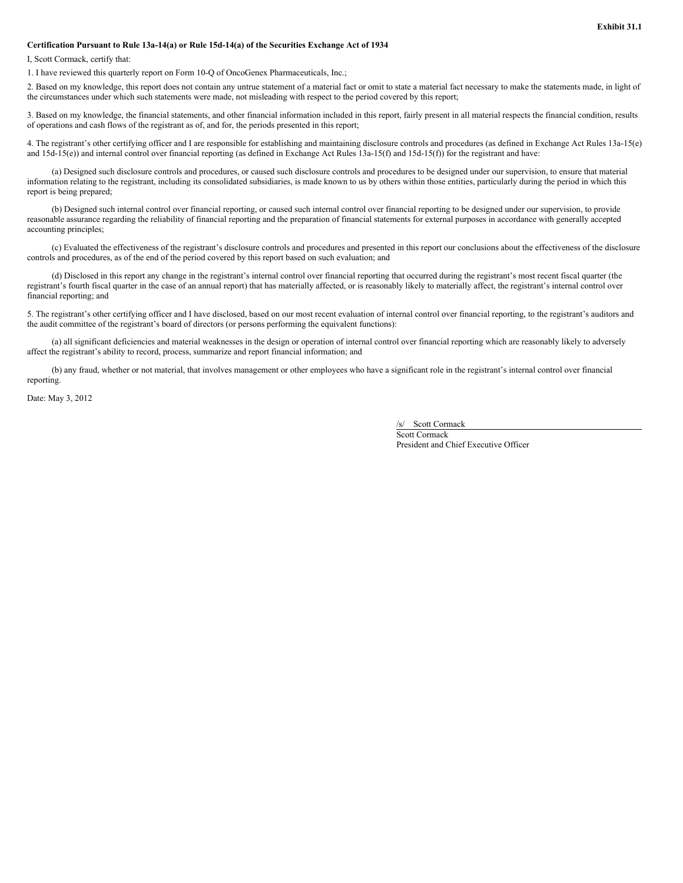**Exhibit 31.1**

**Certification Pursuant to Rule 13a-14(a) or Rule 15d-14(a) of the Securities Exchange Act of 1934**

I, Scott Cormack, certify that:

1. I have reviewed this quarterly report on Form 10-Q of OncoGenex Pharmaceuticals, Inc.;

2. Based on my knowledge, this report does not contain any untrue statement of a material fact or omit to state a material fact necessary to make the statements made, in light of the circumstances under which such statements were made, not misleading with respect to the period covered by this report;

3. Based on my knowledge, the financial statements, and other financial information included in this report, fairly present in all material respects the financial condition, results of operations and cash flows of the registrant as of, and for, the periods presented in this report;

4. The registrant's other certifying officer and I are responsible for establishing and maintaining disclosure controls and procedures (as defined in Exchange Act Rules 13a-15(e) and 15d-15(e)) and internal control over financial reporting (as defined in Exchange Act Rules 13a-15(f) and 15d-15(f)) for the registrant and have:

(a) Designed such disclosure controls and procedures, or caused such disclosure controls and procedures to be designed under our supervision, to ensure that material information relating to the registrant, including its consolidated subsidiaries, is made known to us by others within those entities, particularly during the period in which this report is being prepared;

(b) Designed such internal control over financial reporting, or caused such internal control over financial reporting to be designed under our supervision, to provide reasonable assurance regarding the reliability of financial reporting and the preparation of financial statements for external purposes in accordance with generally accepted accounting principles;

(c) Evaluated the effectiveness of the registrant's disclosure controls and procedures and presented in this report our conclusions about the effectiveness of the disclosure controls and procedures, as of the end of the period covered by this report based on such evaluation; and

(d) Disclosed in this report any change in the registrant's internal control over financial reporting that occurred during the registrant's most recent fiscal quarter (the registrant's fourth fiscal quarter in the case of an annual report) that has materially affected, or is reasonably likely to materially affect, the registrant's internal control over financial reporting; and

5. The registrant's other certifying officer and I have disclosed, based on our most recent evaluation of internal control over financial reporting, to the registrant's auditors and the audit committee of the registrant's board of directors (or persons performing the equivalent functions):

(a) all significant deficiencies and material weaknesses in the design or operation of internal control over financial reporting which are reasonably likely to adversely affect the registrant's ability to record, process, summarize and report financial information; and

(b) any fraud, whether or not material, that involves management or other employees who have a significant role in the registrant's internal control over financial reporting.

Date: May 3, 2012

/s/ Scott Cormack
Scott Cormack
President and Chief Executive Officer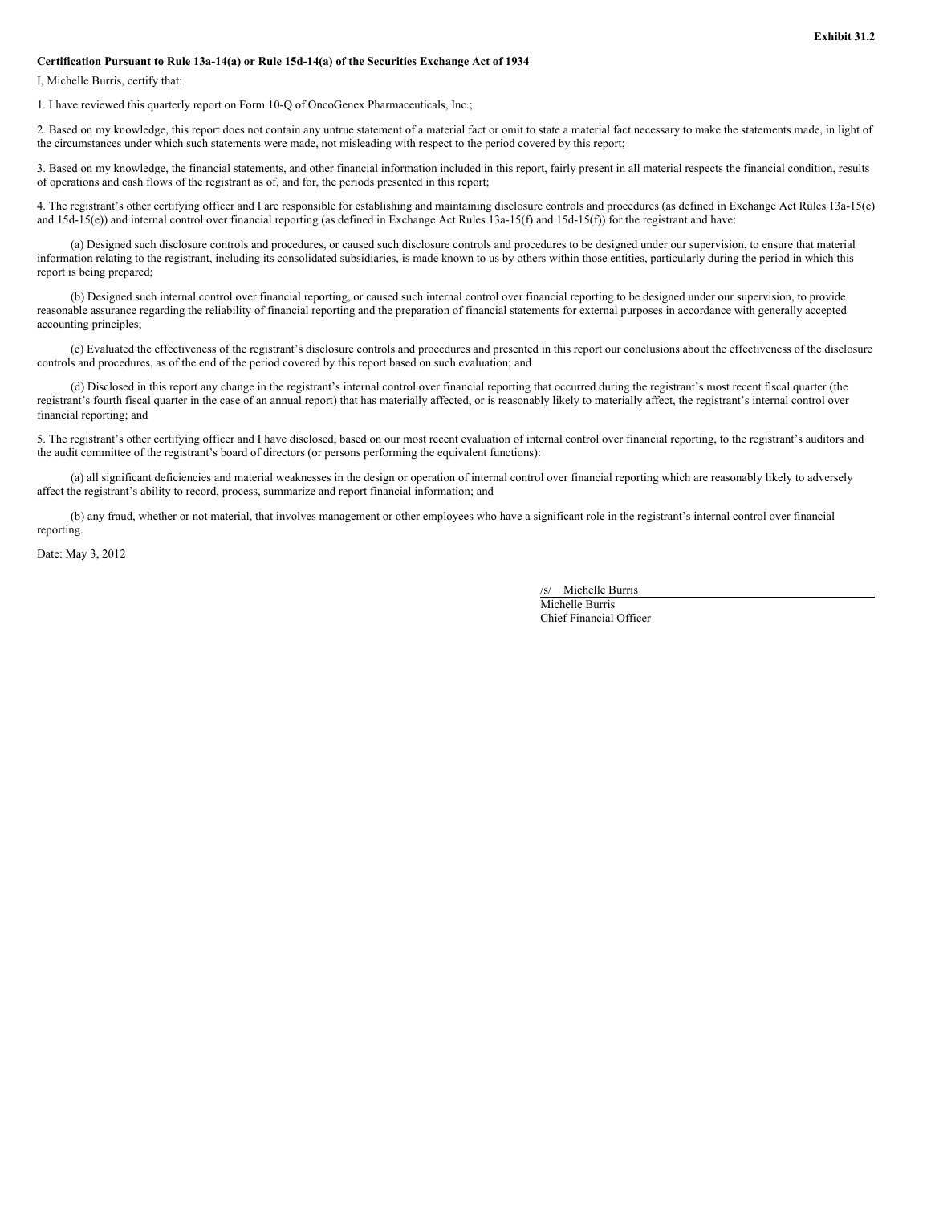**Exhibit 31.2**

**Certification Pursuant to Rule 13a-14(a) or Rule 15d-14(a) of the Securities Exchange Act of 1934**

I, Michelle Burris, certify that:

1. I have reviewed this quarterly report on Form 10-Q of OncoGenex Pharmaceuticals, Inc.;

2. Based on my knowledge, this report does not contain any untrue statement of a material fact or omit to state a material fact necessary to make the statements made, in light of the circumstances under which such statements were made, not misleading with respect to the period covered by this report;

3. Based on my knowledge, the financial statements, and other financial information included in this report, fairly present in all material respects the financial condition, results of operations and cash flows of the registrant as of, and for, the periods presented in this report;

4. The registrant's other certifying officer and I are responsible for establishing and maintaining disclosure controls and procedures (as defined in Exchange Act Rules 13a-15(e) and 15d-15(e)) and internal control over financial reporting (as defined in Exchange Act Rules 13a-15(f) and 15d-15(f)) for the registrant and have:

(a) Designed such disclosure controls and procedures, or caused such disclosure controls and procedures to be designed under our supervision, to ensure that material information relating to the registrant, including its consolidated subsidiaries, is made known to us by others within those entities, particularly during the period in which this report is being prepared;

(b) Designed such internal control over financial reporting, or caused such internal control over financial reporting to be designed under our supervision, to provide reasonable assurance regarding the reliability of financial reporting and the preparation of financial statements for external purposes in accordance with generally accepted accounting principles;

(c) Evaluated the effectiveness of the registrant's disclosure controls and procedures and presented in this report our conclusions about the effectiveness of the disclosure controls and procedures, as of the end of the period covered by this report based on such evaluation; and

(d) Disclosed in this report any change in the registrant's internal control over financial reporting that occurred during the registrant's most recent fiscal quarter (the registrant's fourth fiscal quarter in the case of an annual report) that has materially affected, or is reasonably likely to materially affect, the registrant's internal control over financial reporting; and

5. The registrant's other certifying officer and I have disclosed, based on our most recent evaluation of internal control over financial reporting, to the registrant's auditors and the audit committee of the registrant's board of directors (or persons performing the equivalent functions):

(a) all significant deficiencies and material weaknesses in the design or operation of internal control over financial reporting which are reasonably likely to adversely affect the registrant's ability to record, process, summarize and report financial information; and

(b) any fraud, whether or not material, that involves management or other employees who have a significant role in the registrant's internal control over financial reporting.

Date: May 3, 2012

/s/ Michelle Burris

Michelle Burris

Chief Financial Officer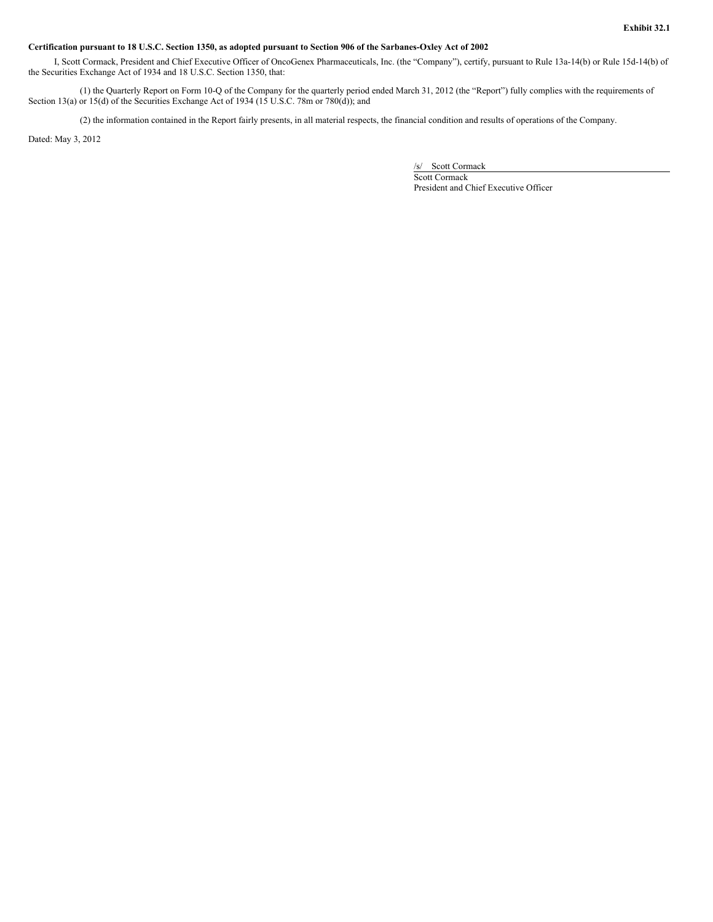**Exhibit 32.1**

**Certification pursuant to 18 U.S.C. Section 1350, as adopted pursuant to Section 906 of the Sarbanes-Oxley Act of 2002**

I, Scott Cormack, President and Chief Executive Officer of OncoGenex Pharmaceuticals, Inc. (the "Company"), certify, pursuant to Rule 13a-14(b) or Rule 15d-14(b) of the Securities Exchange Act of 1934 and 18 U.S.C. Section 1350, that:

(1) the Quarterly Report on Form 10-Q of the Company for the quarterly period ended March 31, 2012 (the "Report") fully complies with the requirements of Section 13(a) or 15(d) of the Securities Exchange Act of 1934 (15 U.S.C. 78m or 780(d)); and

(2) the information contained in the Report fairly presents, in all material respects, the financial condition and results of operations of the Company.

Dated: May 3, 2012

/s/ Scott Cormack
Scott Cormack
President and Chief Executive Officer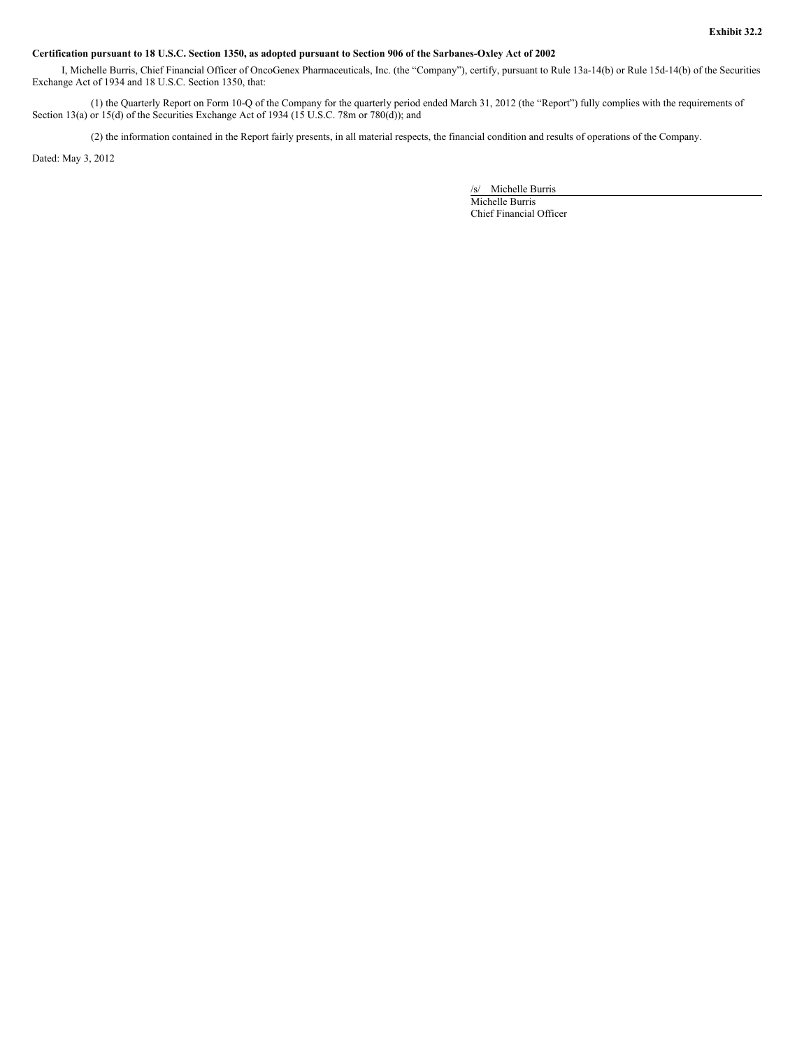**Exhibit 32.2**

**Certification pursuant to 18 U.S.C. Section 1350, as adopted pursuant to Section 906 of the Sarbanes-Oxley Act of 2002**

I, Michelle Burris, Chief Financial Officer of OncoGenex Pharmaceuticals, Inc. (the "Company"), certify, pursuant to Rule 13a-14(b) or Rule 15d-14(b) of the Securities Exchange Act of 1934 and 18 U.S.C. Section 1350, that:

(1) the Quarterly Report on Form 10-Q of the Company for the quarterly period ended March 31, 2012 (the "Report") fully complies with the requirements of Section 13(a) or 15(d) of the Securities Exchange Act of 1934 (15 U.S.C. 78m or 780(d)); and

(2) the information contained in the Report fairly presents, in all material respects, the financial condition and results of operations of the Company.

Dated: May 3, 2012

/s/ Michelle Burris

Michelle Burris

Chief Financial Officer